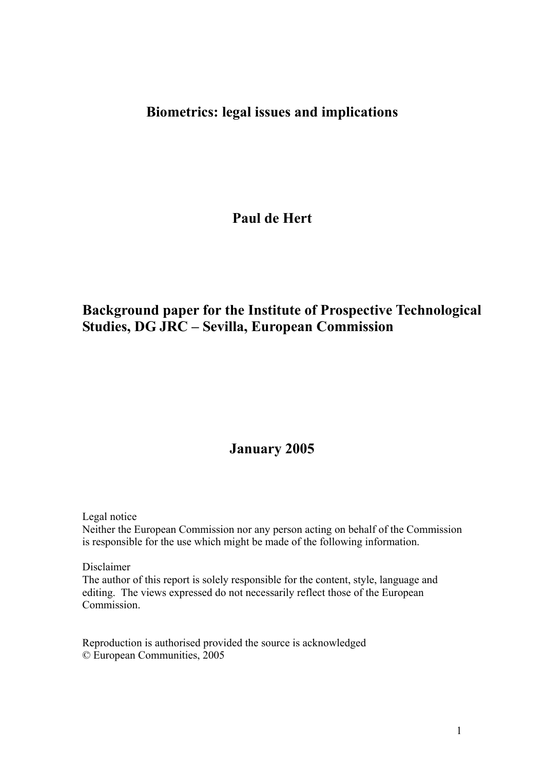# Biometrics: legal issues and implications

**Paul de Hert**

**Background paper for the Institute of Prospective Technological Studies, DG JRC – Sevilla, European Commission**

**January 2005**

Legal notice
Neither the European Commission nor any person acting on behalf of the Commission is responsible for the use which might be made of the following information.

Disclaimer
The author of this report is solely responsible for the content, style, language and editing. The views expressed do not necessarily reflect those of the European Commission.

Reproduction is authorised provided the source is acknowledged
© European Communities, 2005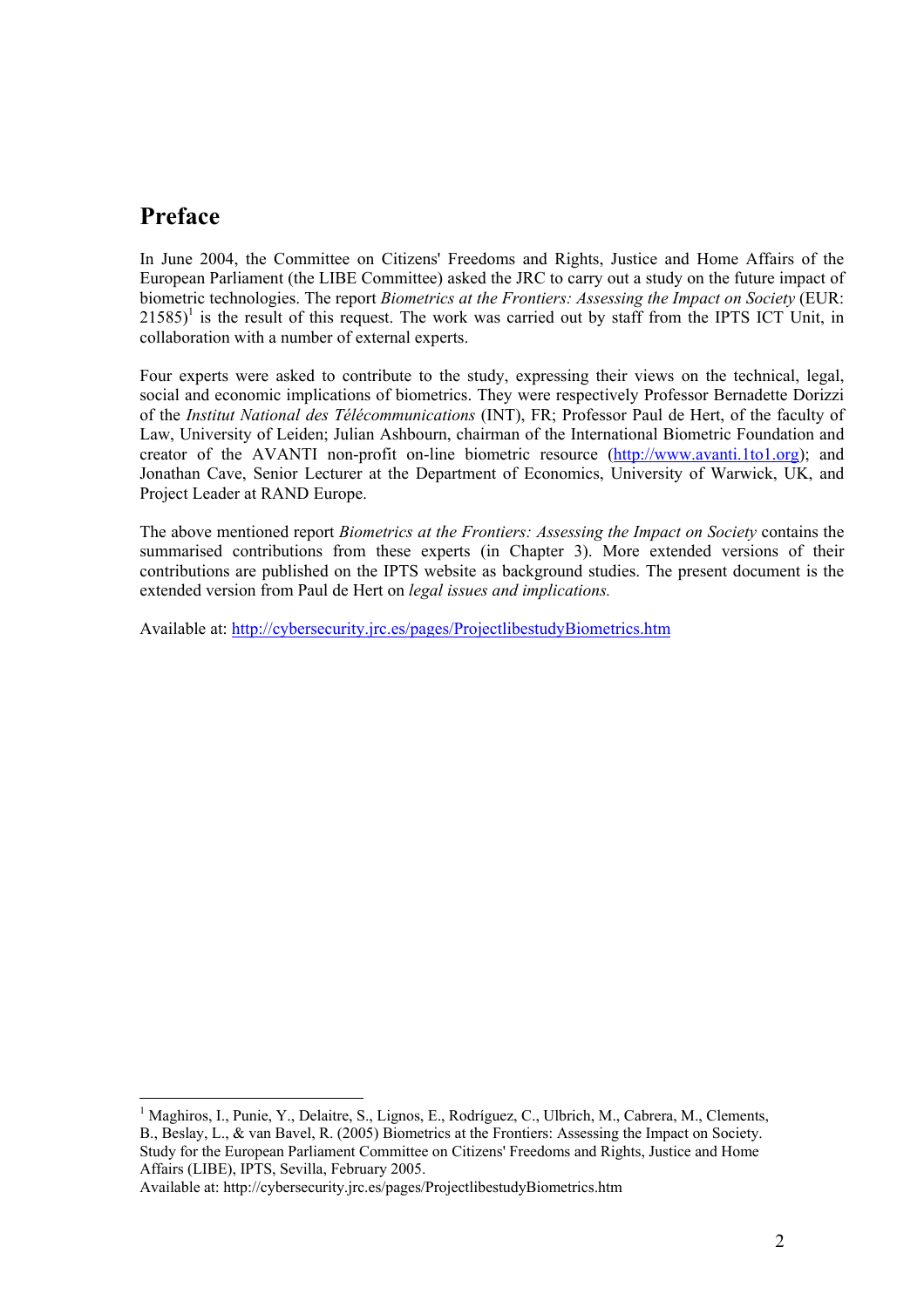# Preface

In June 2004, the Committee on Citizens' Freedoms and Rights, Justice and Home Affairs of the European Parliament (the LIBE Committee) asked the JRC to carry out a study on the future impact of biometric technologies. The report *Biometrics at the Frontiers: Assessing the Impact on Society* (EUR: 21585)[1] is the result of this request. The work was carried out by staff from the IPTS ICT Unit, in collaboration with a number of external experts.

Four experts were asked to contribute to the study, expressing their views on the technical, legal, social and economic implications of biometrics. They were respectively Professor Bernadette Dorizzi of the *Institut National des Télécommunications* (INT), FR; Professor Paul de Hert, of the faculty of Law, University of Leiden; Julian Ashbourn, chairman of the International Biometric Foundation and creator of the AVANTI non-profit on-line biometric resource (http://www.avanti.1to1.org); and Jonathan Cave, Senior Lecturer at the Department of Economics, University of Warwick, UK, and Project Leader at RAND Europe.

The above mentioned report *Biometrics at the Frontiers: Assessing the Impact on Society* contains the summarised contributions from these experts (in Chapter 3). More extended versions of their contributions are published on the IPTS website as background studies. The present document is the extended version from Paul de Hert on *legal issues and implications.*

Available at: http://cybersecurity.jrc.es/pages/ProjectlibestudyBiometrics.htm

---

[1] Maghiros, I., Punie, Y., Delaitre, S., Lignos, E., Rodríguez, C., Ulbrich, M., Cabrera, M., Clements, B., Beslay, L., & van Bavel, R. (2005) Biometrics at the Frontiers: Assessing the Impact on Society. Study for the European Parliament Committee on Citizens' Freedoms and Rights, Justice and Home Affairs (LIBE), IPTS, Sevilla, February 2005.
Available at: http://cybersecurity.jrc.es/pages/ProjectlibestudyBiometrics.htm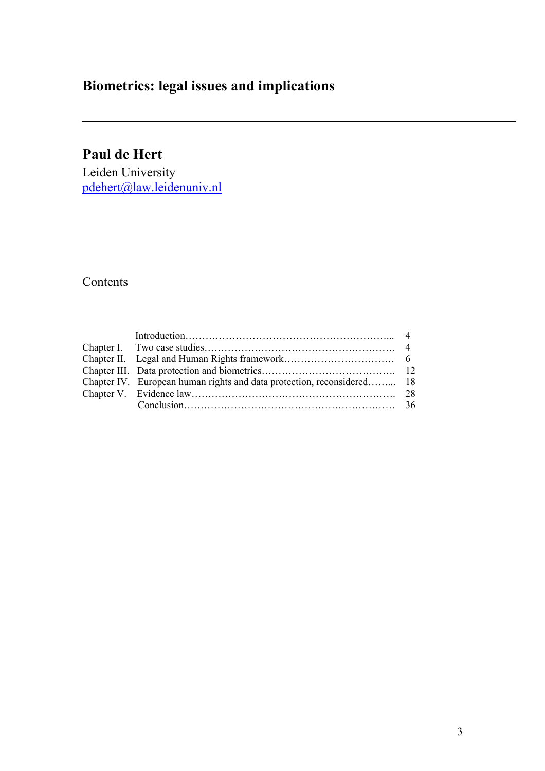# Biometrics: legal issues and implications

---

## Paul de Hert

Leiden University
pdehert@law.leidenuniv.nl

Contents

| | | |
|---|---|---|
| | Introduction | 4 |
| Chapter I. | Two case studies | 4 |
| Chapter II. | Legal and Human Rights framework | 6 |
| Chapter III. | Data protection and biometrics | 12 |
| Chapter IV. | European human rights and data protection, reconsidered | 18 |
| Chapter V. | Evidence law | 28 |
| | Conclusion | 36 |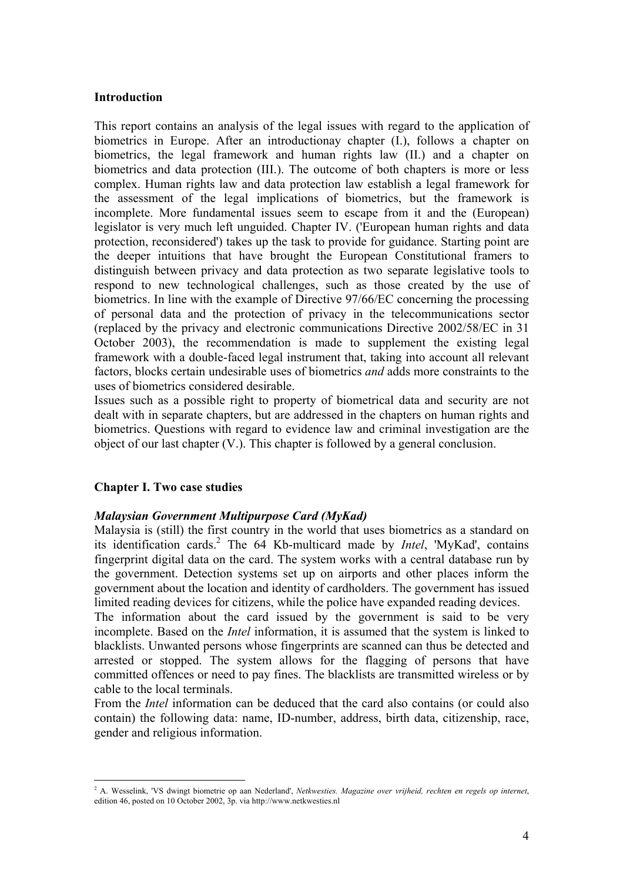## Introduction

This report contains an analysis of the legal issues with regard to the application of biometrics in Europe. After an introductionay chapter (I.), follows a chapter on biometrics, the legal framework and human rights law (II.) and a chapter on biometrics and data protection (III.). The outcome of both chapters is more or less complex. Human rights law and data protection law establish a legal framework for the assessment of the legal implications of biometrics, but the framework is incomplete. More fundamental issues seem to escape from it and the (European) legislator is very much left unguided. Chapter IV. ('European human rights and data protection, reconsidered') takes up the task to provide for guidance. Starting point are the deeper intuitions that have brought the European Constitutional framers to distinguish between privacy and data protection as two separate legislative tools to respond to new technological challenges, such as those created by the use of biometrics. In line with the example of Directive 97/66/EC concerning the processing of personal data and the protection of privacy in the telecommunications sector (replaced by the privacy and electronic communications Directive 2002/58/EC in 31 October 2003), the recommendation is made to supplement the existing legal framework with a double-faced legal instrument that, taking into account all relevant factors, blocks certain undesirable uses of biometrics *and* adds more constraints to the uses of biometrics considered desirable.

Issues such as a possible right to property of biometrical data and security are not dealt with in separate chapters, but are addressed in the chapters on human rights and biometrics. Questions with regard to evidence law and criminal investigation are the object of our last chapter (V.). This chapter is followed by a general conclusion.

## Chapter I. Two case studies

### *Malaysian Government Multipurpose Card (MyKad)*

Malaysia is (still) the first country in the world that uses biometrics as a standard on its identification cards.[2] The 64 Kb-multicard made by *Intel*, 'MyKad', contains fingerprint digital data on the card. The system works with a central database run by the government. Detection systems set up on airports and other places inform the government about the location and identity of cardholders. The government has issued limited reading devices for citizens, while the police have expanded reading devices.

The information about the card issued by the government is said to be very incomplete. Based on the *Intel* information, it is assumed that the system is linked to blacklists. Unwanted persons whose fingerprints are scanned can thus be detected and arrested or stopped. The system allows for the flagging of persons that have committed offences or need to pay fines. The blacklists are transmitted wireless or by cable to the local terminals.

From the *Intel* information can be deduced that the card also contains (or could also contain) the following data: name, ID-number, address, birth data, citizenship, race, gender and religious information.

---

[2] A. Wesselink, 'VS dwingt biometrie op aan Nederland', *Netkwesties. Magazine over vrijheid, rechten en regels op internet*, edition 46, posted on 10 October 2002, 3p. via http://www.netkwesties.nl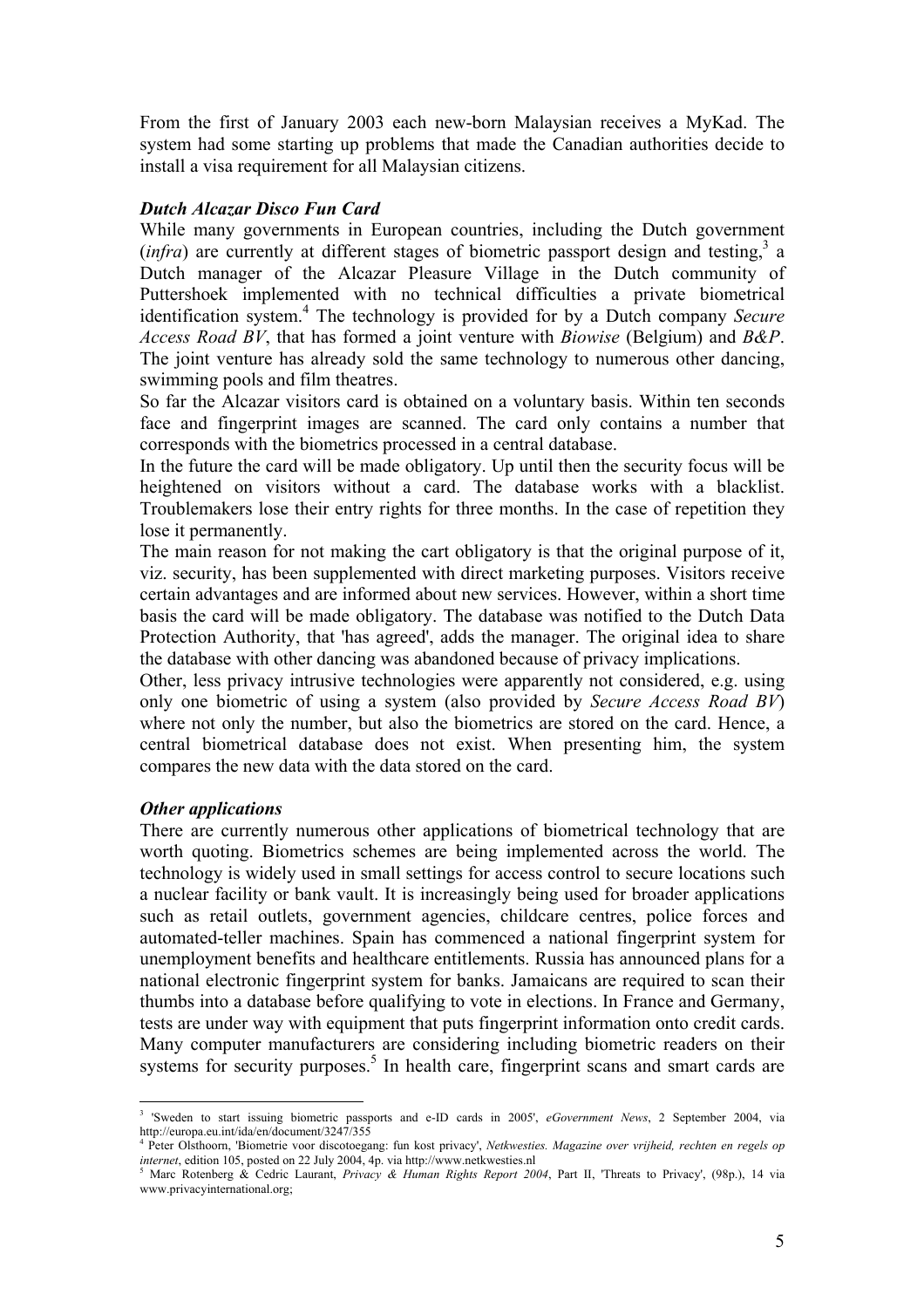From the first of January 2003 each new-born Malaysian receives a MyKad. The system had some starting up problems that made the Canadian authorities decide to install a visa requirement for all Malaysian citizens.

### *Dutch Alcazar Disco Fun Card*

While many governments in European countries, including the Dutch government (*infra*) are currently at different stages of biometric passport design and testing,[3] a Dutch manager of the Alcazar Pleasure Village in the Dutch community of Puttershoek implemented with no technical difficulties a private biometrical identification system.[4] The technology is provided for by a Dutch company *Secure Access Road BV*, that has formed a joint venture with *Biowise* (Belgium) and *B&P*. The joint venture has already sold the same technology to numerous other dancing, swimming pools and film theatres.

So far the Alcazar visitors card is obtained on a voluntary basis. Within ten seconds face and fingerprint images are scanned. The card only contains a number that corresponds with the biometrics processed in a central database.

In the future the card will be made obligatory. Up until then the security focus will be heightened on visitors without a card. The database works with a blacklist. Troublemakers lose their entry rights for three months. In the case of repetition they lose it permanently.

The main reason for not making the cart obligatory is that the original purpose of it, viz. security, has been supplemented with direct marketing purposes. Visitors receive certain advantages and are informed about new services. However, within a short time basis the card will be made obligatory. The database was notified to the Dutch Data Protection Authority, that 'has agreed', adds the manager. The original idea to share the database with other dancing was abandoned because of privacy implications.

Other, less privacy intrusive technologies were apparently not considered, e.g. using only one biometric of using a system (also provided by *Secure Access Road BV*) where not only the number, but also the biometrics are stored on the card. Hence, a central biometrical database does not exist. When presenting him, the system compares the new data with the data stored on the card.

### *Other applications*

There are currently numerous other applications of biometrical technology that are worth quoting. Biometrics schemes are being implemented across the world. The technology is widely used in small settings for access control to secure locations such a nuclear facility or bank vault. It is increasingly being used for broader applications such as retail outlets, government agencies, childcare centres, police forces and automated-teller machines. Spain has commenced a national fingerprint system for unemployment benefits and healthcare entitlements. Russia has announced plans for a national electronic fingerprint system for banks. Jamaicans are required to scan their thumbs into a database before qualifying to vote in elections. In France and Germany, tests are under way with equipment that puts fingerprint information onto credit cards. Many computer manufacturers are considering including biometric readers on their systems for security purposes.[5] In health care, fingerprint scans and smart cards are

---

[3] 'Sweden to start issuing biometric passports and e-ID cards in 2005', *eGovernment News*, 2 September 2004, via http://europa.eu.int/ida/en/document/3247/355

[4] Peter Olsthoorn, 'Biometrie voor discotoegang: fun kost privacy', *Netkwesties. Magazine over vrijheid, rechten en regels op internet*, edition 105, posted on 22 July 2004, 4p. via http://www.netkwesties.nl

[5] Marc Rotenberg & Cedric Laurant, *Privacy & Human Rights Report 2004*, Part II, 'Threats to Privacy', (98p.), 14 via www.privacyinternational.org;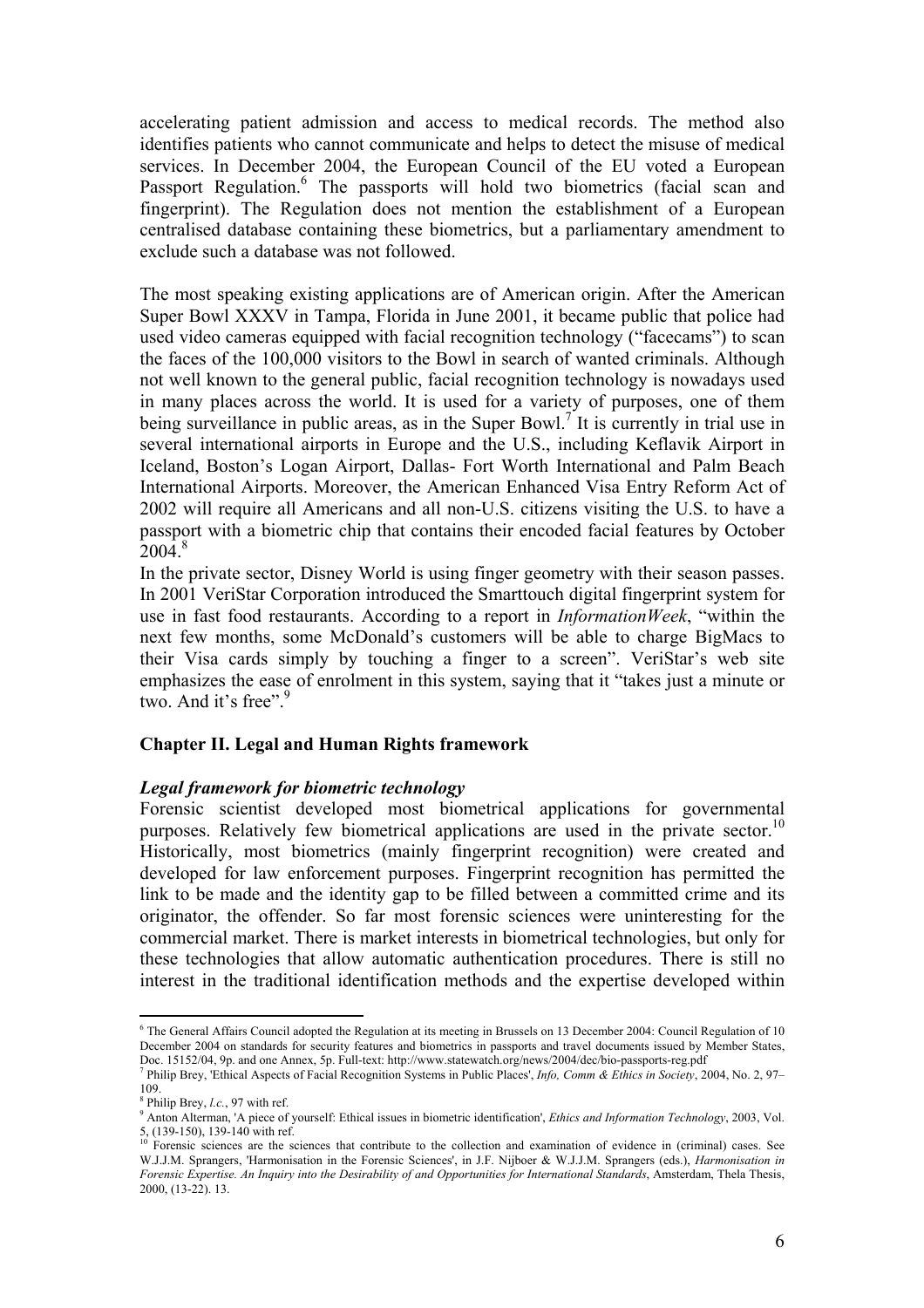accelerating patient admission and access to medical records. The method also identifies patients who cannot communicate and helps to detect the misuse of medical services. In December 2004, the European Council of the EU voted a European Passport Regulation.[6] The passports will hold two biometrics (facial scan and fingerprint). The Regulation does not mention the establishment of a European centralised database containing these biometrics, but a parliamentary amendment to exclude such a database was not followed.

The most speaking existing applications are of American origin. After the American Super Bowl XXXV in Tampa, Florida in June 2001, it became public that police had used video cameras equipped with facial recognition technology ("facecams") to scan the faces of the 100,000 visitors to the Bowl in search of wanted criminals. Although not well known to the general public, facial recognition technology is nowadays used in many places across the world. It is used for a variety of purposes, one of them being surveillance in public areas, as in the Super Bowl.[7] It is currently in trial use in several international airports in Europe and the U.S., including Keflavik Airport in Iceland, Boston's Logan Airport, Dallas- Fort Worth International and Palm Beach International Airports. Moreover, the American Enhanced Visa Entry Reform Act of 2002 will require all Americans and all non-U.S. citizens visiting the U.S. to have a passport with a biometric chip that contains their encoded facial features by October 2004.[8]

In the private sector, Disney World is using finger geometry with their season passes. In 2001 VeriStar Corporation introduced the Smarttouch digital fingerprint system for use in fast food restaurants. According to a report in *InformationWeek*, "within the next few months, some McDonald's customers will be able to charge BigMacs to their Visa cards simply by touching a finger to a screen". VeriStar's web site emphasizes the ease of enrolment in this system, saying that it "takes just a minute or two. And it's free".[9]

## Chapter II. Legal and Human Rights framework

### *Legal framework for biometric technology*

Forensic scientist developed most biometrical applications for governmental purposes. Relatively few biometrical applications are used in the private sector.[10] Historically, most biometrics (mainly fingerprint recognition) were created and developed for law enforcement purposes. Fingerprint recognition has permitted the link to be made and the identity gap to be filled between a committed crime and its originator, the offender. So far most forensic sciences were uninteresting for the commercial market. There is market interests in biometrical technologies, but only for these technologies that allow automatic authentication procedures. There is still no interest in the traditional identification methods and the expertise developed within

---

[6] The General Affairs Council adopted the Regulation at its meeting in Brussels on 13 December 2004: Council Regulation of 10 December 2004 on standards for security features and biometrics in passports and travel documents issued by Member States, Doc. 15152/04, 9p. and one Annex, 5p. Full-text: http://www.statewatch.org/news/2004/dec/bio-passports-reg.pdf

[7] Philip Brey, 'Ethical Aspects of Facial Recognition Systems in Public Places', *Info, Comm & Ethics in Society*, 2004, No. 2, 97–109.

[8] Philip Brey, *l.c.*, 97 with ref.

[9] Anton Alterman, 'A piece of yourself: Ethical issues in biometric identification', *Ethics and Information Technology*, 2003, Vol. 5, (139-150), 139-140 with ref.

[10] Forensic sciences are the sciences that contribute to the collection and examination of evidence in (criminal) cases. See W.J.J.M. Sprangers, 'Harmonisation in the Forensic Sciences', in J.F. Nijboer & W.J.J.M. Sprangers (eds.), *Harmonisation in Forensic Expertise. An Inquiry into the Desirability of and Opportunities for International Standards*, Amsterdam, Thela Thesis, 2000, (13-22). 13.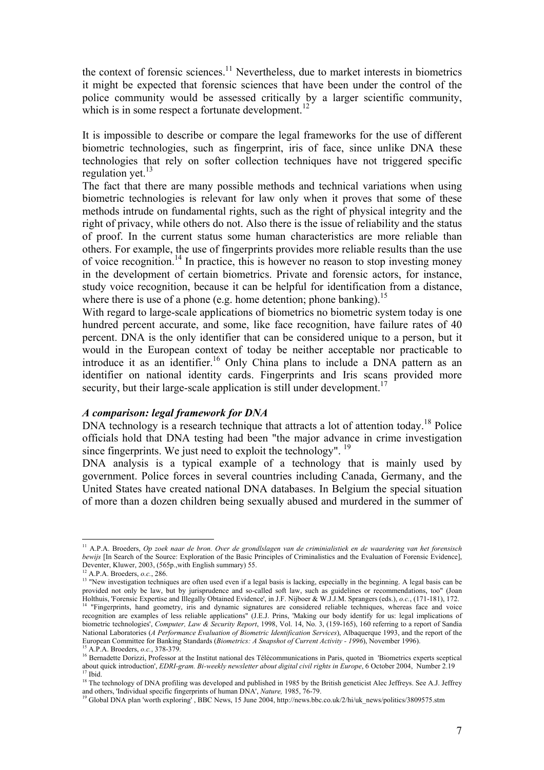the context of forensic sciences.[11] Nevertheless, due to market interests in biometrics it might be expected that forensic sciences that have been under the control of the police community would be assessed critically by a larger scientific community, which is in some respect a fortunate development.[12]

It is impossible to describe or compare the legal frameworks for the use of different biometric technologies, such as fingerprint, iris of face, since unlike DNA these technologies that rely on softer collection techniques have not triggered specific regulation yet.[13]

The fact that there are many possible methods and technical variations when using biometric technologies is relevant for law only when it proves that some of these methods intrude on fundamental rights, such as the right of physical integrity and the right of privacy, while others do not. Also there is the issue of reliability and the status of proof. In the current status some human characteristics are more reliable than others. For example, the use of fingerprints provides more reliable results than the use of voice recognition.[14] In practice, this is however no reason to stop investing money in the development of certain biometrics. Private and forensic actors, for instance, study voice recognition, because it can be helpful for identification from a distance, where there is use of a phone (e.g. home detention; phone banking).[15]

With regard to large-scale applications of biometrics no biometric system today is one hundred percent accurate, and some, like face recognition, have failure rates of 40 percent. DNA is the only identifier that can be considered unique to a person, but it would in the European context of today be neither acceptable nor practicable to introduce it as an identifier.[16] Only China plans to include a DNA pattern as an identifier on national identity cards. Fingerprints and Iris scans provided more security, but their large-scale application is still under development.[17]

### *A comparison: legal framework for DNA*

DNA technology is a research technique that attracts a lot of attention today.[18] Police officials hold that DNA testing had been "the major advance in crime investigation since fingerprints. We just need to exploit the technology". [19]

DNA analysis is a typical example of a technology that is mainly used by government. Police forces in several countries including Canada, Germany, and the United States have created national DNA databases. In Belgium the special situation of more than a dozen children being sexually abused and murdered in the summer of

---

[11] A.P.A. Broeders, *Op zoek naar de bron. Over de grondlslagen van de criminialistiek en de waardering van het forensisch bewijs* [In Search of the Source: Exploration of the Basic Principles of Criminalistics and the Evaluation of Forensic Evidence], Deventer, Kluwer, 2003, (565p.,with English summary) 55.

[12] A.P.A. Broeders, *o.c.*, 286.

[13] "New investigation techniques are often used even if a legal basis is lacking, especially in the beginning. A legal basis can be provided not only be law, but by jurisprudence and so-called soft law, such as guidelines or recommendations, too" (Joan Holthuis, 'Forensic Expertise and Illegally Obtained Evidence', in J.F. Nijboer & W.J.J.M. Sprangers (eds.), *o.c.*, (171-181), 172.

[14] "Fingerprints, hand geometry, iris and dynamic signatures are considered reliable techniques, whereas face and voice recognition are examples of less reliable applications" (J.E.J. Prins, 'Making our body identify for us: legal implications of biometric technologies', *Computer, Law & Security Report*, 1998, Vol. 14, No. 3, (159-165), 160 referring to a report of Sandia National Laboratories (*A Performance Evaluation of Biometric Identification Services*), Albaquerque 1993, and the report of the European Committee for Banking Standards (*Biometrics: A Snapshot of Current Activity - 1996*), November 1996).

[15] A.P.A. Broeders, *o.c.*, 378-379.

[16] Bernadette Dorizzi, Professor at the Institut national des Télécommunications in Paris, quoted in 'Biometrics experts sceptical about quick introduction', *EDRI-gram. Bi-weekly newsletter about digital civil rights in Europe*, 6 October 2004, Number 2.19

[17] Ibid.

[18] The technology of DNA profiling was developed and published in 1985 by the British geneticist Alec Jeffreys. See A.J. Jeffrey and others, 'Individual specific fingerprints of human DNA', *Nature,* 1985, 76-79.

[19] Global DNA plan 'worth exploring' , BBC News, 15 June 2004, http://news.bbc.co.uk/2/hi/uk_news/politics/3809575.stm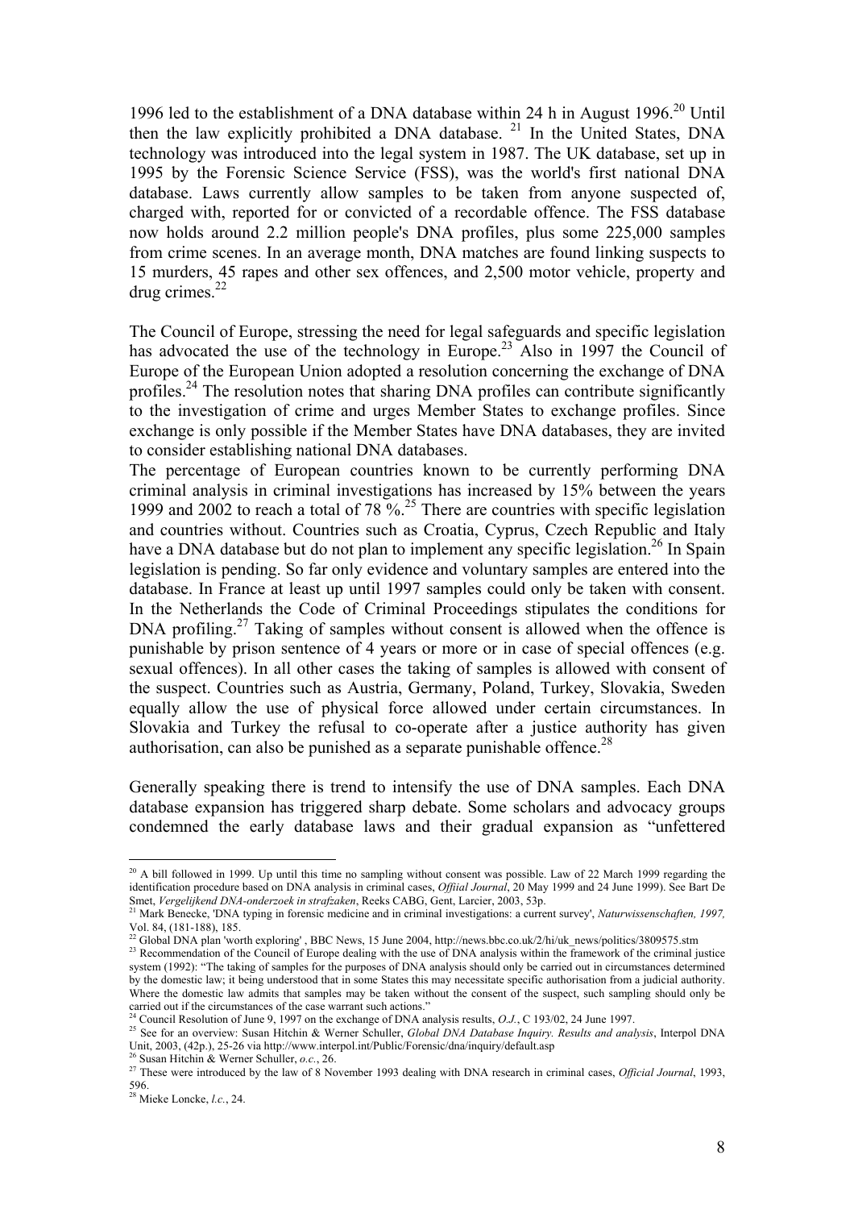1996 led to the establishment of a DNA database within 24 h in August 1996.[20] Until then the law explicitly prohibited a DNA database. [21] In the United States, DNA technology was introduced into the legal system in 1987. The UK database, set up in 1995 by the Forensic Science Service (FSS), was the world's first national DNA database. Laws currently allow samples to be taken from anyone suspected of, charged with, reported for or convicted of a recordable offence. The FSS database now holds around 2.2 million people's DNA profiles, plus some 225,000 samples from crime scenes. In an average month, DNA matches are found linking suspects to 15 murders, 45 rapes and other sex offences, and 2,500 motor vehicle, property and drug crimes.[22]

The Council of Europe, stressing the need for legal safeguards and specific legislation has advocated the use of the technology in Europe.[23] Also in 1997 the Council of Europe of the European Union adopted a resolution concerning the exchange of DNA profiles.[24] The resolution notes that sharing DNA profiles can contribute significantly to the investigation of crime and urges Member States to exchange profiles. Since exchange is only possible if the Member States have DNA databases, they are invited to consider establishing national DNA databases.

The percentage of European countries known to be currently performing DNA criminal analysis in criminal investigations has increased by 15% between the years 1999 and 2002 to reach a total of 78 %.[25] There are countries with specific legislation and countries without. Countries such as Croatia, Cyprus, Czech Republic and Italy have a DNA database but do not plan to implement any specific legislation.[26] In Spain legislation is pending. So far only evidence and voluntary samples are entered into the database. In France at least up until 1997 samples could only be taken with consent. In the Netherlands the Code of Criminal Proceedings stipulates the conditions for DNA profiling.[27] Taking of samples without consent is allowed when the offence is punishable by prison sentence of 4 years or more or in case of special offences (e.g. sexual offences). In all other cases the taking of samples is allowed with consent of the suspect. Countries such as Austria, Germany, Poland, Turkey, Slovakia, Sweden equally allow the use of physical force allowed under certain circumstances. In Slovakia and Turkey the refusal to co-operate after a justice authority has given authorisation, can also be punished as a separate punishable offence.[28]

Generally speaking there is trend to intensify the use of DNA samples. Each DNA database expansion has triggered sharp debate. Some scholars and advocacy groups condemned the early database laws and their gradual expansion as "unfettered

---

[20] A bill followed in 1999. Up until this time no sampling without consent was possible. Law of 22 March 1999 regarding the identification procedure based on DNA analysis in criminal cases, *Offiial Journal*, 20 May 1999 and 24 June 1999). See Bart De Smet, *Vergelijkend DNA-onderzoek in strafzaken*, Reeks CABG, Gent, Larcier, 2003, 53p.

[21] Mark Benecke, 'DNA typing in forensic medicine and in criminal investigations: a current survey', *Naturwissenschaften, 1997,* Vol. 84, (181-188), 185.

[22] Global DNA plan 'worth exploring' , BBC News, 15 June 2004, http://news.bbc.co.uk/2/hi/uk_news/politics/3809575.stm

[23] Recommendation of the Council of Europe dealing with the use of DNA analysis within the framework of the criminal justice system (1992): "The taking of samples for the purposes of DNA analysis should only be carried out in circumstances determined by the domestic law; it being understood that in some States this may necessitate specific authorisation from a judicial authority. Where the domestic law admits that samples may be taken without the consent of the suspect, such sampling should only be carried out if the circumstances of the case warrant such actions."

[24] Council Resolution of June 9, 1997 on the exchange of DNA analysis results, *O.J.*, C 193/02, 24 June 1997.

[25] See for an overview: Susan Hitchin & Werner Schuller, *Global DNA Database Inquiry. Results and analysis*, Interpol DNA Unit, 2003, (42p.), 25-26 via http://www.interpol.int/Public/Forensic/dna/inquiry/default.asp

[26] Susan Hitchin & Werner Schuller, *o.c.*, 26.

[27] These were introduced by the law of 8 November 1993 dealing with DNA research in criminal cases, *Official Journal*, 1993, 596.

[28] Mieke Loncke, *l.c.*, 24.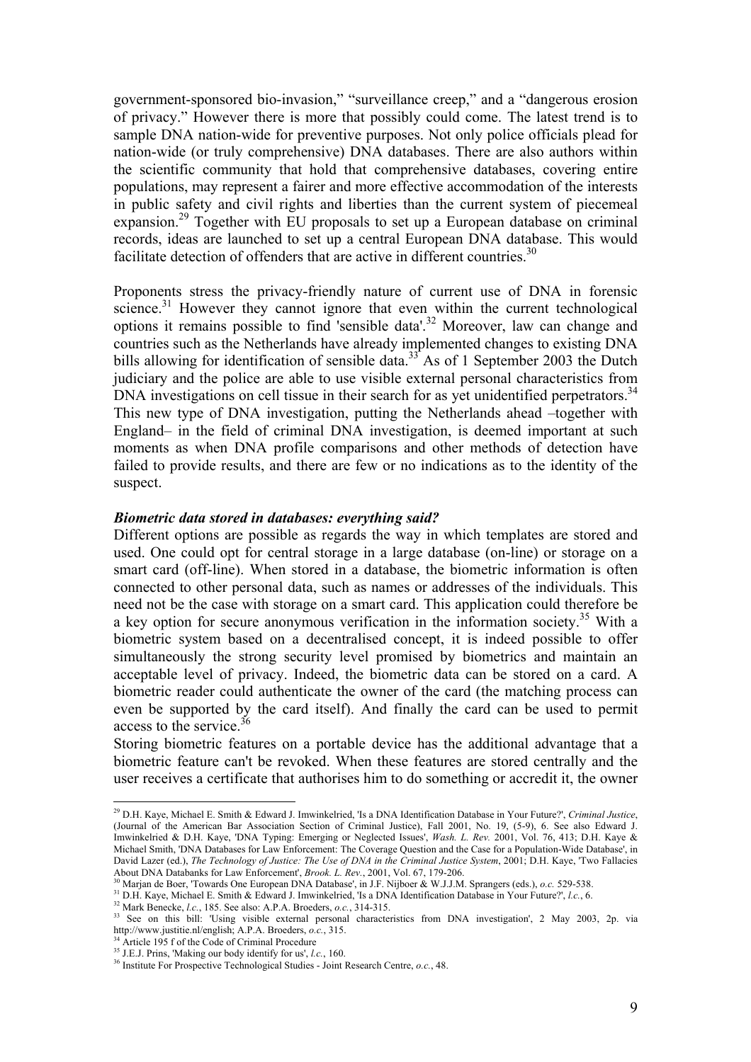government-sponsored bio-invasion," "surveillance creep," and a "dangerous erosion of privacy." However there is more that possibly could come. The latest trend is to sample DNA nation-wide for preventive purposes. Not only police officials plead for nation-wide (or truly comprehensive) DNA databases. There are also authors within the scientific community that hold that comprehensive databases, covering entire populations, may represent a fairer and more effective accommodation of the interests in public safety and civil rights and liberties than the current system of piecemeal expansion.[29] Together with EU proposals to set up a European database on criminal records, ideas are launched to set up a central European DNA database. This would facilitate detection of offenders that are active in different countries.[30]

Proponents stress the privacy-friendly nature of current use of DNA in forensic science.[31] However they cannot ignore that even within the current technological options it remains possible to find 'sensible data'.[32] Moreover, law can change and countries such as the Netherlands have already implemented changes to existing DNA bills allowing for identification of sensible data.[33] As of 1 September 2003 the Dutch judiciary and the police are able to use visible external personal characteristics from DNA investigations on cell tissue in their search for as yet unidentified perpetrators.[34] This new type of DNA investigation, putting the Netherlands ahead –together with England– in the field of criminal DNA investigation, is deemed important at such moments as when DNA profile comparisons and other methods of detection have failed to provide results, and there are few or no indications as to the identity of the suspect.

***Biometric data stored in databases: everything said?***

Different options are possible as regards the way in which templates are stored and used. One could opt for central storage in a large database (on-line) or storage on a smart card (off-line). When stored in a database, the biometric information is often connected to other personal data, such as names or addresses of the individuals. This need not be the case with storage on a smart card. This application could therefore be a key option for secure anonymous verification in the information society.[35] With a biometric system based on a decentralised concept, it is indeed possible to offer simultaneously the strong security level promised by biometrics and maintain an acceptable level of privacy. Indeed, the biometric data can be stored on a card. A biometric reader could authenticate the owner of the card (the matching process can even be supported by the card itself). And finally the card can be used to permit access to the service.[36]

Storing biometric features on a portable device has the additional advantage that a biometric feature can't be revoked. When these features are stored centrally and the user receives a certificate that authorises him to do something or accredit it, the owner

---

[29] D.H. Kaye, Michael E. Smith & Edward J. Imwinkelried, 'Is a DNA Identification Database in Your Future?', *Criminal Justice*, (Journal of the American Bar Association Section of Criminal Justice), Fall 2001, No. 19, (5-9), 6. See also Edward J. Imwinkelried & D.H. Kaye, 'DNA Typing: Emerging or Neglected Issues', *Wash. L. Rev.* 2001, Vol. 76, 413; D.H. Kaye & Michael Smith, 'DNA Databases for Law Enforcement: The Coverage Question and the Case for a Population-Wide Database', in David Lazer (ed.), *The Technology of Justice: The Use of DNA in the Criminal Justice System*, 2001; D.H. Kaye, 'Two Fallacies About DNA Databanks for Law Enforcement', *Brook. L. Rev.*, 2001, Vol. 67, 179-206.

[30] Marjan de Boer, 'Towards One European DNA Database', in J.F. Nijboer & W.J.J.M. Sprangers (eds.), *o.c.* 529-538.

[31] D.H. Kaye, Michael E. Smith & Edward J. Imwinkelried, 'Is a DNA Identification Database in Your Future?', *l.c.*, 6.

[32] Mark Benecke, *l.c.*, 185. See also: A.P.A. Broeders, *o.c.*, 314-315.

[33] See on this bill: 'Using visible external personal characteristics from DNA investigation', 2 May 2003, 2p. via http://www.justitie.nl/english; A.P.A. Broeders, *o.c.*, 315.

[34] Article 195 f of the Code of Criminal Procedure

[35] J.E.J. Prins, 'Making our body identify for us', *l.c.*, 160.

[36] Institute For Prospective Technological Studies - Joint Research Centre, *o.c.*, 48.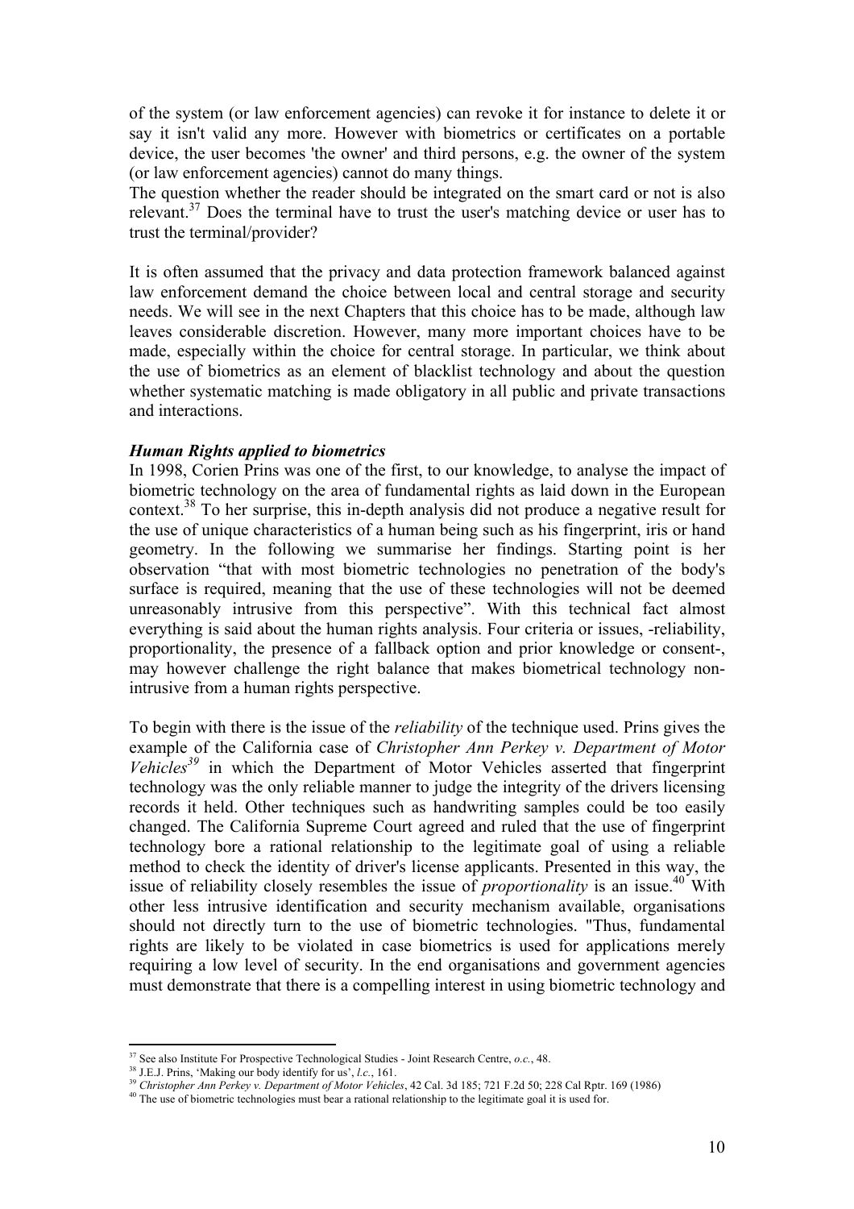of the system (or law enforcement agencies) can revoke it for instance to delete it or say it isn't valid any more. However with biometrics or certificates on a portable device, the user becomes 'the owner' and third persons, e.g. the owner of the system (or law enforcement agencies) cannot do many things.
The question whether the reader should be integrated on the smart card or not is also relevant.[37] Does the terminal have to trust the user's matching device or user has to trust the terminal/provider?

It is often assumed that the privacy and data protection framework balanced against law enforcement demand the choice between local and central storage and security needs. We will see in the next Chapters that this choice has to be made, although law leaves considerable discretion. However, many more important choices have to be made, especially within the choice for central storage. In particular, we think about the use of biometrics as an element of blacklist technology and about the question whether systematic matching is made obligatory in all public and private transactions and interactions.

***Human Rights applied to biometrics***

In 1998, Corien Prins was one of the first, to our knowledge, to analyse the impact of biometric technology on the area of fundamental rights as laid down in the European context.[38] To her surprise, this in-depth analysis did not produce a negative result for the use of unique characteristics of a human being such as his fingerprint, iris or hand geometry. In the following we summarise her findings. Starting point is her observation "that with most biometric technologies no penetration of the body's surface is required, meaning that the use of these technologies will not be deemed unreasonably intrusive from this perspective". With this technical fact almost everything is said about the human rights analysis. Four criteria or issues, -reliability, proportionality, the presence of a fallback option and prior knowledge or consent-, may however challenge the right balance that makes biometrical technology non-intrusive from a human rights perspective.

To begin with there is the issue of the *reliability* of the technique used. Prins gives the example of the California case of *Christopher Ann Perkey v. Department of Motor Vehicles*[39] in which the Department of Motor Vehicles asserted that fingerprint technology was the only reliable manner to judge the integrity of the drivers licensing records it held. Other techniques such as handwriting samples could be too easily changed. The California Supreme Court agreed and ruled that the use of fingerprint technology bore a rational relationship to the legitimate goal of using a reliable method to check the identity of driver's license applicants. Presented in this way, the issue of reliability closely resembles the issue of *proportionality* is an issue.[40] With other less intrusive identification and security mechanism available, organisations should not directly turn to the use of biometric technologies. "Thus, fundamental rights are likely to be violated in case biometrics is used for applications merely requiring a low level of security. In the end organisations and government agencies must demonstrate that there is a compelling interest in using biometric technology and

---

[37] See also Institute For Prospective Technological Studies - Joint Research Centre, *o.c.*, 48.

[38] J.E.J. Prins, 'Making our body identify for us', *l.c.*, 161.

[39] *Christopher Ann Perkey v. Department of Motor Vehicles*, 42 Cal. 3d 185; 721 F.2d 50; 228 Cal Rptr. 169 (1986)

[40] The use of biometric technologies must bear a rational relationship to the legitimate goal it is used for.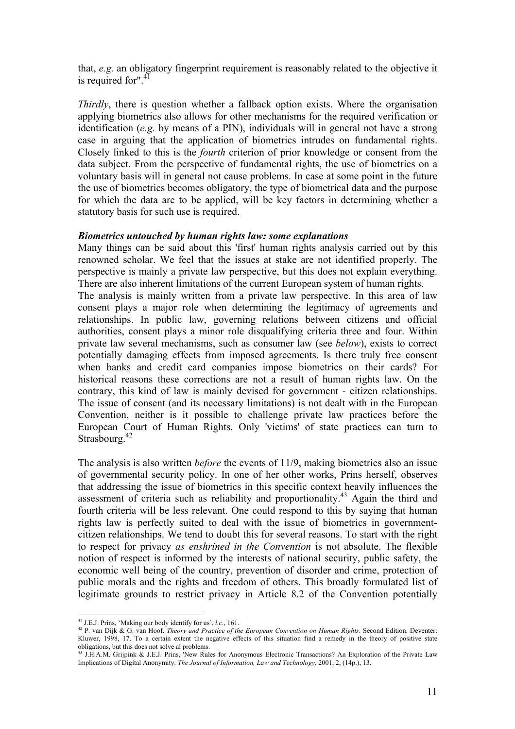that, *e.g.* an obligatory fingerprint requirement is reasonably related to the objective it is required for".[41]

*Thirdly*, there is question whether a fallback option exists. Where the organisation applying biometrics also allows for other mechanisms for the required verification or identification (*e.g.* by means of a PIN), individuals will in general not have a strong case in arguing that the application of biometrics intrudes on fundamental rights. Closely linked to this is the *fourth* criterion of prior knowledge or consent from the data subject. From the perspective of fundamental rights, the use of biometrics on a voluntary basis will in general not cause problems. In case at some point in the future the use of biometrics becomes obligatory, the type of biometrical data and the purpose for which the data are to be applied, will be key factors in determining whether a statutory basis for such use is required.

***Biometrics untouched by human rights law: some explanations***

Many things can be said about this 'first' human rights analysis carried out by this renowned scholar. We feel that the issues at stake are not identified properly. The perspective is mainly a private law perspective, but this does not explain everything. There are also inherent limitations of the current European system of human rights.

The analysis is mainly written from a private law perspective. In this area of law consent plays a major role when determining the legitimacy of agreements and relationships. In public law, governing relations between citizens and official authorities, consent plays a minor role disqualifying criteria three and four. Within private law several mechanisms, such as consumer law (see *below*), exists to correct potentially damaging effects from imposed agreements. Is there truly free consent when banks and credit card companies impose biometrics on their cards? For historical reasons these corrections are not a result of human rights law. On the contrary, this kind of law is mainly devised for government - citizen relationships. The issue of consent (and its necessary limitations) is not dealt with in the European Convention, neither is it possible to challenge private law practices before the European Court of Human Rights. Only 'victims' of state practices can turn to Strasbourg.[42]

The analysis is also written *before* the events of 11/9, making biometrics also an issue of governmental security policy. In one of her other works, Prins herself, observes that addressing the issue of biometrics in this specific context heavily influences the assessment of criteria such as reliability and proportionality.[43] Again the third and fourth criteria will be less relevant. One could respond to this by saying that human rights law is perfectly suited to deal with the issue of biometrics in government-citizen relationships. We tend to doubt this for several reasons. To start with the right to respect for privacy *as enshrined in the Convention* is not absolute. The flexible notion of respect is informed by the interests of national security, public safety, the economic well being of the country, prevention of disorder and crime, protection of public morals and the rights and freedom of others. This broadly formulated list of legitimate grounds to restrict privacy in Article 8.2 of the Convention potentially

---

[41] J.E.J. Prins, 'Making our body identify for us', *l.c.*, 161.

[42] P. van Dijk & G. van Hoof. *Theory and Practice of the European Convention on Human Rights*. Second Edition. Deventer: Kluwer, 1998, 17. To a certain extent the negative effects of this situation find a remedy in the theory of positive state obligations, but this does not solve al problems.

[43] J.H.A.M. Grijpink & J.E.J. Prins, 'New Rules for Anonymous Electronic Transactions? An Exploration of the Private Law Implications of Digital Anonymity. *The Journal of Information, Law and Technology*, 2001, 2, (14p.), 13.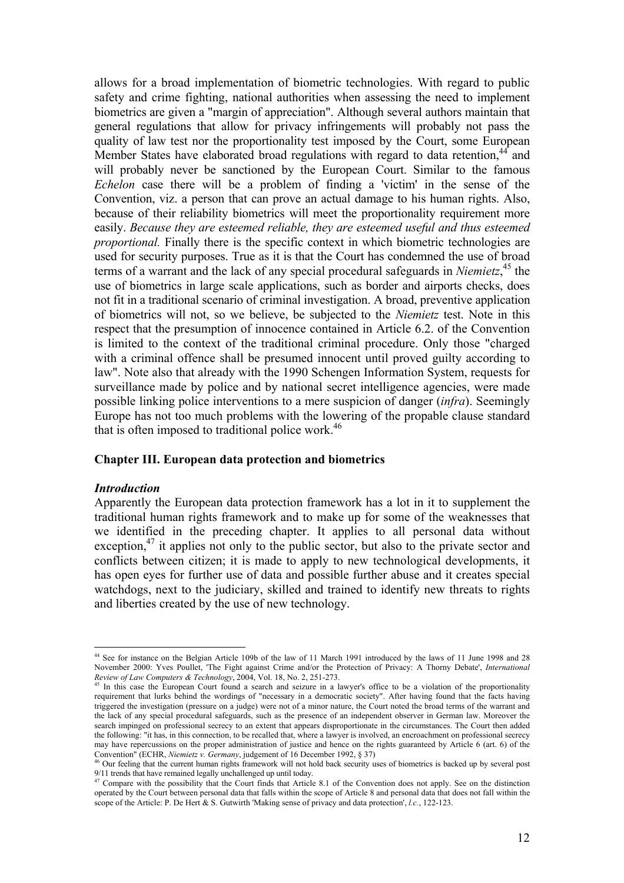allows for a broad implementation of biometric technologies. With regard to public safety and crime fighting, national authorities when assessing the need to implement biometrics are given a "margin of appreciation". Although several authors maintain that general regulations that allow for privacy infringements will probably not pass the quality of law test nor the proportionality test imposed by the Court, some European Member States have elaborated broad regulations with regard to data retention,[44] and will probably never be sanctioned by the European Court. Similar to the famous *Echelon* case there will be a problem of finding a 'victim' in the sense of the Convention, viz. a person that can prove an actual damage to his human rights. Also, because of their reliability biometrics will meet the proportionality requirement more easily. *Because they are esteemed reliable, they are esteemed useful and thus esteemed proportional.* Finally there is the specific context in which biometric technologies are used for security purposes. True as it is that the Court has condemned the use of broad terms of a warrant and the lack of any special procedural safeguards in *Niemietz*,[45] the use of biometrics in large scale applications, such as border and airports checks, does not fit in a traditional scenario of criminal investigation. A broad, preventive application of biometrics will not, so we believe, be subjected to the *Niemietz* test. Note in this respect that the presumption of innocence contained in Article 6.2. of the Convention is limited to the context of the traditional criminal procedure. Only those "charged with a criminal offence shall be presumed innocent until proved guilty according to law". Note also that already with the 1990 Schengen Information System, requests for surveillance made by police and by national secret intelligence agencies, were made possible linking police interventions to a mere suspicion of danger (*infra*). Seemingly Europe has not too much problems with the lowering of the propable clause standard that is often imposed to traditional police work.[46]

## Chapter III. European data protection and biometrics

### *Introduction*

Apparently the European data protection framework has a lot in it to supplement the traditional human rights framework and to make up for some of the weaknesses that we identified in the preceding chapter. It applies to all personal data without exception,[47] it applies not only to the public sector, but also to the private sector and conflicts between citizen; it is made to apply to new technological developments, it has open eyes for further use of data and possible further abuse and it creates special watchdogs, next to the judiciary, skilled and trained to identify new threats to rights and liberties created by the use of new technology.

---

[44] See for instance on the Belgian Article 109b of the law of 11 March 1991 introduced by the laws of 11 June 1998 and 28 November 2000: Yves Poullet, 'The Fight against Crime and/or the Protection of Privacy: A Thorny Debate', *International Review of Law Computers & Technology*, 2004, Vol. 18, No. 2, 251-273.

[45] In this case the European Court found a search and seizure in a lawyer's office to be a violation of the proportionality requirement that lurks behind the wordings of "necessary in a democratic society". After having found that the facts having triggered the investigation (pressure on a judge) were not of a minor nature, the Court noted the broad terms of the warrant and the lack of any special procedural safeguards, such as the presence of an independent observer in German law. Moreover the search impinged on professional secrecy to an extent that appears disproportionate in the circumstances. The Court then added the following: "it has, in this connection, to be recalled that, where a lawyer is involved, an encroachment on professional secrecy may have repercussions on the proper administration of justice and hence on the rights guaranteed by Article 6 (art. 6) of the Convention" (ECHR, *Niemietz v. Germany*, judgement of 16 December 1992, § 37)

[46] Our feeling that the current human rights framework will not hold back security uses of biometrics is backed up by several post 9/11 trends that have remained legally unchallenged up until today.

[47] Compare with the possibility that the Court finds that Article 8.1 of the Convention does not apply. See on the distinction operated by the Court between personal data that falls within the scope of Article 8 and personal data that does not fall within the scope of the Article: P. De Hert & S. Gutwirth 'Making sense of privacy and data protection', *l.c.*, 122-123.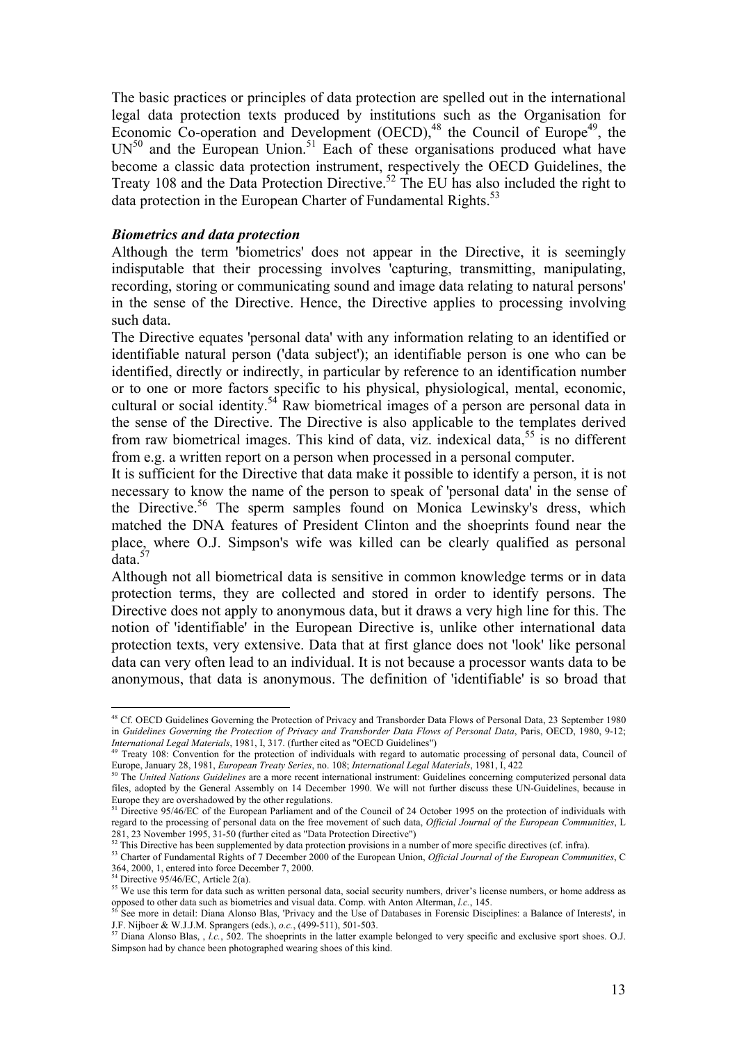The basic practices or principles of data protection are spelled out in the international legal data protection texts produced by institutions such as the Organisation for Economic Co-operation and Development (OECD),[48] the Council of Europe[49], the UN[50] and the European Union.[51] Each of these organisations produced what have become a classic data protection instrument, respectively the OECD Guidelines, the Treaty 108 and the Data Protection Directive.[52] The EU has also included the right to data protection in the European Charter of Fundamental Rights.[53]

***Biometrics and data protection***

Although the term 'biometrics' does not appear in the Directive, it is seemingly indisputable that their processing involves 'capturing, transmitting, manipulating, recording, storing or communicating sound and image data relating to natural persons' in the sense of the Directive. Hence, the Directive applies to processing involving such data.

The Directive equates 'personal data' with any information relating to an identified or identifiable natural person ('data subject'); an identifiable person is one who can be identified, directly or indirectly, in particular by reference to an identification number or to one or more factors specific to his physical, physiological, mental, economic, cultural or social identity.[54] Raw biometrical images of a person are personal data in the sense of the Directive. The Directive is also applicable to the templates derived from raw biometrical images. This kind of data, viz. indexical data,[55] is no different from e.g. a written report on a person when processed in a personal computer.

It is sufficient for the Directive that data make it possible to identify a person, it is not necessary to know the name of the person to speak of 'personal data' in the sense of the Directive.[56] The sperm samples found on Monica Lewinsky's dress, which matched the DNA features of President Clinton and the shoeprints found near the place, where O.J. Simpson's wife was killed can be clearly qualified as personal data.[57]

Although not all biometrical data is sensitive in common knowledge terms or in data protection terms, they are collected and stored in order to identify persons. The Directive does not apply to anonymous data, but it draws a very high line for this. The notion of 'identifiable' in the European Directive is, unlike other international data protection texts, very extensive. Data that at first glance does not 'look' like personal data can very often lead to an individual. It is not because a processor wants data to be anonymous, that data is anonymous. The definition of 'identifiable' is so broad that

---

[48] Cf. OECD Guidelines Governing the Protection of Privacy and Transborder Data Flows of Personal Data, 23 September 1980 in *Guidelines Governing the Protection of Privacy and Transborder Data Flows of Personal Data*, Paris, OECD, 1980, 9-12; *International Legal Materials*, 1981, I, 317. (further cited as "OECD Guidelines")

[49] Treaty 108: Convention for the protection of individuals with regard to automatic processing of personal data, Council of Europe, January 28, 1981, *European Treaty Series*, no. 108; *International Legal Materials*, 1981, I, 422

[50] The *United Nations Guidelines* are a more recent international instrument: Guidelines concerning computerized personal data files, adopted by the General Assembly on 14 December 1990. We will not further discuss these UN-Guidelines, because in Europe they are overshadowed by the other regulations.

[51] Directive 95/46/EC of the European Parliament and of the Council of 24 October 1995 on the protection of individuals with regard to the processing of personal data on the free movement of such data, *Official Journal of the European Communities*, L 281, 23 November 1995, 31-50 (further cited as "Data Protection Directive")

[52] This Directive has been supplemented by data protection provisions in a number of more specific directives (cf. infra).

[53] Charter of Fundamental Rights of 7 December 2000 of the European Union, *Official Journal of the European Communities*, C 364, 2000, 1, entered into force December 7, 2000.

[54] Directive 95/46/EC, Article 2(a).

[55] We use this term for data such as written personal data, social security numbers, driver's license numbers, or home address as opposed to other data such as biometrics and visual data. Comp. with Anton Alterman, *l.c.*, 145.

[56] See more in detail: Diana Alonso Blas, 'Privacy and the Use of Databases in Forensic Disciplines: a Balance of Interests', in J.F. Nijboer & W.J.J.M. Sprangers (eds.), *o.c.*, (499-511), 501-503.

[57] Diana Alonso Blas, , *l.c.*, 502. The shoeprints in the latter example belonged to very specific and exclusive sport shoes. O.J. Simpson had by chance been photographed wearing shoes of this kind.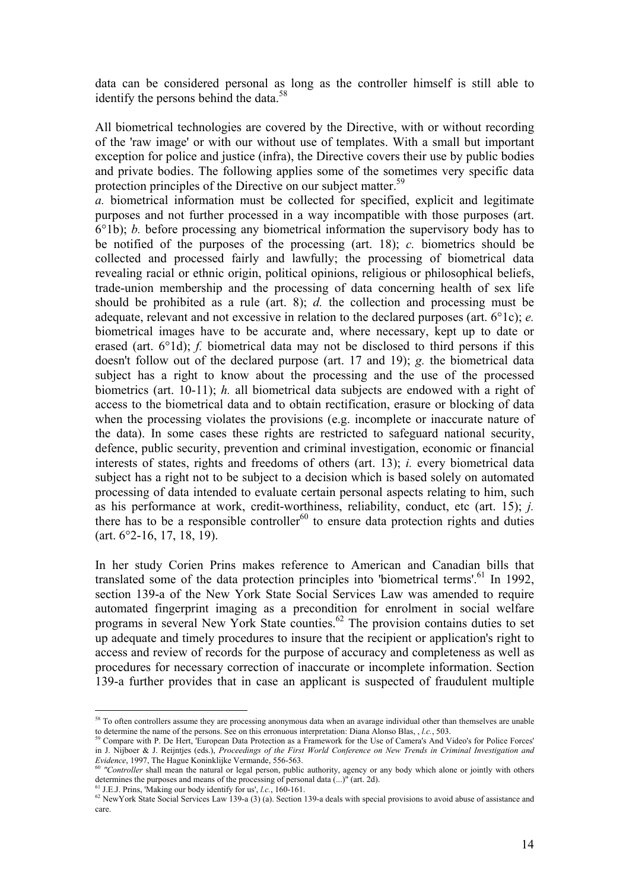data can be considered personal as long as the controller himself is still able to identify the persons behind the data.[58]

All biometrical technologies are covered by the Directive, with or without recording of the 'raw image' or with our without use of templates. With a small but important exception for police and justice (infra), the Directive covers their use by public bodies and private bodies. The following applies some of the sometimes very specific data protection principles of the Directive on our subject matter.[59]

*a.* biometrical information must be collected for specified, explicit and legitimate purposes and not further processed in a way incompatible with those purposes (art. 6°1b); *b.* before processing any biometrical information the supervisory body has to be notified of the purposes of the processing (art. 18); *c.* biometrics should be collected and processed fairly and lawfully; the processing of biometrical data revealing racial or ethnic origin, political opinions, religious or philosophical beliefs, trade-union membership and the processing of data concerning health of sex life should be prohibited as a rule (art. 8); *d.* the collection and processing must be adequate, relevant and not excessive in relation to the declared purposes (art. 6°1c); *e.* biometrical images have to be accurate and, where necessary, kept up to date or erased (art. 6°1d); *f.* biometrical data may not be disclosed to third persons if this doesn't follow out of the declared purpose (art. 17 and 19); *g.* the biometrical data subject has a right to know about the processing and the use of the processed biometrics (art. 10-11); *h.* all biometrical data subjects are endowed with a right of access to the biometrical data and to obtain rectification, erasure or blocking of data when the processing violates the provisions (e.g. incomplete or inaccurate nature of the data). In some cases these rights are restricted to safeguard national security, defence, public security, prevention and criminal investigation, economic or financial interests of states, rights and freedoms of others (art. 13); *i.* every biometrical data subject has a right not to be subject to a decision which is based solely on automated processing of data intended to evaluate certain personal aspects relating to him, such as his performance at work, credit-worthiness, reliability, conduct, etc (art. 15); *j.* there has to be a responsible controller[60] to ensure data protection rights and duties (art. 6°2-16, 17, 18, 19).

In her study Corien Prins makes reference to American and Canadian bills that translated some of the data protection principles into 'biometrical terms'.[61] In 1992, section 139-a of the New York State Social Services Law was amended to require automated fingerprint imaging as a precondition for enrolment in social welfare programs in several New York State counties.[62] The provision contains duties to set up adequate and timely procedures to insure that the recipient or application's right to access and review of records for the purpose of accuracy and completeness as well as procedures for necessary correction of inaccurate or incomplete information. Section 139-a further provides that in case an applicant is suspected of fraudulent multiple

---

[58] To often controllers assume they are processing anonymous data when an avarage individual other than themselves are unable to determine the name of the persons. See on this erronuous interpretation: Diana Alonso Blas, , *l.c.*, 503.

[59] Compare with P. De Hert, 'European Data Protection as a Framework for the Use of Camera's And Video's for Police Forces' in J. Nijboer & J. Reijntjes (eds.), *Proceedings of the First World Conference on New Trends in Criminal Investigation and Evidence*, 1997, The Hague Koninklijke Vermande, 556-563.

[60] *"Controller* shall mean the natural or legal person, public authority, agency or any body which alone or jointly with others determines the purposes and means of the processing of personal data (...)" (art. 2d).

[61] J.E.J. Prins, 'Making our body identify for us', *l.c.*, 160-161.

[62] NewYork State Social Services Law 139-a (3) (a). Section 139-a deals with special provisions to avoid abuse of assistance and care.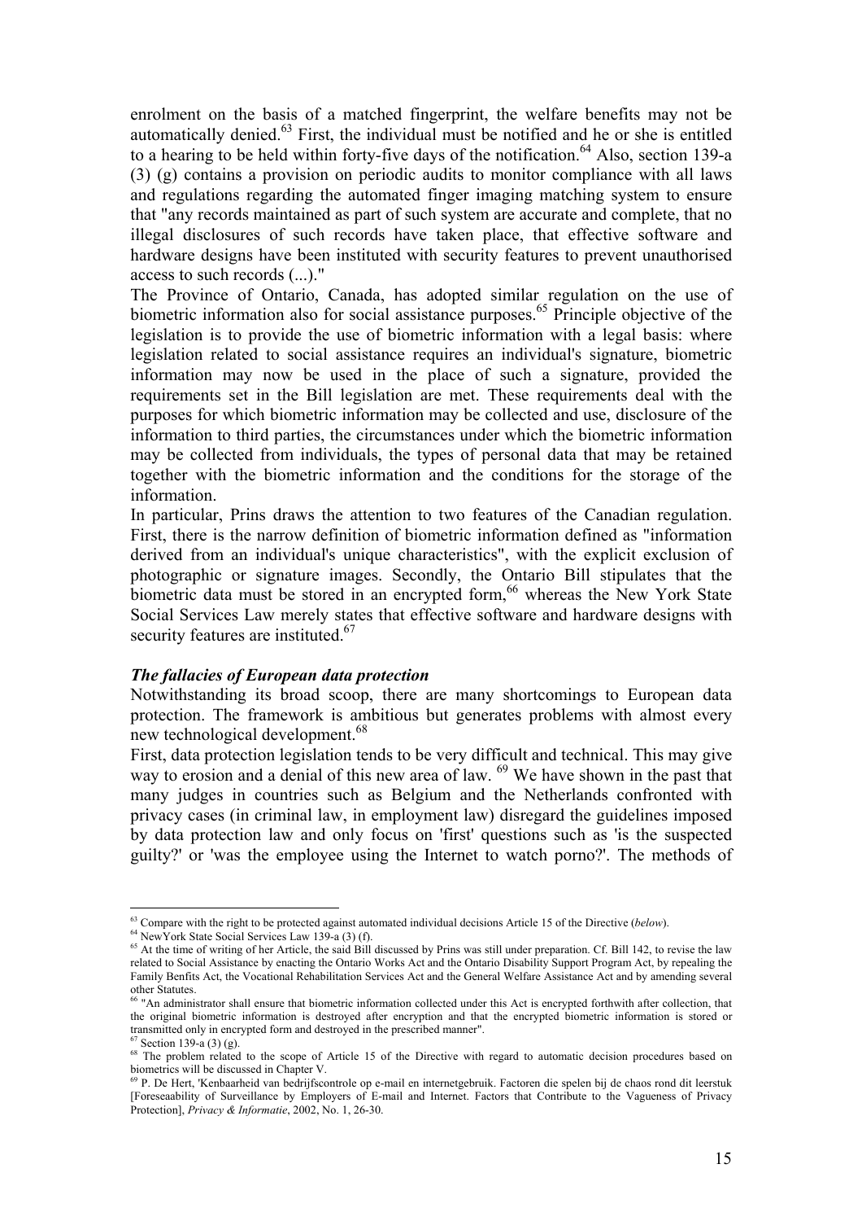enrolment on the basis of a matched fingerprint, the welfare benefits may not be automatically denied.[63] First, the individual must be notified and he or she is entitled to a hearing to be held within forty-five days of the notification.[64] Also, section 139-a (3) (g) contains a provision on periodic audits to monitor compliance with all laws and regulations regarding the automated finger imaging matching system to ensure that "any records maintained as part of such system are accurate and complete, that no illegal disclosures of such records have taken place, that effective software and hardware designs have been instituted with security features to prevent unauthorised access to such records (...)."

The Province of Ontario, Canada, has adopted similar regulation on the use of biometric information also for social assistance purposes.[65] Principle objective of the legislation is to provide the use of biometric information with a legal basis: where legislation related to social assistance requires an individual's signature, biometric information may now be used in the place of such a signature, provided the requirements set in the Bill legislation are met. These requirements deal with the purposes for which biometric information may be collected and use, disclosure of the information to third parties, the circumstances under which the biometric information may be collected from individuals, the types of personal data that may be retained together with the biometric information and the conditions for the storage of the information.

In particular, Prins draws the attention to two features of the Canadian regulation. First, there is the narrow definition of biometric information defined as "information derived from an individual's unique characteristics", with the explicit exclusion of photographic or signature images. Secondly, the Ontario Bill stipulates that the biometric data must be stored in an encrypted form,[66] whereas the New York State Social Services Law merely states that effective software and hardware designs with security features are instituted.[67]

### *The fallacies of European data protection*

Notwithstanding its broad scoop, there are many shortcomings to European data protection. The framework is ambitious but generates problems with almost every new technological development.[68]

First, data protection legislation tends to be very difficult and technical. This may give way to erosion and a denial of this new area of law. [69] We have shown in the past that many judges in countries such as Belgium and the Netherlands confronted with privacy cases (in criminal law, in employment law) disregard the guidelines imposed by data protection law and only focus on 'first' questions such as 'is the suspected guilty?' or 'was the employee using the Internet to watch porno?'. The methods of

---

[63] Compare with the right to be protected against automated individual decisions Article 15 of the Directive (*below*).

[64] NewYork State Social Services Law 139-a (3) (f).

[65] At the time of writing of her Article, the said Bill discussed by Prins was still under preparation. Cf. Bill 142, to revise the law related to Social Assistance by enacting the Ontario Works Act and the Ontario Disability Support Program Act, by repealing the Family Benfits Act, the Vocational Rehabilitation Services Act and the General Welfare Assistance Act and by amending several other Statutes.

[66] "An administrator shall ensure that biometric information collected under this Act is encrypted forthwith after collection, that the original biometric information is destroyed after encryption and that the encrypted biometric information is stored or transmitted only in encrypted form and destroyed in the prescribed manner".

[67] Section 139-a (3) (g).

[68] The problem related to the scope of Article 15 of the Directive with regard to automatic decision procedures based on biometrics will be discussed in Chapter V.

[69] P. De Hert, 'Kenbaarheid van bedrijfscontrole op e-mail en internetgebruik. Factoren die spelen bij de chaos rond dit leerstuk [Foreseaability of Surveillance by Employers of E-mail and Internet. Factors that Contribute to the Vagueness of Privacy Protection], *Privacy & Informatie*, 2002, No. 1, 26-30.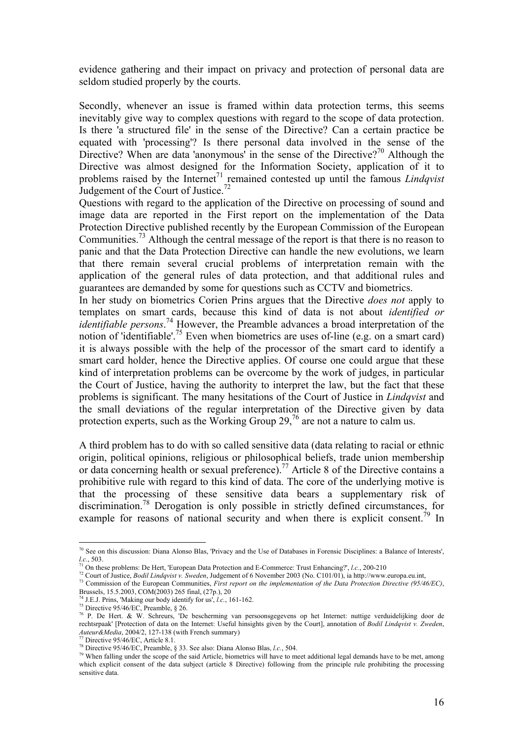evidence gathering and their impact on privacy and protection of personal data are seldom studied properly by the courts.

Secondly, whenever an issue is framed within data protection terms, this seems inevitably give way to complex questions with regard to the scope of data protection. Is there 'a structured file' in the sense of the Directive? Can a certain practice be equated with 'processing'? Is there personal data involved in the sense of the Directive? When are data 'anonymous' in the sense of the Directive?[70] Although the Directive was almost designed for the Information Society, application of it to problems raised by the Internet[71] remained contested up until the famous *Lindqvist* Judgement of the Court of Justice.[72]

Questions with regard to the application of the Directive on processing of sound and image data are reported in the First report on the implementation of the Data Protection Directive published recently by the European Commission of the European Communities.[73] Although the central message of the report is that there is no reason to panic and that the Data Protection Directive can handle the new evolutions, we learn that there remain several crucial problems of interpretation remain with the application of the general rules of data protection, and that additional rules and guarantees are demanded by some for questions such as CCTV and biometrics.

In her study on biometrics Corien Prins argues that the Directive *does not* apply to templates on smart cards, because this kind of data is not about *identified or identifiable persons*.[74] However, the Preamble advances a broad interpretation of the notion of 'identifiable'.[75] Even when biometrics are uses of-line (e.g. on a smart card) it is always possible with the help of the processor of the smart card to identify a smart card holder, hence the Directive applies. Of course one could argue that these kind of interpretation problems can be overcome by the work of judges, in particular the Court of Justice, having the authority to interpret the law, but the fact that these problems is significant. The many hesitations of the Court of Justice in *Lindqvist* and the small deviations of the regular interpretation of the Directive given by data protection experts, such as the Working Group 29,[76] are not a nature to calm us.

A third problem has to do with so called sensitive data (data relating to racial or ethnic origin, political opinions, religious or philosophical beliefs, trade union membership or data concerning health or sexual preference).[77] Article 8 of the Directive contains a prohibitive rule with regard to this kind of data. The core of the underlying motive is that the processing of these sensitive data bears a supplementary risk of discrimination.[78] Derogation is only possible in strictly defined circumstances, for example for reasons of national security and when there is explicit consent.[79] In

---

[70] See on this discussion: Diana Alonso Blas, 'Privacy and the Use of Databases in Forensic Disciplines: a Balance of Interests', *l.c.*, 503.

[71] On these problems: De Hert, 'European Data Protection and E-Commerce: Trust Enhancing?', *l.c.*, 200-210

[72] Court of Justice, *Bodil Lindqvist v. Sweden*, Judgement of 6 November 2003 (No. C101/01), ia http://www.europa.eu.int,

[73] Commission of the European Communities, *First report on the implementation of the Data Protection Directive (95/46/EC)*, Brussels, 15.5.2003, COM(2003) 265 final, (27p.), 20

[74] J.E.J. Prins, 'Making our body identify for us', *l.c.*, 161-162.

[75] Directive 95/46/EC, Preamble, § 26.

[76] P. De Hert. & W. Schreurs, 'De bescherming van persoonsgegevens op het Internet: nuttige verduidelijking door de rechtsrpaak' [Protection of data on the Internet: Useful hinsights given by the Court], annotation of *Bodil Lindqvist v. Zweden*, *Auteur&Media*, 2004/2, 127-138 (with French summary)

[77] Directive 95/46/EC, Article 8.1.

[78] Directive 95/46/EC, Preamble, § 33. See also: Diana Alonso Blas, *l.c.*, 504.

[79] When falling under the scope of the said Article, biometrics will have to meet additional legal demands have to be met, among which explicit consent of the data subject (article 8 Directive) following from the principle rule prohibiting the processing sensitive data.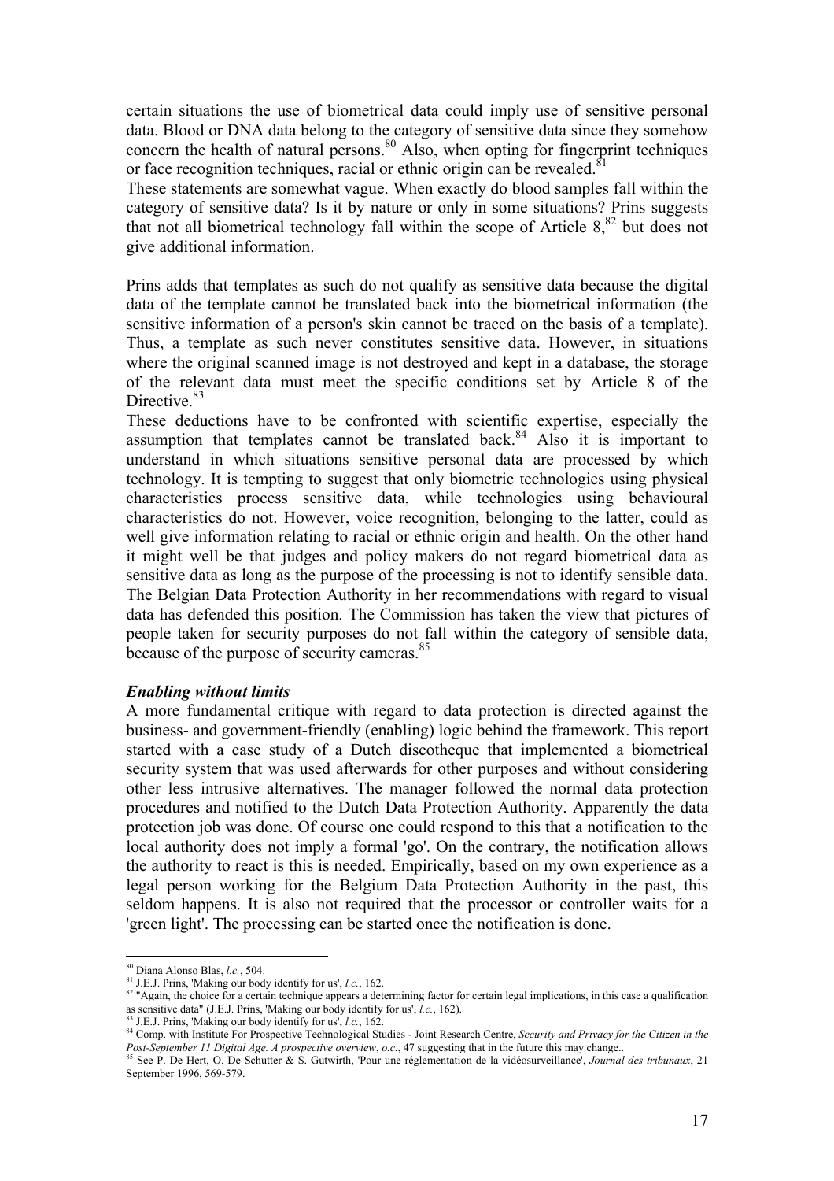certain situations the use of biometrical data could imply use of sensitive personal data. Blood or DNA data belong to the category of sensitive data since they somehow concern the health of natural persons.[80] Also, when opting for fingerprint techniques or face recognition techniques, racial or ethnic origin can be revealed.[81]

These statements are somewhat vague. When exactly do blood samples fall within the category of sensitive data? Is it by nature or only in some situations? Prins suggests that not all biometrical technology fall within the scope of Article 8,[82] but does not give additional information.

Prins adds that templates as such do not qualify as sensitive data because the digital data of the template cannot be translated back into the biometrical information (the sensitive information of a person's skin cannot be traced on the basis of a template). Thus, a template as such never constitutes sensitive data. However, in situations where the original scanned image is not destroyed and kept in a database, the storage of the relevant data must meet the specific conditions set by Article 8 of the Directive.[83]

These deductions have to be confronted with scientific expertise, especially the assumption that templates cannot be translated back.[84] Also it is important to understand in which situations sensitive personal data are processed by which technology. It is tempting to suggest that only biometric technologies using physical characteristics process sensitive data, while technologies using behavioural characteristics do not. However, voice recognition, belonging to the latter, could as well give information relating to racial or ethnic origin and health. On the other hand it might well be that judges and policy makers do not regard biometrical data as sensitive data as long as the purpose of the processing is not to identify sensible data. The Belgian Data Protection Authority in her recommendations with regard to visual data has defended this position. The Commission has taken the view that pictures of people taken for security purposes do not fall within the category of sensible data, because of the purpose of security cameras.[85]

***Enabling without limits***

A more fundamental critique with regard to data protection is directed against the business- and government-friendly (enabling) logic behind the framework. This report started with a case study of a Dutch discotheque that implemented a biometrical security system that was used afterwards for other purposes and without considering other less intrusive alternatives. The manager followed the normal data protection procedures and notified to the Dutch Data Protection Authority. Apparently the data protection job was done. Of course one could respond to this that a notification to the local authority does not imply a formal 'go'. On the contrary, the notification allows the authority to react is this is needed. Empirically, based on my own experience as a legal person working for the Belgium Data Protection Authority in the past, this seldom happens. It is also not required that the processor or controller waits for a 'green light'. The processing can be started once the notification is done.

---

[80] Diana Alonso Blas, *l.c.*, 504.

[81] J.E.J. Prins, 'Making our body identify for us', *l.c.*, 162.

[82] "Again, the choice for a certain technique appears a determining factor for certain legal implications, in this case a qualification as sensitive data" (J.E.J. Prins, 'Making our body identify for us', *l.c.*, 162).

[83] J.E.J. Prins, 'Making our body identify for us', *l.c.*, 162.

[84] Comp. with Institute For Prospective Technological Studies - Joint Research Centre, *Security and Privacy for the Citizen in the Post-September 11 Digital Age. A prospective overview*, *o.c.*, 47 suggesting that in the future this may change..

[85] See P. De Hert, O. De Schutter & S. Gutwirth, 'Pour une réglementation de la vidéosurveillance', *Journal des tribunaux*, 21 September 1996, 569-579.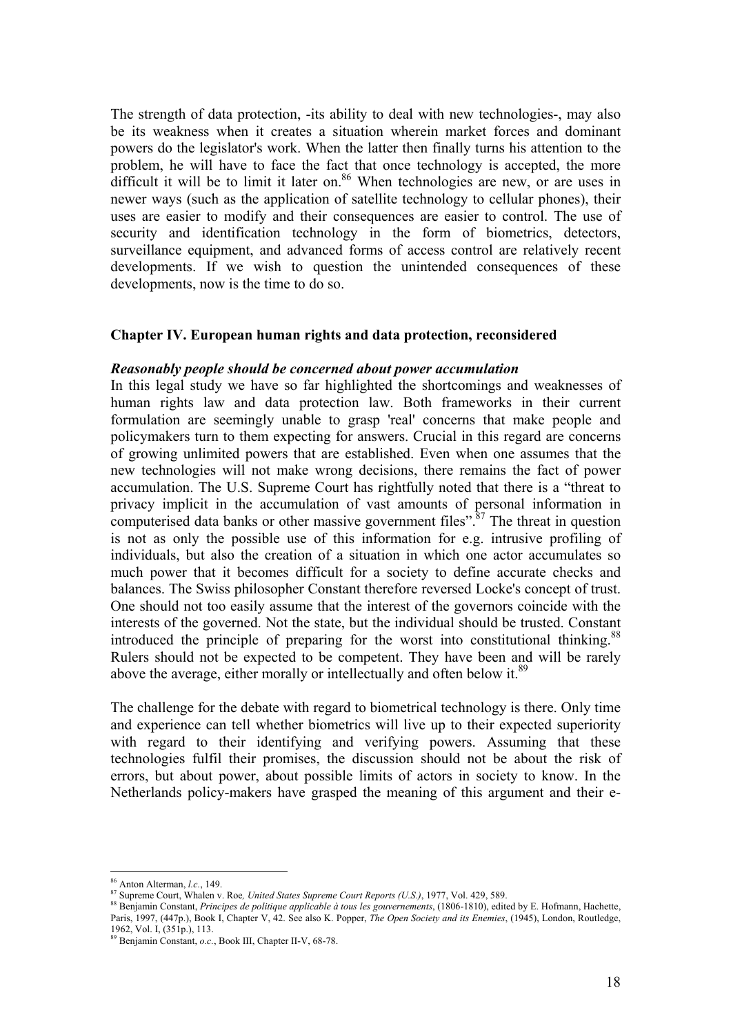The strength of data protection, -its ability to deal with new technologies-, may also be its weakness when it creates a situation wherein market forces and dominant powers do the legislator's work. When the latter then finally turns his attention to the problem, he will have to face the fact that once technology is accepted, the more difficult it will be to limit it later on.[86] When technologies are new, or are uses in newer ways (such as the application of satellite technology to cellular phones), their uses are easier to modify and their consequences are easier to control. The use of security and identification technology in the form of biometrics, detectors, surveillance equipment, and advanced forms of access control are relatively recent developments. If we wish to question the unintended consequences of these developments, now is the time to do so.

## Chapter IV. European human rights and data protection, reconsidered

***Reasonably people should be concerned about power accumulation***

In this legal study we have so far highlighted the shortcomings and weaknesses of human rights law and data protection law. Both frameworks in their current formulation are seemingly unable to grasp 'real' concerns that make people and policymakers turn to them expecting for answers. Crucial in this regard are concerns of growing unlimited powers that are established. Even when one assumes that the new technologies will not make wrong decisions, there remains the fact of power accumulation. The U.S. Supreme Court has rightfully noted that there is a "threat to privacy implicit in the accumulation of vast amounts of personal information in computerised data banks or other massive government files".[87] The threat in question is not as only the possible use of this information for e.g. intrusive profiling of individuals, but also the creation of a situation in which one actor accumulates so much power that it becomes difficult for a society to define accurate checks and balances. The Swiss philosopher Constant therefore reversed Locke's concept of trust. One should not too easily assume that the interest of the governors coincide with the interests of the governed. Not the state, but the individual should be trusted. Constant introduced the principle of preparing for the worst into constitutional thinking.[88] Rulers should not be expected to be competent. They have been and will be rarely above the average, either morally or intellectually and often below it.[89]

The challenge for the debate with regard to biometrical technology is there. Only time and experience can tell whether biometrics will live up to their expected superiority with regard to their identifying and verifying powers. Assuming that these technologies fulfil their promises, the discussion should not be about the risk of errors, but about power, about possible limits of actors in society to know. In the Netherlands policy-makers have grasped the meaning of this argument and their e-

---

[86] Anton Alterman, *l.c.*, 149.

[87] Supreme Court, Whalen v. Roe*, United States Supreme Court Reports (U.S.)*, 1977, Vol. 429, 589.

[88] Benjamin Constant, *Principes de politique applicable à tous les gouvernements*, (1806-1810), edited by E. Hofmann, Hachette, Paris, 1997, (447p.), Book I, Chapter V, 42. See also K. Popper, *The Open Society and its Enemies*, (1945), London, Routledge, 1962, Vol. I, (351p.), 113.

[89] Benjamin Constant, *o.c.*, Book III, Chapter II-V, 68-78.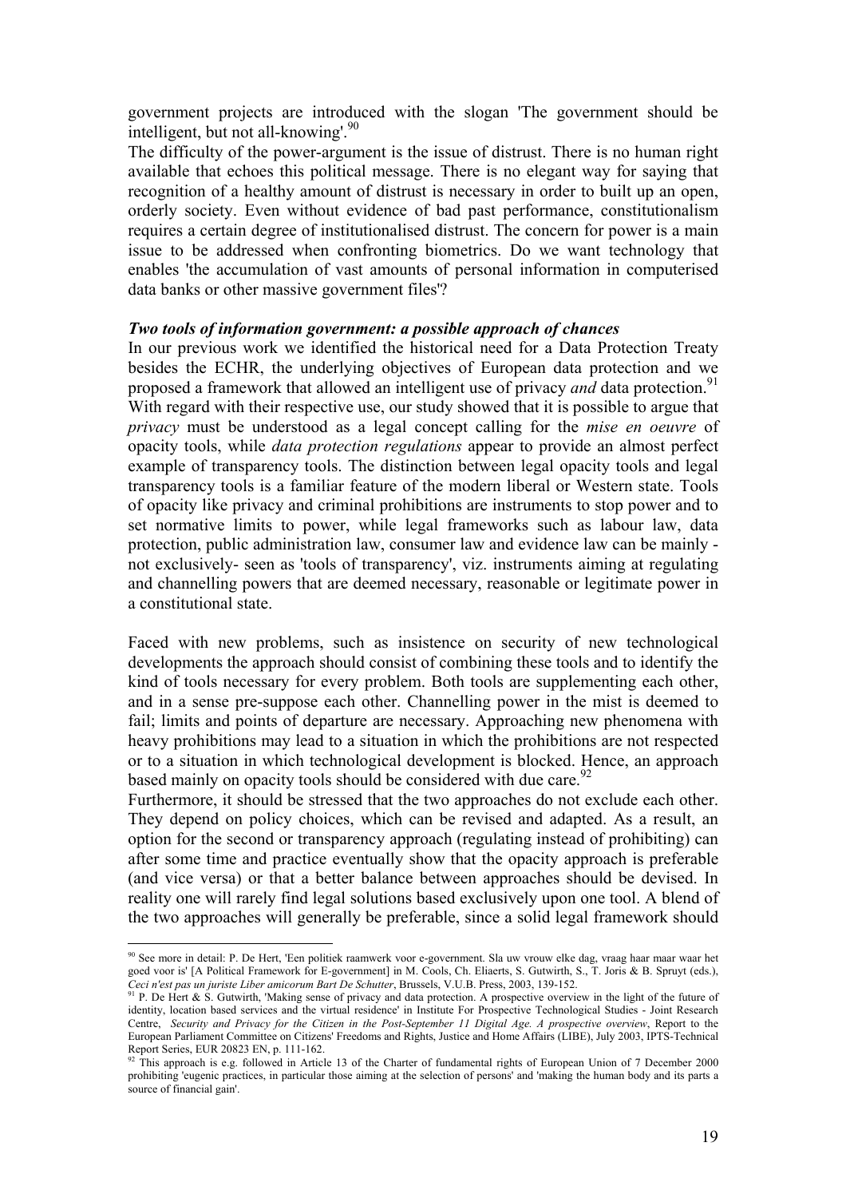government projects are introduced with the slogan 'The government should be intelligent, but not all-knowing'.[90]

The difficulty of the power-argument is the issue of distrust. There is no human right available that echoes this political message. There is no elegant way for saying that recognition of a healthy amount of distrust is necessary in order to built up an open, orderly society. Even without evidence of bad past performance, constitutionalism requires a certain degree of institutionalised distrust. The concern for power is a main issue to be addressed when confronting biometrics. Do we want technology that enables 'the accumulation of vast amounts of personal information in computerised data banks or other massive government files'?

***Two tools of information government: a possible approach of chances***

In our previous work we identified the historical need for a Data Protection Treaty besides the ECHR, the underlying objectives of European data protection and we proposed a framework that allowed an intelligent use of privacy *and* data protection.[91] With regard with their respective use, our study showed that it is possible to argue that *privacy* must be understood as a legal concept calling for the *mise en oeuvre* of opacity tools, while *data protection regulations* appear to provide an almost perfect example of transparency tools. The distinction between legal opacity tools and legal transparency tools is a familiar feature of the modern liberal or Western state. Tools of opacity like privacy and criminal prohibitions are instruments to stop power and to set normative limits to power, while legal frameworks such as labour law, data protection, public administration law, consumer law and evidence law can be mainly - not exclusively- seen as 'tools of transparency', viz. instruments aiming at regulating and channelling powers that are deemed necessary, reasonable or legitimate power in a constitutional state.

Faced with new problems, such as insistence on security of new technological developments the approach should consist of combining these tools and to identify the kind of tools necessary for every problem. Both tools are supplementing each other, and in a sense pre-suppose each other. Channelling power in the mist is deemed to fail; limits and points of departure are necessary. Approaching new phenomena with heavy prohibitions may lead to a situation in which the prohibitions are not respected or to a situation in which technological development is blocked. Hence, an approach based mainly on opacity tools should be considered with due care.[92]

Furthermore, it should be stressed that the two approaches do not exclude each other. They depend on policy choices, which can be revised and adapted. As a result, an option for the second or transparency approach (regulating instead of prohibiting) can after some time and practice eventually show that the opacity approach is preferable (and vice versa) or that a better balance between approaches should be devised. In reality one will rarely find legal solutions based exclusively upon one tool. A blend of the two approaches will generally be preferable, since a solid legal framework should

---

[90] See more in detail: P. De Hert, 'Een politiek raamwerk voor e-government. Sla uw vrouw elke dag, vraag haar maar waar het goed voor is' [A Political Framework for E-government] in M. Cools, Ch. Eliaerts, S. Gutwirth, S., T. Joris & B. Spruyt (eds.), *Ceci n'est pas un juriste Liber amicorum Bart De Schutter*, Brussels, V.U.B. Press, 2003, 139-152.

[91] P. De Hert & S. Gutwirth, 'Making sense of privacy and data protection. A prospective overview in the light of the future of identity, location based services and the virtual residence' in Institute For Prospective Technological Studies - Joint Research Centre, *Security and Privacy for the Citizen in the Post-September 11 Digital Age. A prospective overview*, Report to the European Parliament Committee on Citizens' Freedoms and Rights, Justice and Home Affairs (LIBE), July 2003, IPTS-Technical Report Series, EUR 20823 EN, p. 111-162.

[92] This approach is e.g. followed in Article 13 of the Charter of fundamental rights of European Union of 7 December 2000 prohibiting 'eugenic practices, in particular those aiming at the selection of persons' and 'making the human body and its parts a source of financial gain'.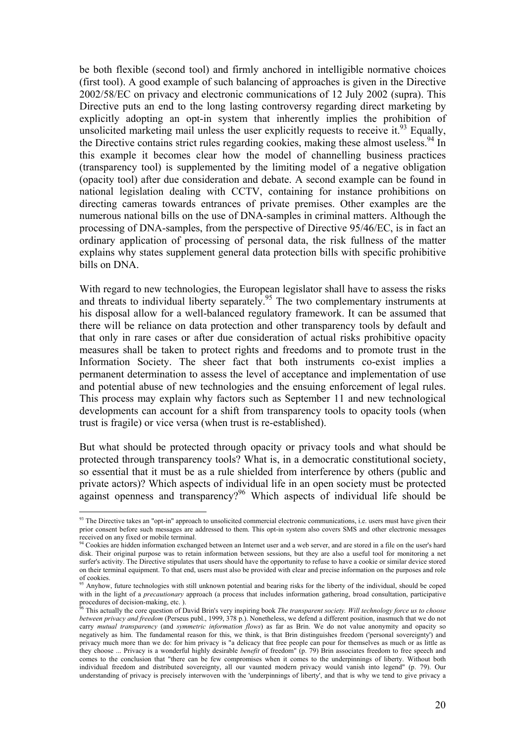be both flexible (second tool) and firmly anchored in intelligible normative choices (first tool). A good example of such balancing of approaches is given in the Directive 2002/58/EC on privacy and electronic communications of 12 July 2002 (supra). This Directive puts an end to the long lasting controversy regarding direct marketing by explicitly adopting an opt-in system that inherently implies the prohibition of unsolicited marketing mail unless the user explicitly requests to receive it.[93] Equally, the Directive contains strict rules regarding cookies, making these almost useless.[94] In this example it becomes clear how the model of channelling business practices (transparency tool) is supplemented by the limiting model of a negative obligation (opacity tool) after due consideration and debate. A second example can be found in national legislation dealing with CCTV, containing for instance prohibitions on directing cameras towards entrances of private premises. Other examples are the numerous national bills on the use of DNA-samples in criminal matters. Although the processing of DNA-samples, from the perspective of Directive 95/46/EC, is in fact an ordinary application of processing of personal data, the risk fullness of the matter explains why states supplement general data protection bills with specific prohibitive bills on DNA.

With regard to new technologies, the European legislator shall have to assess the risks and threats to individual liberty separately.[95] The two complementary instruments at his disposal allow for a well-balanced regulatory framework. It can be assumed that there will be reliance on data protection and other transparency tools by default and that only in rare cases or after due consideration of actual risks prohibitive opacity measures shall be taken to protect rights and freedoms and to promote trust in the Information Society. The sheer fact that both instruments co-exist implies a permanent determination to assess the level of acceptance and implementation of use and potential abuse of new technologies and the ensuing enforcement of legal rules. This process may explain why factors such as September 11 and new technological developments can account for a shift from transparency tools to opacity tools (when trust is fragile) or vice versa (when trust is re-established).

But what should be protected through opacity or privacy tools and what should be protected through transparency tools? What is, in a democratic constitutional society, so essential that it must be as a rule shielded from interference by others (public and private actors)? Which aspects of individual life in an open society must be protected against openness and transparency?[96] Which aspects of individual life should be

---

[93] The Directive takes an "opt-in" approach to unsolicited commercial electronic communications, i.e. users must have given their prior consent before such messages are addressed to them. This opt-in system also covers SMS and other electronic messages received on any fixed or mobile terminal.

[94] Cookies are hidden information exchanged between an Internet user and a web server, and are stored in a file on the user's hard disk. Their original purpose was to retain information between sessions, but they are also a useful tool for monitoring a net surfer's activity. The Directive stipulates that users should have the opportunity to refuse to have a cookie or similar device stored on their terminal equipment. To that end, users must also be provided with clear and precise information on the purposes and role of cookies.

[95] Anyhow, future technologies with still unknown potential and bearing risks for the liberty of the individual, should be coped with in the light of a *precautionary* approach (a process that includes information gathering, broad consultation, participative procedures of decision-making, etc. ).

[96] This actually the core question of David Brin's very inspiring book *The transparent society. Will technology force us to choose between privacy and freedom* (Perseus publ., 1999, 378 p.). Nonetheless, we defend a different position, inasmuch that we do not carry *mutual transparency* (and *symmetric information flows*) as far as Brin. We do not value anonymity and opacity so negatively as him. The fundamental reason for this, we think, is that Brin distinguishes freedom ('personal sovereignty') and privacy much more than we do: for him privacy is "a delicacy that free people can pour for themselves as much or as little as they choose ... Privacy is a wonderful highly desirable *benefit* of freedom" (p. 79) Brin associates freedom to free speech and comes to the conclusion that "there can be few compromises when it comes to the underpinnings of liberty. Without both individual freedom and distributed sovereignty, all our vaunted modern privacy would vanish into legend" (p. 79). Our understanding of privacy is precisely interwoven with the 'underpinnings of liberty', and that is why we tend to give privacy a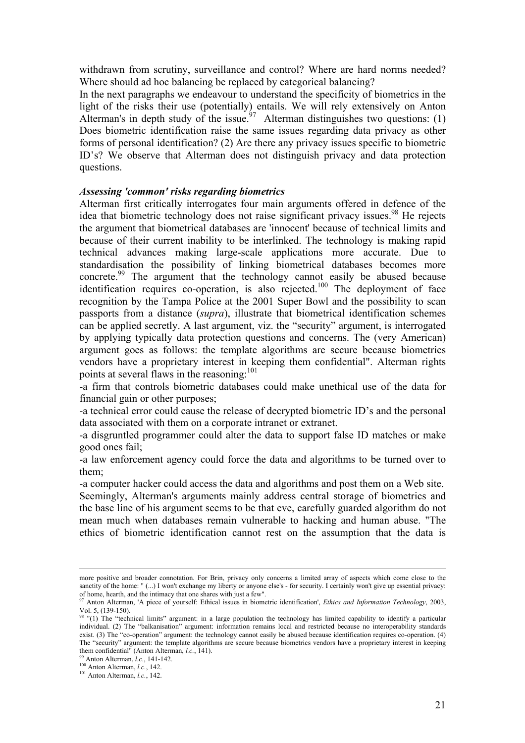withdrawn from scrutiny, surveillance and control? Where are hard norms needed? Where should ad hoc balancing be replaced by categorical balancing?

In the next paragraphs we endeavour to understand the specificity of biometrics in the light of the risks their use (potentially) entails. We will rely extensively on Anton Alterman's in depth study of the issue.[97] Alterman distinguishes two questions: (1) Does biometric identification raise the same issues regarding data privacy as other forms of personal identification? (2) Are there any privacy issues specific to biometric ID's? We observe that Alterman does not distinguish privacy and data protection questions.

***Assessing 'common' risks regarding biometrics***

Alterman first critically interrogates four main arguments offered in defence of the idea that biometric technology does not raise significant privacy issues.[98] He rejects the argument that biometrical databases are 'innocent' because of technical limits and because of their current inability to be interlinked. The technology is making rapid technical advances making large-scale applications more accurate. Due to standardisation the possibility of linking biometrical databases becomes more concrete.[99] The argument that the technology cannot easily be abused because identification requires co-operation, is also rejected.[100] The deployment of face recognition by the Tampa Police at the 2001 Super Bowl and the possibility to scan passports from a distance (*supra*), illustrate that biometrical identification schemes can be applied secretly. A last argument, viz. the "security" argument, is interrogated by applying typically data protection questions and concerns. The (very American) argument goes as follows: the template algorithms are secure because biometrics vendors have a proprietary interest in keeping them confidential". Alterman rights points at several flaws in the reasoning:[101]

-a firm that controls biometric databases could make unethical use of the data for financial gain or other purposes;

-a technical error could cause the release of decrypted biometric ID's and the personal data associated with them on a corporate intranet or extranet.

-a disgruntled programmer could alter the data to support false ID matches or make good ones fail;

-a law enforcement agency could force the data and algorithms to be turned over to them;

-a computer hacker could access the data and algorithms and post them on a Web site.

Seemingly, Alterman's arguments mainly address central storage of biometrics and the base line of his argument seems to be that eve, carefully guarded algorithm do not mean much when databases remain vulnerable to hacking and human abuse. "The ethics of biometric identification cannot rest on the assumption that the data is

---

more positive and broader connotation. For Brin, privacy only concerns a limited array of aspects which come close to the sanctity of the home: " (...) I won't exchange my liberty or anyone else's - for security. I certainly won't give up essential privacy: of home, hearth, and the intimacy that one shares with just a few".

[97] Anton Alterman, 'A piece of yourself: Ethical issues in biometric identification', *Ethics and Information Technology*, 2003, Vol. 5, (139-150).

[98] "(1) The "technical limits" argument: in a large population the technology has limited capability to identify a particular individual. (2) The "balkanisation" argument: information remains local and restricted because no interoperability standards exist. (3) The "co-operation" argument: the technology cannot easily be abused because identification requires co-operation. (4) The "security" argument: the template algorithms are secure because biometrics vendors have a proprietary interest in keeping them confidential" (Anton Alterman, *l.c.*, 141).

[99] Anton Alterman, *l.c.*, 141-142.

[100] Anton Alterman, *l.c.*, 142.

[101] Anton Alterman, *l.c.*, 142.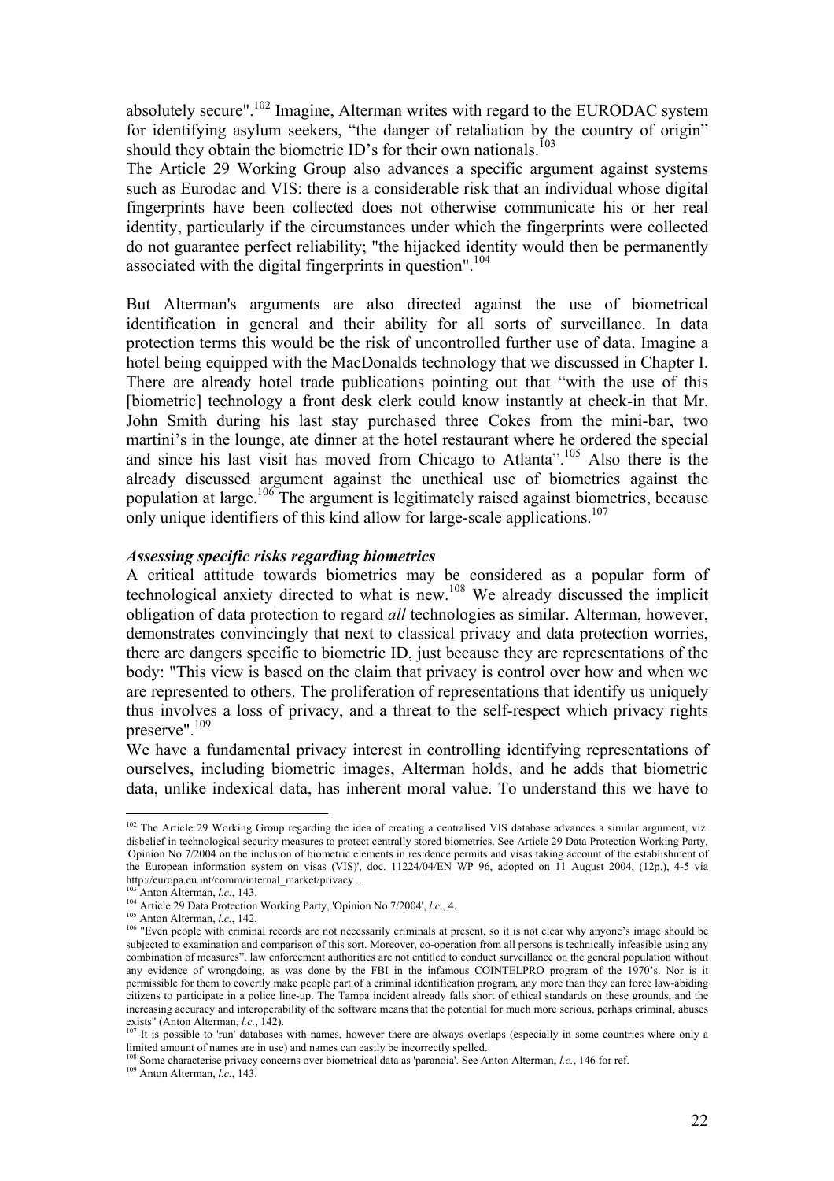absolutely secure".[102] Imagine, Alterman writes with regard to the EURODAC system for identifying asylum seekers, "the danger of retaliation by the country of origin" should they obtain the biometric ID's for their own nationals.[103]

The Article 29 Working Group also advances a specific argument against systems such as Eurodac and VIS: there is a considerable risk that an individual whose digital fingerprints have been collected does not otherwise communicate his or her real identity, particularly if the circumstances under which the fingerprints were collected do not guarantee perfect reliability; "the hijacked identity would then be permanently associated with the digital fingerprints in question".[104]

But Alterman's arguments are also directed against the use of biometrical identification in general and their ability for all sorts of surveillance. In data protection terms this would be the risk of uncontrolled further use of data. Imagine a hotel being equipped with the MacDonalds technology that we discussed in Chapter I. There are already hotel trade publications pointing out that "with the use of this [biometric] technology a front desk clerk could know instantly at check-in that Mr. John Smith during his last stay purchased three Cokes from the mini-bar, two martini's in the lounge, ate dinner at the hotel restaurant where he ordered the special and since his last visit has moved from Chicago to Atlanta".[105] Also there is the already discussed argument against the unethical use of biometrics against the population at large.[106] The argument is legitimately raised against biometrics, because only unique identifiers of this kind allow for large-scale applications.[107]

***Assessing specific risks regarding biometrics***

A critical attitude towards biometrics may be considered as a popular form of technological anxiety directed to what is new.[108] We already discussed the implicit obligation of data protection to regard *all* technologies as similar. Alterman, however, demonstrates convincingly that next to classical privacy and data protection worries, there are dangers specific to biometric ID, just because they are representations of the body: "This view is based on the claim that privacy is control over how and when we are represented to others. The proliferation of representations that identify us uniquely thus involves a loss of privacy, and a threat to the self-respect which privacy rights preserve".[109]

We have a fundamental privacy interest in controlling identifying representations of ourselves, including biometric images, Alterman holds, and he adds that biometric data, unlike indexical data, has inherent moral value. To understand this we have to

---

[102] The Article 29 Working Group regarding the idea of creating a centralised VIS database advances a similar argument, viz. disbelief in technological security measures to protect centrally stored biometrics. See Article 29 Data Protection Working Party, 'Opinion No 7/2004 on the inclusion of biometric elements in residence permits and visas taking account of the establishment of the European information system on visas (VIS)', doc. 11224/04/EN WP 96, adopted on 11 August 2004, (12p.), 4-5 via http://europa.eu.int/comm/internal_market/privacy ..

[103] Anton Alterman, *l.c.*, 143.

[104] Article 29 Data Protection Working Party, 'Opinion No 7/2004', *l.c.*, 4.

[105] Anton Alterman, *l.c.*, 142.

[106] "Even people with criminal records are not necessarily criminals at present, so it is not clear why anyone's image should be subjected to examination and comparison of this sort. Moreover, co-operation from all persons is technically infeasible using any combination of measures". law enforcement authorities are not entitled to conduct surveillance on the general population without any evidence of wrongdoing, as was done by the FBI in the infamous COINTELPRO program of the 1970's. Nor is it permissible for them to covertly make people part of a criminal identification program, any more than they can force law-abiding citizens to participate in a police line-up. The Tampa incident already falls short of ethical standards on these grounds, and the increasing accuracy and interoperability of the software means that the potential for much more serious, perhaps criminal, abuses exists" (Anton Alterman, *l.c.*, 142).

[107] It is possible to 'run' databases with names, however there are always overlaps (especially in some countries where only a limited amount of names are in use) and names can easily be incorrectly spelled.

[108] Some characterise privacy concerns over biometrical data as 'paranoia'. See Anton Alterman, *l.c.*, 146 for ref.

[109] Anton Alterman, *l.c.*, 143.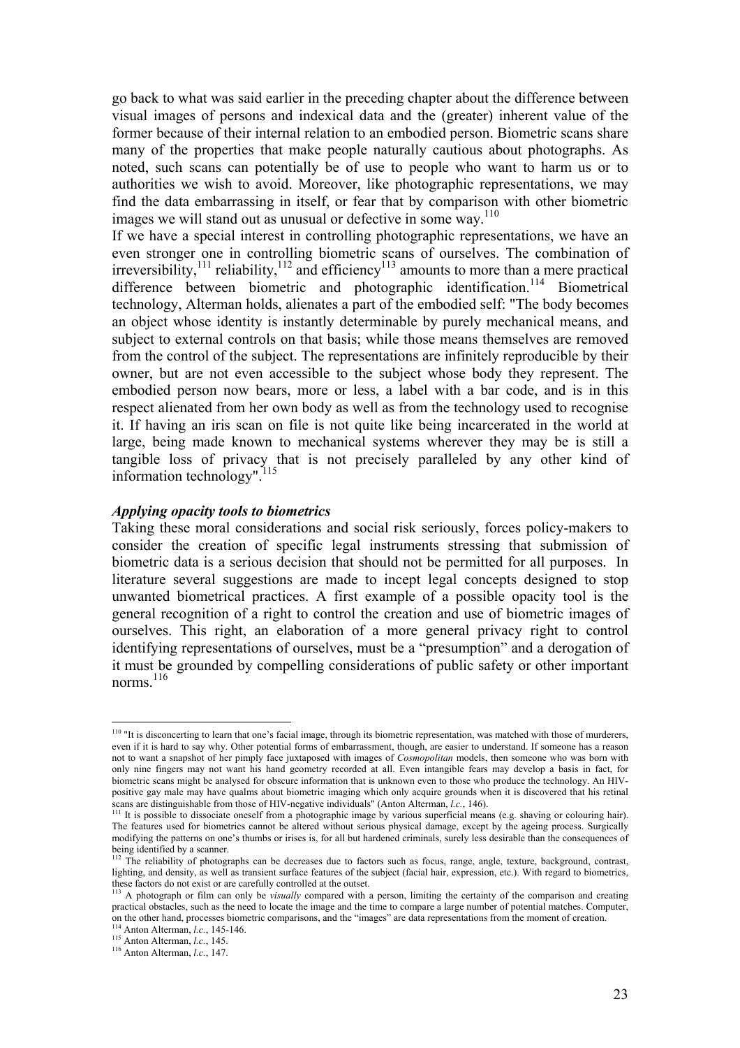go back to what was said earlier in the preceding chapter about the difference between visual images of persons and indexical data and the (greater) inherent value of the former because of their internal relation to an embodied person. Biometric scans share many of the properties that make people naturally cautious about photographs. As noted, such scans can potentially be of use to people who want to harm us or to authorities we wish to avoid. Moreover, like photographic representations, we may find the data embarrassing in itself, or fear that by comparison with other biometric images we will stand out as unusual or defective in some way.[110]

If we have a special interest in controlling photographic representations, we have an even stronger one in controlling biometric scans of ourselves. The combination of irreversibility,[111] reliability,[112] and efficiency[113] amounts to more than a mere practical difference between biometric and photographic identification.[114] Biometrical technology, Alterman holds, alienates a part of the embodied self: "The body becomes an object whose identity is instantly determinable by purely mechanical means, and subject to external controls on that basis; while those means themselves are removed from the control of the subject. The representations are infinitely reproducible by their owner, but are not even accessible to the subject whose body they represent. The embodied person now bears, more or less, a label with a bar code, and is in this respect alienated from her own body as well as from the technology used to recognise it. If having an iris scan on file is not quite like being incarcerated in the world at large, being made known to mechanical systems wherever they may be is still a tangible loss of privacy that is not precisely paralleled by any other kind of information technology".[115]

### *Applying opacity tools to biometrics*

Taking these moral considerations and social risk seriously, forces policy-makers to consider the creation of specific legal instruments stressing that submission of biometric data is a serious decision that should not be permitted for all purposes. In literature several suggestions are made to incept legal concepts designed to stop unwanted biometrical practices. A first example of a possible opacity tool is the general recognition of a right to control the creation and use of biometric images of ourselves. This right, an elaboration of a more general privacy right to control identifying representations of ourselves, must be a "presumption" and a derogation of it must be grounded by compelling considerations of public safety or other important norms.[116]

---

[110] "It is disconcerting to learn that one's facial image, through its biometric representation, was matched with those of murderers, even if it is hard to say why. Other potential forms of embarrassment, though, are easier to understand. If someone has a reason not to want a snapshot of her pimply face juxtaposed with images of *Cosmopolitan* models, then someone who was born with only nine fingers may not want his hand geometry recorded at all. Even intangible fears may develop a basis in fact, for biometric scans might be analysed for obscure information that is unknown even to those who produce the technology. An HIV-positive gay male may have qualms about biometric imaging which only acquire grounds when it is discovered that his retinal scans are distinguishable from those of HIV-negative individuals" (Anton Alterman, *l.c.*, 146).

[111] It is possible to dissociate oneself from a photographic image by various superficial means (e.g. shaving or colouring hair). The features used for biometrics cannot be altered without serious physical damage, except by the ageing process. Surgically modifying the patterns on one's thumbs or irises is, for all but hardened criminals, surely less desirable than the consequences of being identified by a scanner.

[112] The reliability of photographs can be decreases due to factors such as focus, range, angle, texture, background, contrast, lighting, and density, as well as transient surface features of the subject (facial hair, expression, etc.). With regard to biometrics, these factors do not exist or are carefully controlled at the outset.

[113] A photograph or film can only be *visually* compared with a person, limiting the certainty of the comparison and creating practical obstacles, such as the need to locate the image and the time to compare a large number of potential matches. Computer, on the other hand, processes biometric comparisons, and the "images" are data representations from the moment of creation.

[114] Anton Alterman, *l.c.*, 145-146.

[115] Anton Alterman, *l.c.*, 145.

[116] Anton Alterman, *l.c.*, 147.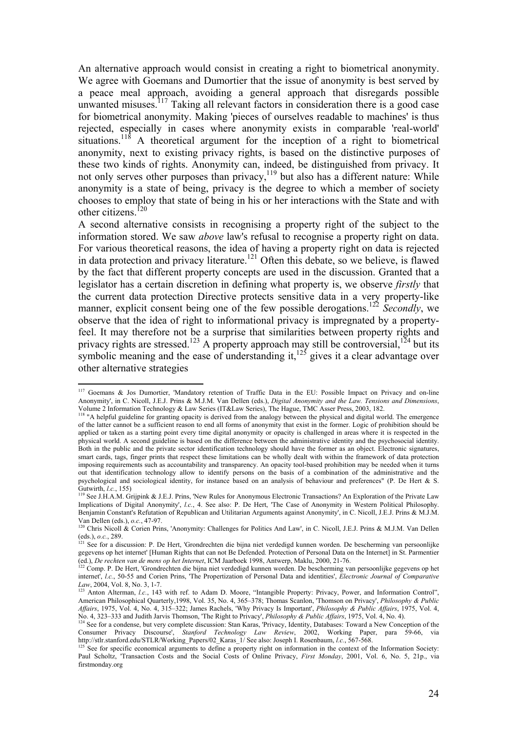An alternative approach would consist in creating a right to biometrical anonymity. We agree with Goemans and Dumortier that the issue of anonymity is best served by a peace meal approach, avoiding a general approach that disregards possible unwanted misuses.[117] Taking all relevant factors in consideration there is a good case for biometrical anonymity. Making 'pieces of ourselves readable to machines' is thus rejected, especially in cases where anonymity exists in comparable 'real-world' situations.[118] A theoretical argument for the inception of a right to biometrical anonymity, next to existing privacy rights, is based on the distinctive purposes of these two kinds of rights. Anonymity can, indeed, be distinguished from privacy. It not only serves other purposes than privacy,[119] but also has a different nature: While anonymity is a state of being, privacy is the degree to which a member of society chooses to employ that state of being in his or her interactions with the State and with other citizens.[120]

A second alternative consists in recognising a property right of the subject to the information stored. We saw *above* law's refusal to recognise a property right on data. For various theoretical reasons, the idea of having a property right on data is rejected in data protection and privacy literature.[121] Often this debate, so we believe, is flawed by the fact that different property concepts are used in the discussion. Granted that a legislator has a certain discretion in defining what property is, we observe *firstly* that the current data protection Directive protects sensitive data in a very property-like manner, explicit consent being one of the few possible derogations.[122] *Secondly*, we observe that the idea of right to informational privacy is impregnated by a property-feel. It may therefore not be a surprise that similarities between property rights and privacy rights are stressed.[123] A property approach may still be controversial,[124] but its symbolic meaning and the ease of understanding it,[125] gives it a clear advantage over other alternative strategies

---

[117] Goemans & Jos Dumortier, 'Mandatory retention of Traffic Data in the EU: Possible Impact on Privacy and on-line Anonymity', in C. Nicoll, J.E.J. Prins & M.J.M. Van Dellen (eds.), *Digital Anonymity and the Law. Tensions and Dimensions*, Volume 2 Information Technology & Law Series (IT&Law Series), The Hague, TMC Asser Press, 2003, 182.

[118] "A helpful guideline for granting opacity is derived from the analogy between the physical and digital world. The emergence of the latter cannot be a sufficient reason to end all forms of anonymity that exist in the former. Logic of prohibition should be applied or taken as a starting point every time digital anonymity or opacity is challenged in areas where it is respected in the physical world. A second guideline is based on the difference between the administrative identity and the psychosocial identity. Both in the public and the private sector identification technology should have the former as an object. Electronic signatures, smart cards, tags, finger prints that respect these limitations can be wholly dealt with within the framework of data protection imposing requirements such as accountability and transparency. An opacity tool-based prohibition may be needed when it turns out that identification technology allow to identify persons on the basis of a combination of the administrative and the psychological and sociological identity, for instance based on an analysis of behaviour and preferences" (P. De Hert & S. Gutwirth, *l.c.*, 155)

[119] See J.H.A.M. Grijpink & J.E.J. Prins, 'New Rules for Anonymous Electronic Transactions? An Exploration of the Private Law Implications of Digital Anonymity', *l.c.*, 4. See also: P. De Hert, 'The Case of Anonymity in Western Political Philosophy. Benjamin Constant's Refutation of Republican and Utilitarian Arguments against Anonymity', in C. Nicoll, J.E.J. Prins & M.J.M. Van Dellen (eds.), *o.c.*, 47-97.

[120] Chris Nicoll & Corien Prins, 'Anonymity: Challenges for Politics And Law', in C. Nicoll, J.E.J. Prins & M.J.M. Van Dellen (eds.), *o.c.*, 289.

[121] See for a discussion: P. De Hert, 'Grondrechten die bijna niet verdedigd kunnen worden. De bescherming van persoonlijke gegevens op het internet' [Human Rights that can not Be Defended. Protection of Personal Data on the Internet] in St. Parmentier (ed.), *De rechten van de mens op het Internet*, ICM Jaarboek 1998, Antwerp, Maklu, 2000, 21-76.

[122] Comp. P. De Hert, 'Grondrechten die bijna niet verdedigd kunnen worden. De bescherming van persoonlijke gegevens op het internet', *l.c.*, 50-55 and Corien Prins, 'The Propertization of Personal Data and identities', *Electronic Journal of Comparative Law*, 2004, Vol. 8, No. 3, 1-7.

[123] Anton Alterman, *l.c.*, 143 with ref. to Adam D. Moore, "Intangible Property: Privacy, Power, and Information Control", American Philosophical Quarterly,1998, Vol. 35, No. 4, 365–378; Thomas Scanlon, 'Thomson on Privacy', *Philosophy & Public Affairs*, 1975, Vol. 4, No. 4, 315–322; James Rachels, 'Why Privacy Is Important', *Philosophy & Public Affairs*, 1975, Vol. 4, No. 4, 323–333 and Judith Jarvis Thomson, 'The Right to Privacy', *Philosophy & Public Affairs*, 1975, Vol. 4, No. 4).

[124] See for a condense, but very complete discussion: Stan Karas, 'Privacy, Identity, Databases: Toward a New Conception of the Consumer Privacy Discourse', *Stanford Technology Law Review*, 2002, Working Paper, para 59-66, via http://stlr.stanford.edu/STLR/Working_Papers/02_Karas_1/ See also: Joseph I. Rosenbaum, *l.c.*, 567-568.

[125] See for specific economical arguments to define a property right on information in the context of the Information Society: Paul Scholtz, 'Transaction Costs and the Social Costs of Online Privacy, *First Monday*, 2001, Vol. 6, No. 5, 21p., via firstmonday.org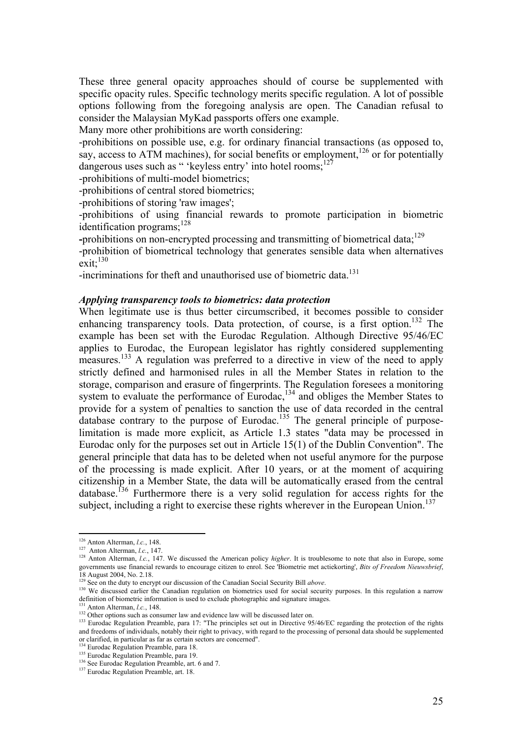These three general opacity approaches should of course be supplemented with specific opacity rules. Specific technology merits specific regulation. A lot of possible options following from the foregoing analysis are open. The Canadian refusal to consider the Malaysian MyKad passports offers one example.

Many more other prohibitions are worth considering:

-prohibitions on possible use, e.g. for ordinary financial transactions (as opposed to, say, access to ATM machines), for social benefits or employment,[126] or for potentially dangerous uses such as " 'keyless entry' into hotel rooms;[127]

-prohibitions of multi-model biometrics;

-prohibitions of central stored biometrics;

-prohibitions of storing 'raw images';

-prohibitions of using financial rewards to promote participation in biometric identification programs;[128]

-prohibitions on non-encrypted processing and transmitting of biometrical data;[129]

-prohibition of biometrical technology that generates sensible data when alternatives exit;[130]

-incriminations for theft and unauthorised use of biometric data.[131]

### *Applying transparency tools to biometrics: data protection*

When legitimate use is thus better circumscribed, it becomes possible to consider enhancing transparency tools. Data protection, of course, is a first option.[132] The example has been set with the Eurodac Regulation. Although Directive 95/46/EC applies to Eurodac, the European legislator has rightly considered supplementing measures.[133] A regulation was preferred to a directive in view of the need to apply strictly defined and harmonised rules in all the Member States in relation to the storage, comparison and erasure of fingerprints. The Regulation foresees a monitoring system to evaluate the performance of Eurodac,[134] and obliges the Member States to provide for a system of penalties to sanction the use of data recorded in the central database contrary to the purpose of Eurodac.[135] The general principle of purpose-limitation is made more explicit, as Article 1.3 states "data may be processed in Eurodac only for the purposes set out in Article 15(1) of the Dublin Convention". The general principle that data has to be deleted when not useful anymore for the purpose of the processing is made explicit. After 10 years, or at the moment of acquiring citizenship in a Member State, the data will be automatically erased from the central database.[136] Furthermore there is a very solid regulation for access rights for the subject, including a right to exercise these rights wherever in the European Union.[137]

---

[126] Anton Alterman, *l.c.*, 148.

[127] Anton Alterman, *l.c.*, 147.

[128] Anton Alterman, *l.c.*, 147. We discussed the American policy *higher*. It is troublesome to note that also in Europe, some governments use financial rewards to encourage citizen to enrol. See 'Biometrie met actiekorting', *Bits of Freedom Nieuwsbrief*, 18 August 2004, No. 2.18.

[129] See on the duty to encrypt our discussion of the Canadian Social Security Bill *above*.

[130] We discussed earlier the Canadian regulation on biometrics used for social security purposes. In this regulation a narrow definition of biometric information is used to exclude photographic and signature images.

[131] Anton Alterman, *l.c.*, 148.

[132] Other options such as consumer law and evidence law will be discussed later on.

[133] Eurodac Regulation Preamble, para 17: "The principles set out in Directive 95/46/EC regarding the protection of the rights and freedoms of individuals, notably their right to privacy, with regard to the processing of personal data should be supplemented or clarified, in particular as far as certain sectors are concerned".

[134] Eurodac Regulation Preamble, para 18.

[135] Eurodac Regulation Preamble, para 19.

[136] See Eurodac Regulation Preamble, art. 6 and 7.

[137] Eurodac Regulation Preamble, art. 18.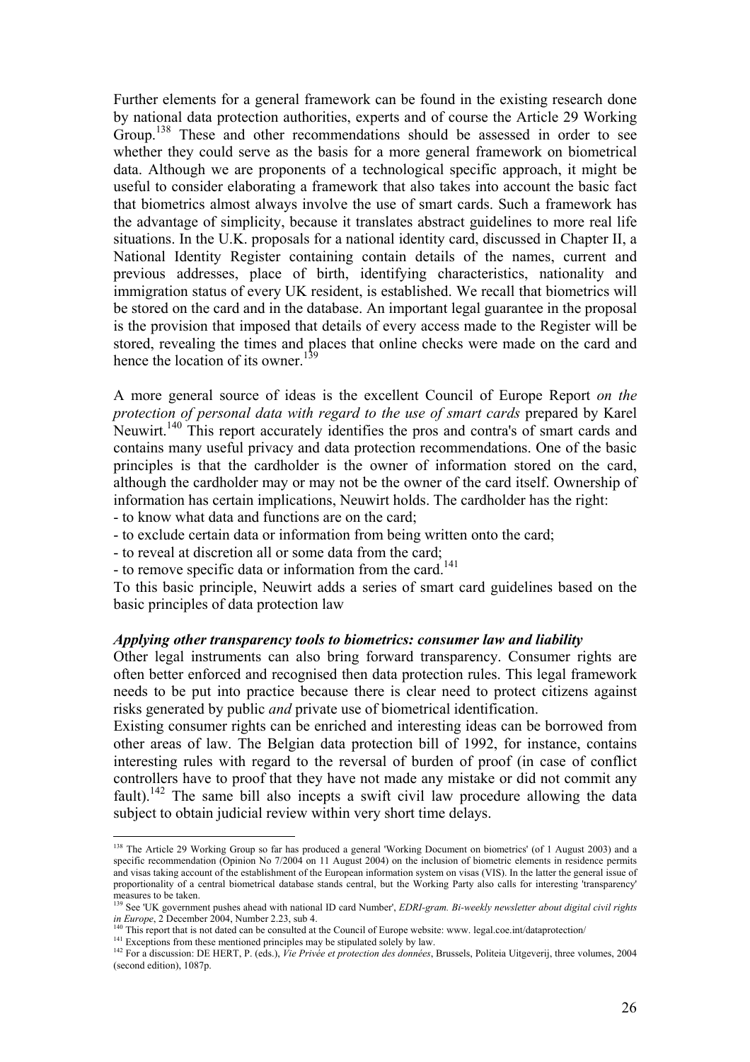Further elements for a general framework can be found in the existing research done by national data protection authorities, experts and of course the Article 29 Working Group.[138] These and other recommendations should be assessed in order to see whether they could serve as the basis for a more general framework on biometrical data. Although we are proponents of a technological specific approach, it might be useful to consider elaborating a framework that also takes into account the basic fact that biometrics almost always involve the use of smart cards. Such a framework has the advantage of simplicity, because it translates abstract guidelines to more real life situations. In the U.K. proposals for a national identity card, discussed in Chapter II, a National Identity Register containing contain details of the names, current and previous addresses, place of birth, identifying characteristics, nationality and immigration status of every UK resident, is established. We recall that biometrics will be stored on the card and in the database. An important legal guarantee in the proposal is the provision that imposed that details of every access made to the Register will be stored, revealing the times and places that online checks were made on the card and hence the location of its owner.[139]

A more general source of ideas is the excellent Council of Europe Report *on the protection of personal data with regard to the use of smart cards* prepared by Karel Neuwirt.[140] This report accurately identifies the pros and contra's of smart cards and contains many useful privacy and data protection recommendations. One of the basic principles is that the cardholder is the owner of information stored on the card, although the cardholder may or may not be the owner of the card itself. Ownership of information has certain implications, Neuwirt holds. The cardholder has the right:

- to know what data and functions are on the card;
- to exclude certain data or information from being written onto the card;
- to reveal at discretion all or some data from the card;
- to remove specific data or information from the card.[141]

To this basic principle, Neuwirt adds a series of smart card guidelines based on the basic principles of data protection law

***Applying other transparency tools to biometrics: consumer law and liability***

Other legal instruments can also bring forward transparency. Consumer rights are often better enforced and recognised then data protection rules. This legal framework needs to be put into practice because there is clear need to protect citizens against risks generated by public *and* private use of biometrical identification.

Existing consumer rights can be enriched and interesting ideas can be borrowed from other areas of law. The Belgian data protection bill of 1992, for instance, contains interesting rules with regard to the reversal of burden of proof (in case of conflict controllers have to proof that they have not made any mistake or did not commit any fault).[142] The same bill also incepts a swift civil law procedure allowing the data subject to obtain judicial review within very short time delays.

---

[138] The Article 29 Working Group so far has produced a general 'Working Document on biometrics' (of 1 August 2003) and a specific recommendation (Opinion No 7/2004 on 11 August 2004) on the inclusion of biometric elements in residence permits and visas taking account of the establishment of the European information system on visas (VIS). In the latter the general issue of proportionality of a central biometrical database stands central, but the Working Party also calls for interesting 'transparency' measures to be taken.

[139] See 'UK government pushes ahead with national ID card Number', *EDRI-gram. Bi-weekly newsletter about digital civil rights in Europe*, 2 December 2004, Number 2.23, sub 4.

[140] This report that is not dated can be consulted at the Council of Europe website: www. legal.coe.int/dataprotection/

[141] Exceptions from these mentioned principles may be stipulated solely by law.

[142] For a discussion: DE HERT, P. (eds.), *Vie Privée et protection des données*, Brussels, Politeia Uitgeverij, three volumes, 2004 (second edition), 1087p.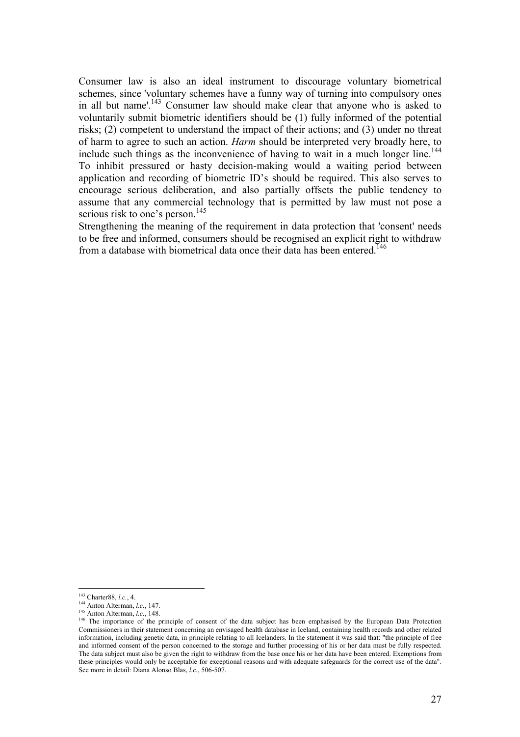Consumer law is also an ideal instrument to discourage voluntary biometrical schemes, since 'voluntary schemes have a funny way of turning into compulsory ones in all but name'.[143] Consumer law should make clear that anyone who is asked to voluntarily submit biometric identifiers should be (1) fully informed of the potential risks; (2) competent to understand the impact of their actions; and (3) under no threat of harm to agree to such an action. *Harm* should be interpreted very broadly here, to include such things as the inconvenience of having to wait in a much longer line.[144] To inhibit pressured or hasty decision-making would a waiting period between application and recording of biometric ID's should be required. This also serves to encourage serious deliberation, and also partially offsets the public tendency to assume that any commercial technology that is permitted by law must not pose a serious risk to one's person.[145]

Strengthening the meaning of the requirement in data protection that 'consent' needs to be free and informed, consumers should be recognised an explicit right to withdraw from a database with biometrical data once their data has been entered.[146]

---

[143] Charter88, *l.c.*, 4.

[144] Anton Alterman, *l.c.*, 147.

[145] Anton Alterman, *l.c.*, 148.

[146] The importance of the principle of consent of the data subject has been emphasised by the European Data Protection Commissioners in their statement concerning an envisaged health database in Iceland, containing health records and other related information, including genetic data, in principle relating to all Icelanders. In the statement it was said that: "the principle of free and informed consent of the person concerned to the storage and further processing of his or her data must be fully respected. The data subject must also be given the right to withdraw from the base once his or her data have been entered. Exemptions from these principles would only be acceptable for exceptional reasons and with adequate safeguards for the correct use of the data". See more in detail: Diana Alonso Blas, *l.c.*, 506-507.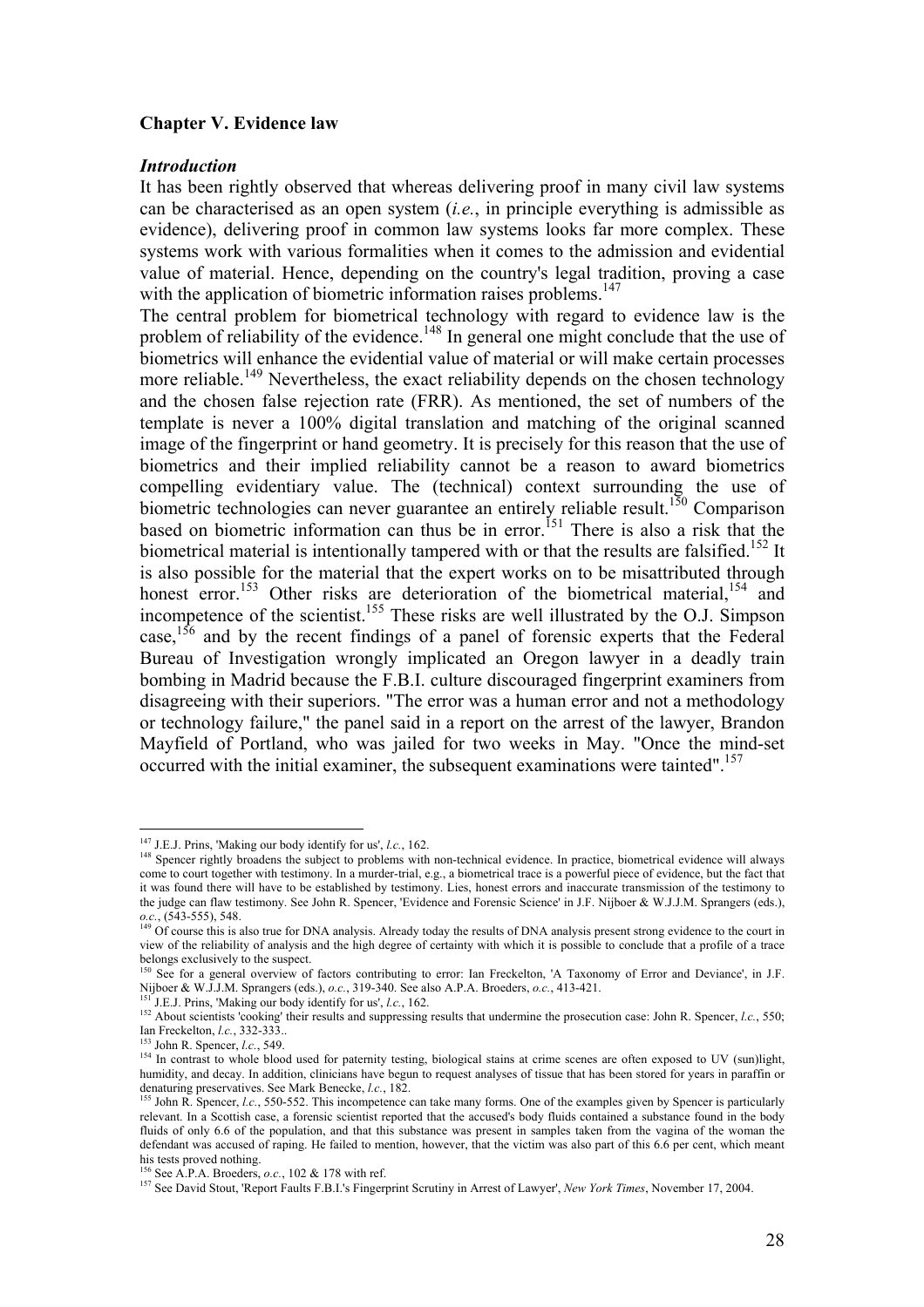## Chapter V. Evidence law

### *Introduction*

It has been rightly observed that whereas delivering proof in many civil law systems can be characterised as an open system (*i.e.*, in principle everything is admissible as evidence), delivering proof in common law systems looks far more complex. These systems work with various formalities when it comes to the admission and evidential value of material. Hence, depending on the country's legal tradition, proving a case with the application of biometric information raises problems.[147]

The central problem for biometrical technology with regard to evidence law is the problem of reliability of the evidence.[148] In general one might conclude that the use of biometrics will enhance the evidential value of material or will make certain processes more reliable.[149] Nevertheless, the exact reliability depends on the chosen technology and the chosen false rejection rate (FRR). As mentioned, the set of numbers of the template is never a 100% digital translation and matching of the original scanned image of the fingerprint or hand geometry. It is precisely for this reason that the use of biometrics and their implied reliability cannot be a reason to award biometrics compelling evidentiary value. The (technical) context surrounding the use of biometric technologies can never guarantee an entirely reliable result.[150] Comparison based on biometric information can thus be in error.[151] There is also a risk that the biometrical material is intentionally tampered with or that the results are falsified.[152] It is also possible for the material that the expert works on to be misattributed through honest error.[153] Other risks are deterioration of the biometrical material,[154] and incompetence of the scientist.[155] These risks are well illustrated by the O.J. Simpson case,[156] and by the recent findings of a panel of forensic experts that the Federal Bureau of Investigation wrongly implicated an Oregon lawyer in a deadly train bombing in Madrid because the F.B.I. culture discouraged fingerprint examiners from disagreeing with their superiors. "The error was a human error and not a methodology or technology failure," the panel said in a report on the arrest of the lawyer, Brandon Mayfield of Portland, who was jailed for two weeks in May. "Once the mind-set occurred with the initial examiner, the subsequent examinations were tainted".[157]

---

[147] J.E.J. Prins, 'Making our body identify for us', *l.c.*, 162.

[148] Spencer rightly broadens the subject to problems with non-technical evidence. In practice, biometrical evidence will always come to court together with testimony. In a murder-trial, e.g., a biometrical trace is a powerful piece of evidence, but the fact that it was found there will have to be established by testimony. Lies, honest errors and inaccurate transmission of the testimony to the judge can flaw testimony. See John R. Spencer, 'Evidence and Forensic Science' in J.F. Nijboer & W.J.J.M. Sprangers (eds.), *o.c.*, (543-555), 548.

[149] Of course this is also true for DNA analysis. Already today the results of DNA analysis present strong evidence to the court in view of the reliability of analysis and the high degree of certainty with which it is possible to conclude that a profile of a trace belongs exclusively to the suspect.

[150] See for a general overview of factors contributing to error: Ian Freckelton, 'A Taxonomy of Error and Deviance', in J.F. Nijboer & W.J.J.M. Sprangers (eds.), *o.c.*, 319-340. See also A.P.A. Broeders, *o.c.*, 413-421.

[151] J.E.J. Prins, 'Making our body identify for us', *l.c.*, 162.

[152] About scientists 'cooking' their results and suppressing results that undermine the prosecution case: John R. Spencer, *l.c.*, 550; Ian Freckelton, *l.c.*, 332-333..

[153] John R. Spencer, *l.c.*, 549.

[154] In contrast to whole blood used for paternity testing, biological stains at crime scenes are often exposed to UV (sun)light, humidity, and decay. In addition, clinicians have begun to request analyses of tissue that has been stored for years in paraffin or denaturing preservatives. See Mark Benecke, *l.c.*, 182.

[155] John R. Spencer, *l.c.*, 550-552. This incompetence can take many forms. One of the examples given by Spencer is particularly relevant. In a Scottish case, a forensic scientist reported that the accused's body fluids contained a substance found in the body fluids of only 6.6 of the population, and that this substance was present in samples taken from the vagina of the woman the defendant was accused of raping. He failed to mention, however, that the victim was also part of this 6.6 per cent, which meant his tests proved nothing.

[156] See A.P.A. Broeders, *o.c.*, 102 & 178 with ref.

[157] See David Stout, 'Report Faults F.B.I.'s Fingerprint Scrutiny in Arrest of Lawyer', *New York Times*, November 17, 2004.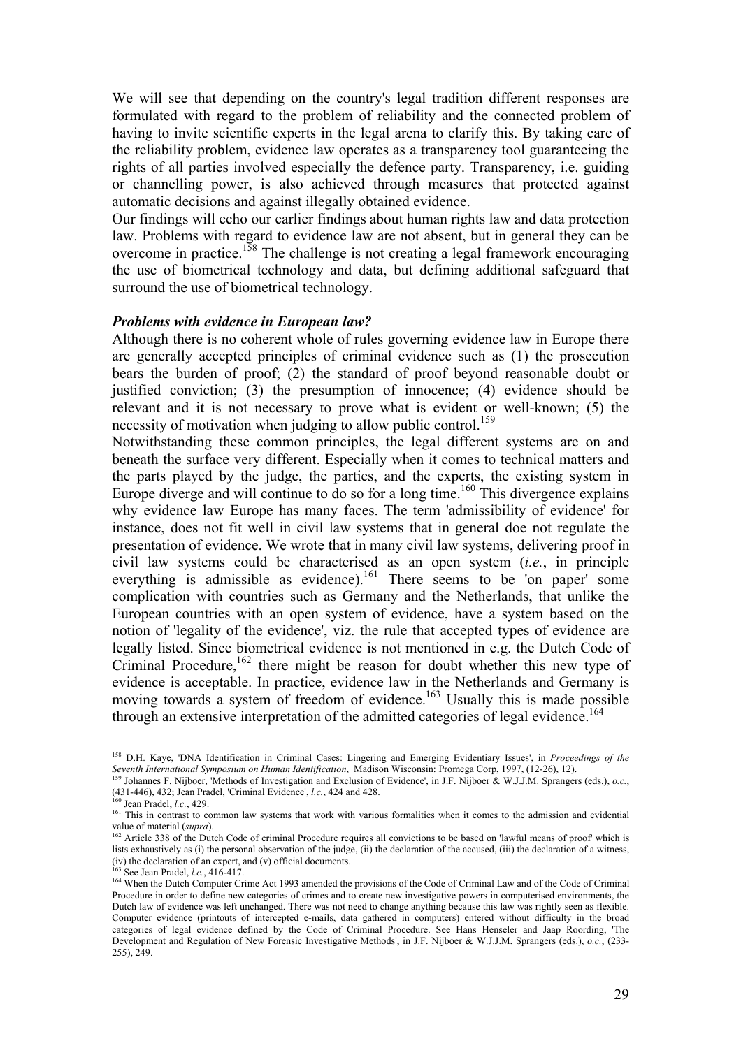We will see that depending on the country's legal tradition different responses are formulated with regard to the problem of reliability and the connected problem of having to invite scientific experts in the legal arena to clarify this. By taking care of the reliability problem, evidence law operates as a transparency tool guaranteeing the rights of all parties involved especially the defence party. Transparency, i.e. guiding or channelling power, is also achieved through measures that protected against automatic decisions and against illegally obtained evidence.

Our findings will echo our earlier findings about human rights law and data protection law. Problems with regard to evidence law are not absent, but in general they can be overcome in practice.[158] The challenge is not creating a legal framework encouraging the use of biometrical technology and data, but defining additional safeguard that surround the use of biometrical technology.

***Problems with evidence in European law?***

Although there is no coherent whole of rules governing evidence law in Europe there are generally accepted principles of criminal evidence such as (1) the prosecution bears the burden of proof; (2) the standard of proof beyond reasonable doubt or justified conviction; (3) the presumption of innocence; (4) evidence should be relevant and it is not necessary to prove what is evident or well-known; (5) the necessity of motivation when judging to allow public control.[159]

Notwithstanding these common principles, the legal different systems are on and beneath the surface very different. Especially when it comes to technical matters and the parts played by the judge, the parties, and the experts, the existing system in Europe diverge and will continue to do so for a long time.[160] This divergence explains why evidence law Europe has many faces. The term 'admissibility of evidence' for instance, does not fit well in civil law systems that in general doe not regulate the presentation of evidence. We wrote that in many civil law systems, delivering proof in civil law systems could be characterised as an open system (*i.e.*, in principle everything is admissible as evidence).[161] There seems to be 'on paper' some complication with countries such as Germany and the Netherlands, that unlike the European countries with an open system of evidence, have a system based on the notion of 'legality of the evidence', viz. the rule that accepted types of evidence are legally listed. Since biometrical evidence is not mentioned in e.g. the Dutch Code of Criminal Procedure,[162] there might be reason for doubt whether this new type of evidence is acceptable. In practice, evidence law in the Netherlands and Germany is moving towards a system of freedom of evidence.[163] Usually this is made possible through an extensive interpretation of the admitted categories of legal evidence.[164]

---

[158] D.H. Kaye, 'DNA Identification in Criminal Cases: Lingering and Emerging Evidentiary Issues', in *Proceedings of the Seventh International Symposium on Human Identification*, Madison Wisconsin: Promega Corp, 1997, (12-26), 12).

[159] Johannes F. Nijboer, 'Methods of Investigation and Exclusion of Evidence', in J.F. Nijboer & W.J.J.M. Sprangers (eds.), *o.c.*, (431-446), 432; Jean Pradel, 'Criminal Evidence', *l.c.*, 424 and 428.

[160] Jean Pradel, *l.c.*, 429.

[161] This in contrast to common law systems that work with various formalities when it comes to the admission and evidential value of material (*supra*).

[162] Article 338 of the Dutch Code of criminal Procedure requires all convictions to be based on 'lawful means of proof' which is lists exhaustively as (i) the personal observation of the judge, (ii) the declaration of the accused, (iii) the declaration of a witness, (iv) the declaration of an expert, and (v) official documents.

[163] See Jean Pradel, *l.c.*, 416-417.

[164] When the Dutch Computer Crime Act 1993 amended the provisions of the Code of Criminal Law and of the Code of Criminal Procedure in order to define new categories of crimes and to create new investigative powers in computerised environments, the Dutch law of evidence was left unchanged. There was not need to change anything because this law was rightly seen as flexible. Computer evidence (printouts of intercepted e-mails, data gathered in computers) entered without difficulty in the broad categories of legal evidence defined by the Code of Criminal Procedure. See Hans Henseler and Jaap Roording, 'The Development and Regulation of New Forensic Investigative Methods', in J.F. Nijboer & W.J.J.M. Sprangers (eds.), *o.c.*, (233-255), 249.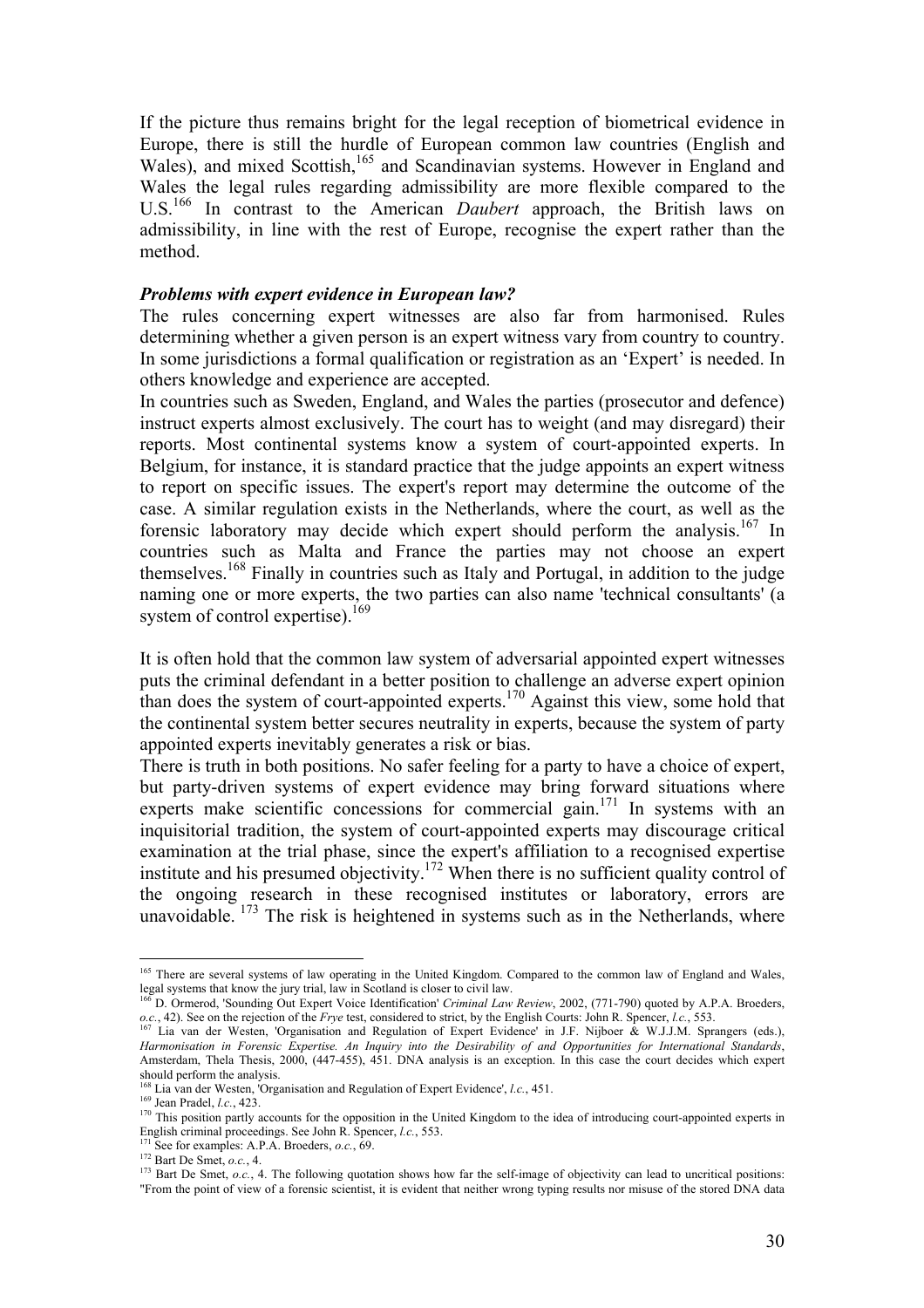If the picture thus remains bright for the legal reception of biometrical evidence in Europe, there is still the hurdle of European common law countries (English and Wales), and mixed Scottish,[165] and Scandinavian systems. However in England and Wales the legal rules regarding admissibility are more flexible compared to the U.S.[166] In contrast to the American *Daubert* approach, the British laws on admissibility, in line with the rest of Europe, recognise the expert rather than the method.

***Problems with expert evidence in European law?***

The rules concerning expert witnesses are also far from harmonised. Rules determining whether a given person is an expert witness vary from country to country. In some jurisdictions a formal qualification or registration as an 'Expert' is needed. In others knowledge and experience are accepted.

In countries such as Sweden, England, and Wales the parties (prosecutor and defence) instruct experts almost exclusively. The court has to weight (and may disregard) their reports. Most continental systems know a system of court-appointed experts. In Belgium, for instance, it is standard practice that the judge appoints an expert witness to report on specific issues. The expert's report may determine the outcome of the case. A similar regulation exists in the Netherlands, where the court, as well as the forensic laboratory may decide which expert should perform the analysis.[167] In countries such as Malta and France the parties may not choose an expert themselves.[168] Finally in countries such as Italy and Portugal, in addition to the judge naming one or more experts, the two parties can also name 'technical consultants' (a system of control expertise).[169]

It is often hold that the common law system of adversarial appointed expert witnesses puts the criminal defendant in a better position to challenge an adverse expert opinion than does the system of court-appointed experts.[170] Against this view, some hold that the continental system better secures neutrality in experts, because the system of party appointed experts inevitably generates a risk or bias.

There is truth in both positions. No safer feeling for a party to have a choice of expert, but party-driven systems of expert evidence may bring forward situations where experts make scientific concessions for commercial gain.[171] In systems with an inquisitorial tradition, the system of court-appointed experts may discourage critical examination at the trial phase, since the expert's affiliation to a recognised expertise institute and his presumed objectivity.[172] When there is no sufficient quality control of the ongoing research in these recognised institutes or laboratory, errors are unavoidable. [173] The risk is heightened in systems such as in the Netherlands, where

---

[165] There are several systems of law operating in the United Kingdom. Compared to the common law of England and Wales, legal systems that know the jury trial, law in Scotland is closer to civil law.

[166] D. Ormerod, 'Sounding Out Expert Voice Identification' *Criminal Law Review*, 2002, (771-790) quoted by A.P.A. Broeders, *o.c.*, 42). See on the rejection of the *Frye* test, considered to strict, by the English Courts: John R. Spencer, *l.c.*, 553.

[167] Lia van der Westen, 'Organisation and Regulation of Expert Evidence' in J.F. Nijboer & W.J.J.M. Sprangers (eds.), *Harmonisation in Forensic Expertise. An Inquiry into the Desirability of and Opportunities for International Standards*, Amsterdam, Thela Thesis, 2000, (447-455), 451. DNA analysis is an exception. In this case the court decides which expert should perform the analysis.

[168] Lia van der Westen, 'Organisation and Regulation of Expert Evidence', *l.c.*, 451.

[169] Jean Pradel, *l.c.*, 423.

[170] This position partly accounts for the opposition in the United Kingdom to the idea of introducing court-appointed experts in English criminal proceedings. See John R. Spencer, *l.c.*, 553.

[171] See for examples: A.P.A. Broeders, *o.c.*, 69.

[172] Bart De Smet, *o.c.*, 4.

[173] Bart De Smet, *o.c.*, 4. The following quotation shows how far the self-image of objectivity can lead to uncritical positions: "From the point of view of a forensic scientist, it is evident that neither wrong typing results nor misuse of the stored DNA data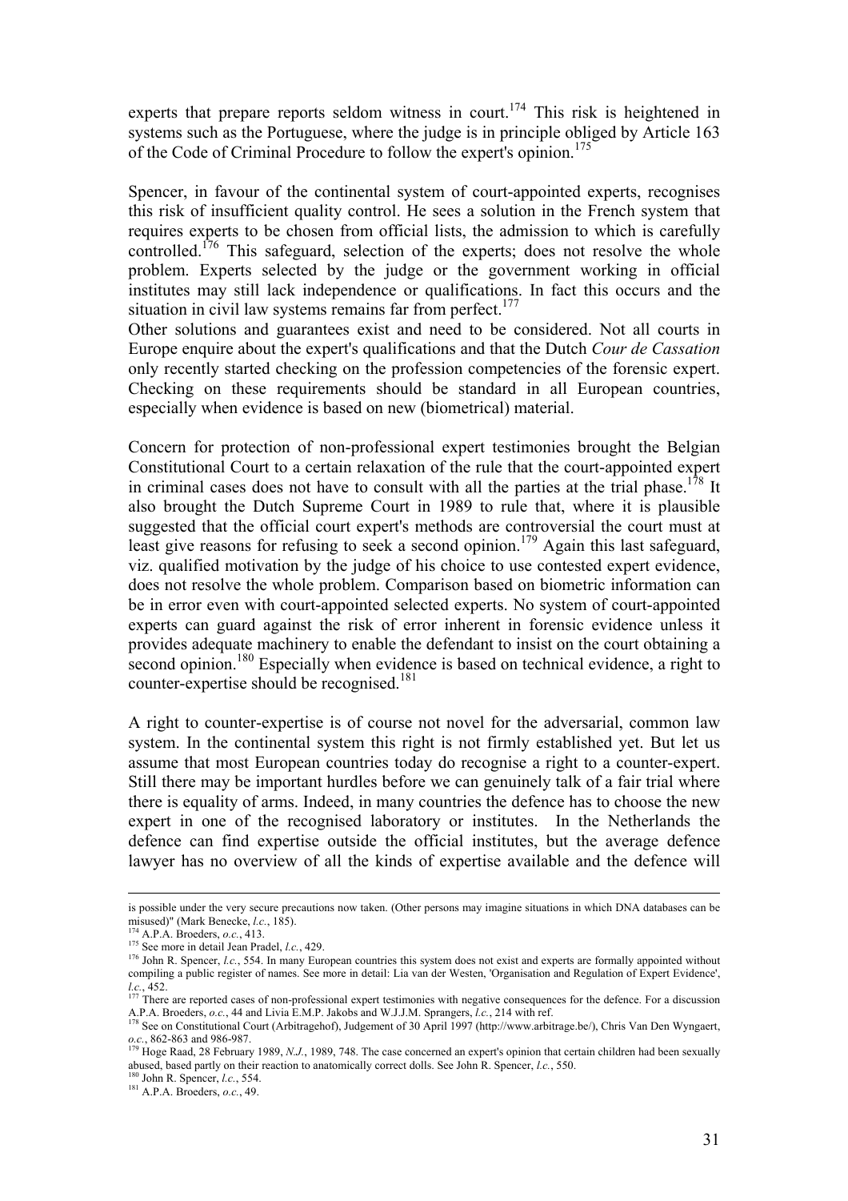experts that prepare reports seldom witness in court.[174] This risk is heightened in systems such as the Portuguese, where the judge is in principle obliged by Article 163 of the Code of Criminal Procedure to follow the expert's opinion.[175]

Spencer, in favour of the continental system of court-appointed experts, recognises this risk of insufficient quality control. He sees a solution in the French system that requires experts to be chosen from official lists, the admission to which is carefully controlled.[176] This safeguard, selection of the experts; does not resolve the whole problem. Experts selected by the judge or the government working in official institutes may still lack independence or qualifications. In fact this occurs and the situation in civil law systems remains far from perfect.[177]

Other solutions and guarantees exist and need to be considered. Not all courts in Europe enquire about the expert's qualifications and that the Dutch *Cour de Cassation* only recently started checking on the profession competencies of the forensic expert. Checking on these requirements should be standard in all European countries, especially when evidence is based on new (biometrical) material.

Concern for protection of non-professional expert testimonies brought the Belgian Constitutional Court to a certain relaxation of the rule that the court-appointed expert in criminal cases does not have to consult with all the parties at the trial phase.[178] It also brought the Dutch Supreme Court in 1989 to rule that, where it is plausible suggested that the official court expert's methods are controversial the court must at least give reasons for refusing to seek a second opinion.[179] Again this last safeguard, viz. qualified motivation by the judge of his choice to use contested expert evidence, does not resolve the whole problem. Comparison based on biometric information can be in error even with court-appointed selected experts. No system of court-appointed experts can guard against the risk of error inherent in forensic evidence unless it provides adequate machinery to enable the defendant to insist on the court obtaining a second opinion.[180] Especially when evidence is based on technical evidence, a right to counter-expertise should be recognised.[181]

A right to counter-expertise is of course not novel for the adversarial, common law system. In the continental system this right is not firmly established yet. But let us assume that most European countries today do recognise a right to a counter-expert. Still there may be important hurdles before we can genuinely talk of a fair trial where there is equality of arms. Indeed, in many countries the defence has to choose the new expert in one of the recognised laboratory or institutes. In the Netherlands the defence can find expertise outside the official institutes, but the average defence lawyer has no overview of all the kinds of expertise available and the defence will

---

is possible under the very secure precautions now taken. (Other persons may imagine situations in which DNA databases can be misused)" (Mark Benecke, *l.c.*, 185).

[174] A.P.A. Broeders, *o.c.*, 413.

[175] See more in detail Jean Pradel, *l.c.*, 429.

[176] John R. Spencer, *l.c.*, 554. In many European countries this system does not exist and experts are formally appointed without compiling a public register of names. See more in detail: Lia van der Westen, 'Organisation and Regulation of Expert Evidence', *l.c.*, 452.

[177] There are reported cases of non-professional expert testimonies with negative consequences for the defence. For a discussion A.P.A. Broeders, *o.c.*, 44 and Livia E.M.P. Jakobs and W.J.J.M. Sprangers, *l.c.*, 214 with ref.

[178] See on Constitutional Court (Arbitragehof), Judgement of 30 April 1997 (http://www.arbitrage.be/), Chris Van Den Wyngaert, *o.c.*, 862-863 and 986-987.

[179] Hoge Raad, 28 February 1989, *N.J.*, 1989, 748. The case concerned an expert's opinion that certain children had been sexually abused, based partly on their reaction to anatomically correct dolls. See John R. Spencer, *l.c.*, 550.

[180] John R. Spencer, *l.c.*, 554.

[181] A.P.A. Broeders, *o.c.*, 49.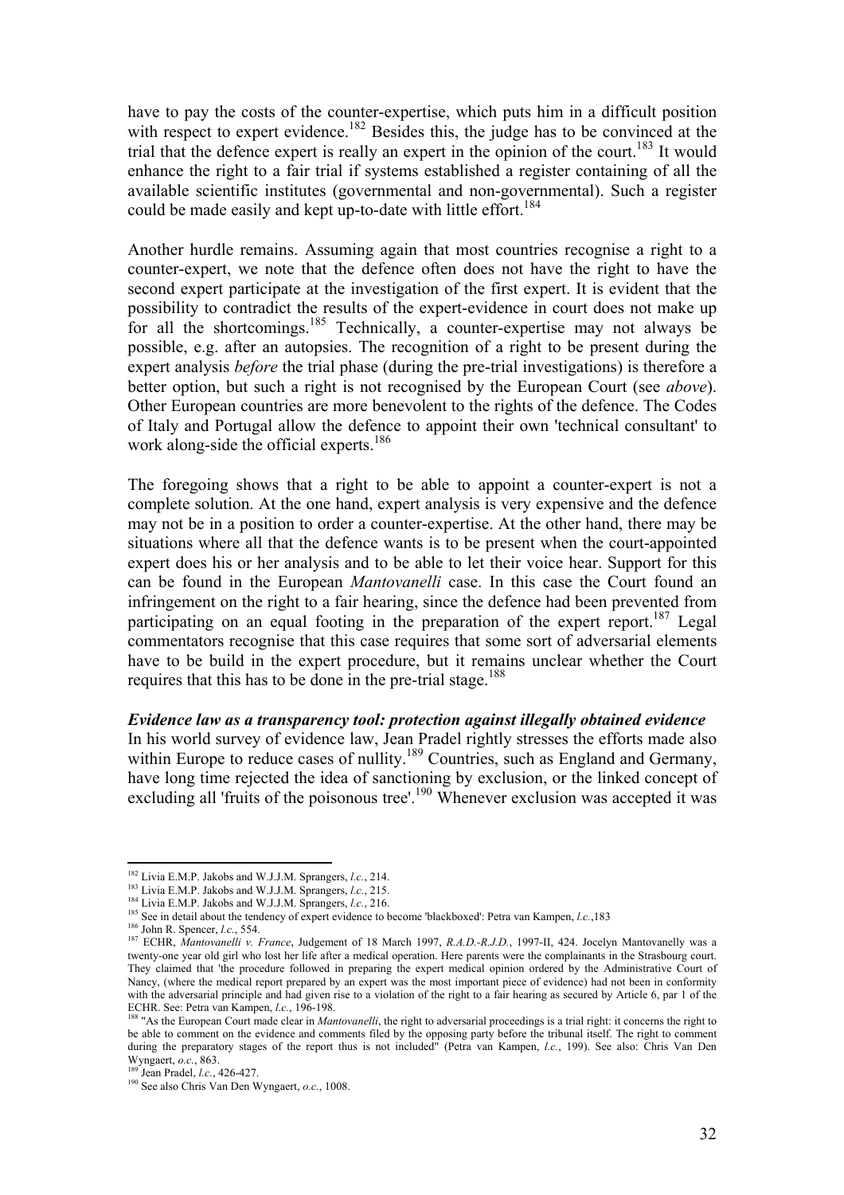have to pay the costs of the counter-expertise, which puts him in a difficult position with respect to expert evidence.[182] Besides this, the judge has to be convinced at the trial that the defence expert is really an expert in the opinion of the court.[183] It would enhance the right to a fair trial if systems established a register containing of all the available scientific institutes (governmental and non-governmental). Such a register could be made easily and kept up-to-date with little effort.[184]

Another hurdle remains. Assuming again that most countries recognise a right to a counter-expert, we note that the defence often does not have the right to have the second expert participate at the investigation of the first expert. It is evident that the possibility to contradict the results of the expert-evidence in court does not make up for all the shortcomings.[185] Technically, a counter-expertise may not always be possible, e.g. after an autopsies. The recognition of a right to be present during the expert analysis *before* the trial phase (during the pre-trial investigations) is therefore a better option, but such a right is not recognised by the European Court (see *above*). Other European countries are more benevolent to the rights of the defence. The Codes of Italy and Portugal allow the defence to appoint their own 'technical consultant' to work along-side the official experts.[186]

The foregoing shows that a right to be able to appoint a counter-expert is not a complete solution. At the one hand, expert analysis is very expensive and the defence may not be in a position to order a counter-expertise. At the other hand, there may be situations where all that the defence wants is to be present when the court-appointed expert does his or her analysis and to be able to let their voice hear. Support for this can be found in the European *Mantovanelli* case. In this case the Court found an infringement on the right to a fair hearing, since the defence had been prevented from participating on an equal footing in the preparation of the expert report.[187] Legal commentators recognise that this case requires that some sort of adversarial elements have to be build in the expert procedure, but it remains unclear whether the Court requires that this has to be done in the pre-trial stage.[188]

***Evidence law as a transparency tool: protection against illegally obtained evidence***

In his world survey of evidence law, Jean Pradel rightly stresses the efforts made also within Europe to reduce cases of nullity.[189] Countries, such as England and Germany, have long time rejected the idea of sanctioning by exclusion, or the linked concept of excluding all 'fruits of the poisonous tree'.[190] Whenever exclusion was accepted it was

---

[182] Livia E.M.P. Jakobs and W.J.J.M. Sprangers, *l.c.*, 214.

[183] Livia E.M.P. Jakobs and W.J.J.M. Sprangers, *l.c.*, 215.

[184] Livia E.M.P. Jakobs and W.J.J.M. Sprangers, *l.c.*, 216.

[185] See in detail about the tendency of expert evidence to become 'blackboxed': Petra van Kampen, *l.c.*,183

[186] John R. Spencer, *l.c.*, 554.

[187] ECHR, *Mantovanelli v. France*, Judgement of 18 March 1997, *R.A.D.-R.J.D.*, 1997-II, 424. Jocelyn Mantovanelly was a twenty-one year old girl who lost her life after a medical operation. Here parents were the complainants in the Strasbourg court. They claimed that 'the procedure followed in preparing the expert medical opinion ordered by the Administrative Court of Nancy, (where the medical report prepared by an expert was the most important piece of evidence) had not been in conformity with the adversarial principle and had given rise to a violation of the right to a fair hearing as secured by Article 6, par 1 of the ECHR. See: Petra van Kampen, *l.c.*, 196-198.

[188] "As the European Court made clear in *Mantovanelli*, the right to adversarial proceedings is a trial right: it concerns the right to be able to comment on the evidence and comments filed by the opposing party before the tribunal itself. The right to comment during the preparatory stages of the report thus is not included" (Petra van Kampen, *l.c.*, 199). See also: Chris Van Den Wyngaert, *o.c.*, 863.

[189] Jean Pradel, *l.c.*, 426-427.

[190] See also Chris Van Den Wyngaert, *o.c.*, 1008.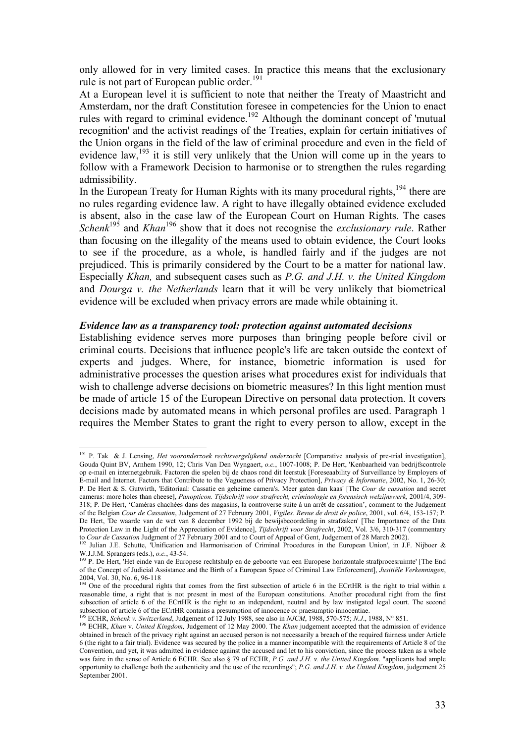only allowed for in very limited cases. In practice this means that the exclusionary rule is not part of European public order.[191]

At a European level it is sufficient to note that neither the Treaty of Maastricht and Amsterdam, nor the draft Constitution foresee in competencies for the Union to enact rules with regard to criminal evidence.[192] Although the dominant concept of 'mutual recognition' and the activist readings of the Treaties, explain for certain initiatives of the Union organs in the field of the law of criminal procedure and even in the field of evidence law,[193] it is still very unlikely that the Union will come up in the years to follow with a Framework Decision to harmonise or to strengthen the rules regarding admissibility.

In the European Treaty for Human Rights with its many procedural rights,[194] there are no rules regarding evidence law. A right to have illegally obtained evidence excluded is absent, also in the case law of the European Court on Human Rights. The cases *Schenk*[195] and *Khan*[196] show that it does not recognise the *exclusionary rule*. Rather than focusing on the illegality of the means used to obtain evidence, the Court looks to see if the procedure, as a whole, is handled fairly and if the judges are not prejudiced. This is primarily considered by the Court to be a matter for national law. Especially *Khan,* and subsequent cases such as *P.G. and J.H. v. the United Kingdom* and *Dourga v. the Netherlands* learn that it will be very unlikely that biometrical evidence will be excluded when privacy errors are made while obtaining it.

### *Evidence law as a transparency tool: protection against automated decisions*

Establishing evidence serves more purposes than bringing people before civil or criminal courts. Decisions that influence people's life are taken outside the context of experts and judges. Where, for instance, biometric information is used for administrative processes the question arises what procedures exist for individuals that wish to challenge adverse decisions on biometric measures? In this light mention must be made of article 15 of the European Directive on personal data protection. It covers decisions made by automated means in which personal profiles are used. Paragraph 1 requires the Member States to grant the right to every person to allow, except in the

---

[191] P. Tak & J. Lensing, *Het vooronderzoek rechtsvergelijkend onderzocht* [Comparative analysis of pre-trial investigation], Gouda Quint BV, Arnhem 1990, 12; Chris Van Den Wyngaert, *o.c.*, 1007-1008; P. De Hert, 'Kenbaarheid van bedrijfscontrole op e-mail en internetgebruik. Factoren die spelen bij de chaos rond dit leerstuk [Foreseaability of Surveillance by Employers of E-mail and Internet. Factors that Contribute to the Vagueness of Privacy Protection], *Privacy & Informatie*, 2002, No. 1, 26-30; P. De Hert & S. Gutwirth, 'Editoriaal: Cassatie en geheime camera's. Meer gaten dan kaas' [The *Cour de cassation* and secret cameras: more holes than cheese], *Panopticon. Tijdschrift voor strafrecht, criminologie en forensisch welzijnswerk,* 2001/4, 309-318; P. De Hert, 'Caméras chachées dans des magasins, la controverse suite à un arrêt de cassation', comment to the Judgement of the Belgian *Cour de Cassation*, Judgement of 27 February 2001, *Vigiles. Revue de droit de police*, 2001, vol. 6/4, 153-157; P. De Hert, 'De waarde van de wet van 8 december 1992 bij de bewijsbeoordeling in strafzaken' [The Importance of the Data Protection Law in the Light of the Appreciation of Evidence], *Tijdschrift voor Strafrecht*, 2002, Vol. 3/6, 310-317 (commentary to *Cour de Cassation* Judgment of 27 February 2001 and to Court of Appeal of Gent, Judgement of 28 March 2002).

[192] Julian J.E. Schutte, 'Unification and Harmonisation of Criminal Procedures in the European Union', in J.F. Nijboer & W.J.J.M. Sprangers (eds.), *o.c.*, 43-54.

[193] P. De Hert, 'Het einde van de Europese rechtshulp en de geboorte van een Europese horizontale strafprocesruimte' [The End of the Concept of Judicial Assistance and the Birth of a European Space of Criminal Law Enforcement], *Jusitiële Verkenningen*, 2004, Vol. 30, No. 6, 96-118

[194] One of the procedural rights that comes from the first subsection of article 6 in the ECrtHR is the right to trial within a reasonable time, a right that is not present in most of the European constitutions. Another procedural right from the first subsection of article 6 of the ECrtHR is the right to an independent, neutral and by law instigated legal court. The second subsection of article 6 of the ECrtHR contains a presumption of innocence or praesumptio innocentiae.

[195] ECHR, *Schenk v. Switzerland*, Judgement of 12 July 1988, see also in *NJCM*, 1988, 570-575; *N.J*., 1988, N° 851.

[196] ECHR, *Khan* v. *United Kingdom,* Judgement of 12 May 2000. The *Khan* judgement accepted that the admission of evidence obtained in breach of the privacy right against an accused person is not necessarily a breach of the required fairness under Article 6 (the right to a fair trial). Evidence was secured by the police in a manner incompatible with the requirements of Article 8 of the Convention, and yet, it was admitted in evidence against the accused and let to his conviction, since the process taken as a whole was faire in the sense of Article 6 ECHR. See also § 79 of ECHR, *P.G. and J.H. v. the United Kingdom*. "applicants had ample opportunity to challenge both the authenticity and the use of the recordings"; *P.G. and J.H. v. the United Kingdom*, judgement 25 September 2001.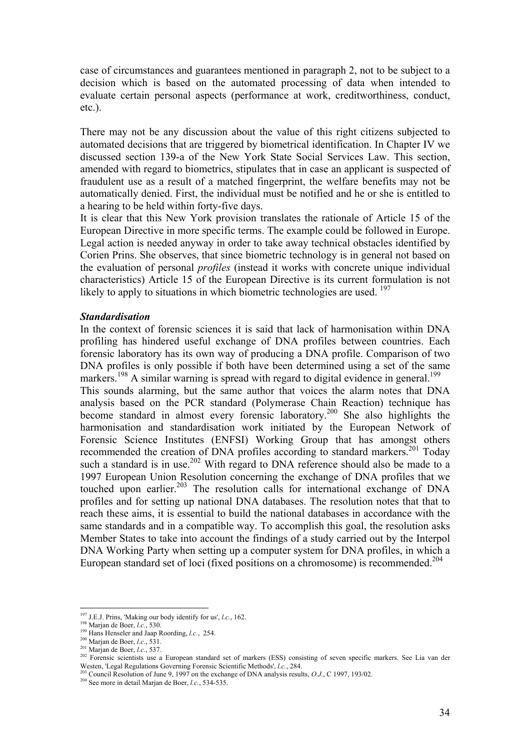case of circumstances and guarantees mentioned in paragraph 2, not to be subject to a decision which is based on the automated processing of data when intended to evaluate certain personal aspects (performance at work, creditworthiness, conduct, etc.).

There may not be any discussion about the value of this right citizens subjected to automated decisions that are triggered by biometrical identification. In Chapter IV we discussed section 139-a of the New York State Social Services Law. This section, amended with regard to biometrics, stipulates that in case an applicant is suspected of fraudulent use as a result of a matched fingerprint, the welfare benefits may not be automatically denied. First, the individual must be notified and he or she is entitled to a hearing to be held within forty-five days.

It is clear that this New York provision translates the rationale of Article 15 of the European Directive in more specific terms. The example could be followed in Europe. Legal action is needed anyway in order to take away technical obstacles identified by Corien Prins. She observes, that since biometric technology is in general not based on the evaluation of personal *profiles* (instead it works with concrete unique individual characteristics) Article 15 of the European Directive is its current formulation is not likely to apply to situations in which biometric technologies are used. [197]

***Standardisation***

In the context of forensic sciences it is said that lack of harmonisation within DNA profiling has hindered useful exchange of DNA profiles between countries. Each forensic laboratory has its own way of producing a DNA profile. Comparison of two DNA profiles is only possible if both have been determined using a set of the same markers.[198] A similar warning is spread with regard to digital evidence in general.[199]

This sounds alarming, but the same author that voices the alarm notes that DNA analysis based on the PCR standard (Polymerase Chain Reaction) technique has become standard in almost every forensic laboratory.[200] She also highlights the harmonisation and standardisation work initiated by the European Network of Forensic Science Institutes (ENFSI) Working Group that has amongst others recommended the creation of DNA profiles according to standard markers.[201] Today such a standard is in use.[202] With regard to DNA reference should also be made to a 1997 European Union Resolution concerning the exchange of DNA profiles that we touched upon earlier.[203] The resolution calls for international exchange of DNA profiles and for setting up national DNA databases. The resolution notes that that to reach these aims, it is essential to build the national databases in accordance with the same standards and in a compatible way. To accomplish this goal, the resolution asks Member States to take into account the findings of a study carried out by the Interpol DNA Working Party when setting up a computer system for DNA profiles, in which a European standard set of loci (fixed positions on a chromosome) is recommended.[204]

---

[197] J.E.J. Prins, 'Making our body identify for us', *l.c.*, 162.

[198] Marjan de Boer, *l.c.*, 530.

[199] Hans Henseler and Jaap Roording, *l.c.*, 254.

[200] Marjan de Boer, *l.c.*, 531.

[201] Marjan de Boer, *l.c.*, 537.

[202] Forensic scientists use a European standard set of markers (ESS) consisting of seven specific markers. See Lia van der Westen, 'Legal Regulations Governing Forensic Scientific Methods', *l.c.*, 284.

[203] Council Resolution of June 9, 1997 on the exchange of DNA analysis results, *O.J.*, C 1997, 193/02.

[204] See more in detail Marjan de Boer, *l.c.*, 534-535.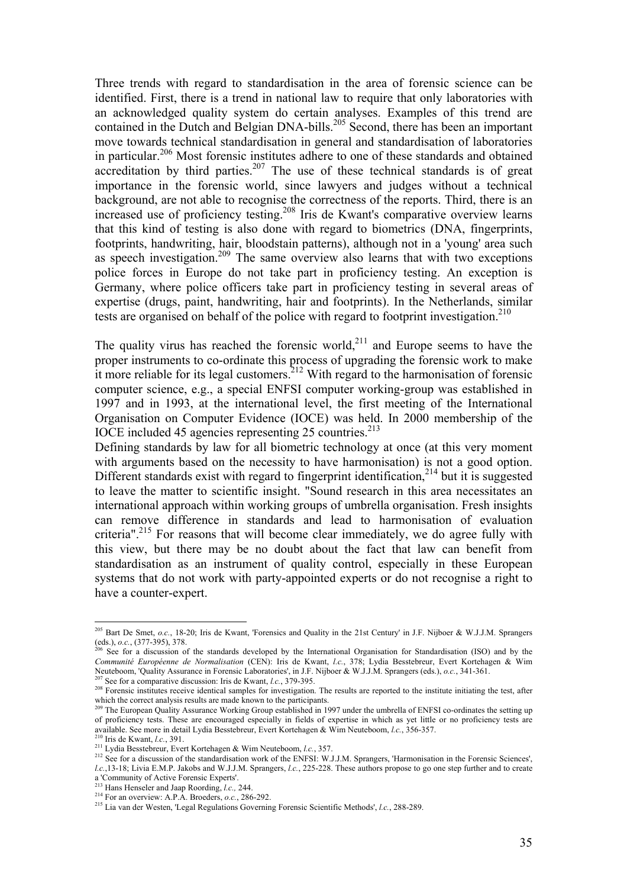Three trends with regard to standardisation in the area of forensic science can be identified. First, there is a trend in national law to require that only laboratories with an acknowledged quality system do certain analyses. Examples of this trend are contained in the Dutch and Belgian DNA-bills.[205] Second, there has been an important move towards technical standardisation in general and standardisation of laboratories in particular.[206] Most forensic institutes adhere to one of these standards and obtained accreditation by third parties.[207] The use of these technical standards is of great importance in the forensic world, since lawyers and judges without a technical background, are not able to recognise the correctness of the reports. Third, there is an increased use of proficiency testing.[208] Iris de Kwant's comparative overview learns that this kind of testing is also done with regard to biometrics (DNA, fingerprints, footprints, handwriting, hair, bloodstain patterns), although not in a 'young' area such as speech investigation.[209] The same overview also learns that with two exceptions police forces in Europe do not take part in proficiency testing. An exception is Germany, where police officers take part in proficiency testing in several areas of expertise (drugs, paint, handwriting, hair and footprints). In the Netherlands, similar tests are organised on behalf of the police with regard to footprint investigation.[210]

The quality virus has reached the forensic world,[211] and Europe seems to have the proper instruments to co-ordinate this process of upgrading the forensic work to make it more reliable for its legal customers.[212] With regard to the harmonisation of forensic computer science, e.g., a special ENFSI computer working-group was established in 1997 and in 1993, at the international level, the first meeting of the International Organisation on Computer Evidence (IOCE) was held. In 2000 membership of the IOCE included 45 agencies representing 25 countries.[213]
Defining standards by law for all biometric technology at once (at this very moment with arguments based on the necessity to have harmonisation) is not a good option. Different standards exist with regard to fingerprint identification,[214] but it is suggested to leave the matter to scientific insight. "Sound research in this area necessitates an international approach within working groups of umbrella organisation. Fresh insights can remove difference in standards and lead to harmonisation of evaluation criteria".[215] For reasons that will become clear immediately, we do agree fully with this view, but there may be no doubt about the fact that law can benefit from standardisation as an instrument of quality control, especially in these European systems that do not work with party-appointed experts or do not recognise a right to have a counter-expert.

---

[205] Bart De Smet, *o.c.*, 18-20; Iris de Kwant, 'Forensics and Quality in the 21st Century' in J.F. Nijboer & W.J.J.M. Sprangers (eds.), *o.c.*, (377-395), 378.

[206] See for a discussion of the standards developed by the International Organisation for Standardisation (ISO) and by the *Communité Européenne de Normalisation* (CEN): Iris de Kwant, *l.c.*, 378; Lydia Besstebreur, Evert Kortehagen & Wim Neuteboom, 'Quality Assurance in Forensic Laboratories', in J.F. Nijboer & W.J.J.M. Sprangers (eds.), *o.c.*, 341-361.

[207] See for a comparative discussion: Iris de Kwant, *l.c.*, 379-395.

[208] Forensic institutes receive identical samples for investigation. The results are reported to the institute initiating the test, after which the correct analysis results are made known to the participants.

[209] The European Quality Assurance Working Group established in 1997 under the umbrella of ENFSI co-ordinates the setting up of proficiency tests. These are encouraged especially in fields of expertise in which as yet little or no proficiency tests are available. See more in detail Lydia Besstebreur, Evert Kortehagen & Wim Neuteboom, *l.c.*, 356-357.

[210] Iris de Kwant, *l.c.*, 391.

[211] Lydia Besstebreur, Evert Kortehagen & Wim Neuteboom, *l.c.*, 357.

[212] See for a discussion of the standardisation work of the ENFSI: W.J.J.M. Sprangers, 'Harmonisation in the Forensic Sciences', *l.c.*,13-18; Livia E.M.P. Jakobs and W.J.J.M. Sprangers, *l.c.*, 225-228. These authors propose to go one step further and to create a 'Community of Active Forensic Experts'.

[213] Hans Henseler and Jaap Roording, *l.c.,* 244.

[214] For an overview: A.P.A. Broeders, *o.c.*, 286-292.

[215] Lia van der Westen, 'Legal Regulations Governing Forensic Scientific Methods', *l.c.*, 288-289.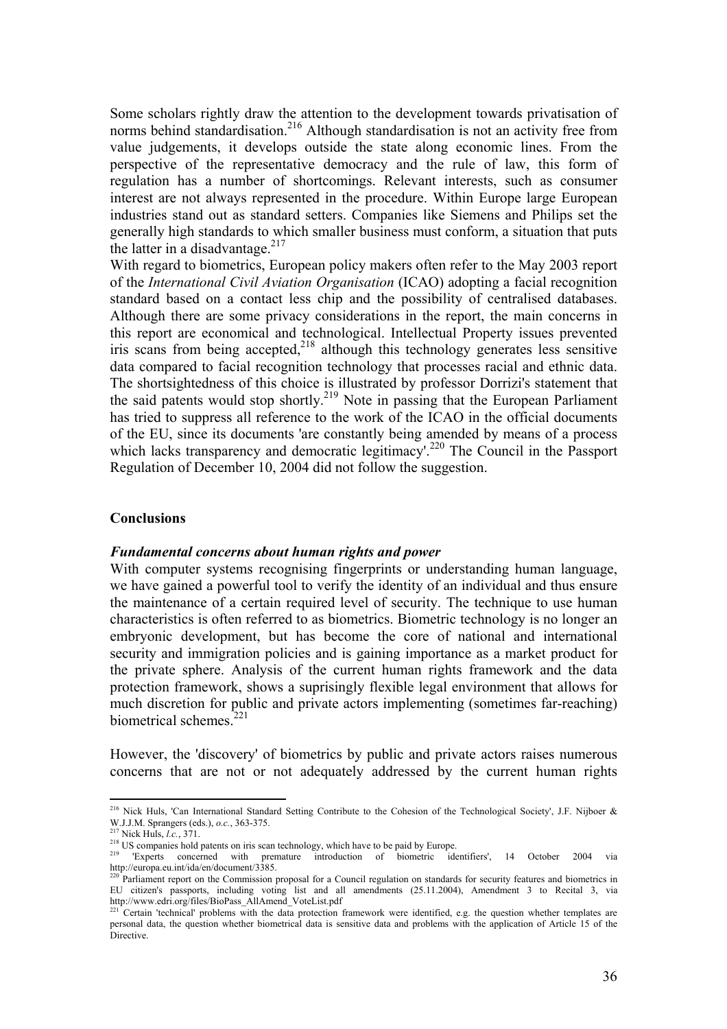Some scholars rightly draw the attention to the development towards privatisation of norms behind standardisation.[216] Although standardisation is not an activity free from value judgements, it develops outside the state along economic lines. From the perspective of the representative democracy and the rule of law, this form of regulation has a number of shortcomings. Relevant interests, such as consumer interest are not always represented in the procedure. Within Europe large European industries stand out as standard setters. Companies like Siemens and Philips set the generally high standards to which smaller business must conform, a situation that puts the latter in a disadvantage.[217]

With regard to biometrics, European policy makers often refer to the May 2003 report of the *International Civil Aviation Organisation* (ICAO) adopting a facial recognition standard based on a contact less chip and the possibility of centralised databases. Although there are some privacy considerations in the report, the main concerns in this report are economical and technological. Intellectual Property issues prevented iris scans from being accepted,[218] although this technology generates less sensitive data compared to facial recognition technology that processes racial and ethnic data. The shortsightedness of this choice is illustrated by professor Dorrizi's statement that the said patents would stop shortly.[219] Note in passing that the European Parliament has tried to suppress all reference to the work of the ICAO in the official documents of the EU, since its documents 'are constantly being amended by means of a process which lacks transparency and democratic legitimacy'.[220] The Council in the Passport Regulation of December 10, 2004 did not follow the suggestion.

**Conclusions**

***Fundamental concerns about human rights and power***

With computer systems recognising fingerprints or understanding human language, we have gained a powerful tool to verify the identity of an individual and thus ensure the maintenance of a certain required level of security. The technique to use human characteristics is often referred to as biometrics. Biometric technology is no longer an embryonic development, but has become the core of national and international security and immigration policies and is gaining importance as a market product for the private sphere. Analysis of the current human rights framework and the data protection framework, shows a suprisingly flexible legal environment that allows for much discretion for public and private actors implementing (sometimes far-reaching) biometrical schemes.[221]

However, the 'discovery' of biometrics by public and private actors raises numerous concerns that are not or not adequately addressed by the current human rights

---

[216] Nick Huls, 'Can International Standard Setting Contribute to the Cohesion of the Technological Society', J.F. Nijboer & W.J.J.M. Sprangers (eds.), *o.c.*, 363-375.

[217] Nick Huls, *l.c.*, 371.

[218] US companies hold patents on iris scan technology, which have to be paid by Europe.

[219] 'Experts concerned with premature introduction of biometric identifiers', 14 October 2004 via http://europa.eu.int/ida/en/document/3385.

[220] Parliament report on the Commission proposal for a Council regulation on standards for security features and biometrics in EU citizen's passports, including voting list and all amendments (25.11.2004), Amendment 3 to Recital 3, via http://www.edri.org/files/BioPass_AllAmend_VoteList.pdf

[221] Certain 'technical' problems with the data protection framework were identified, e.g. the question whether templates are personal data, the question whether biometrical data is sensitive data and problems with the application of Article 15 of the Directive.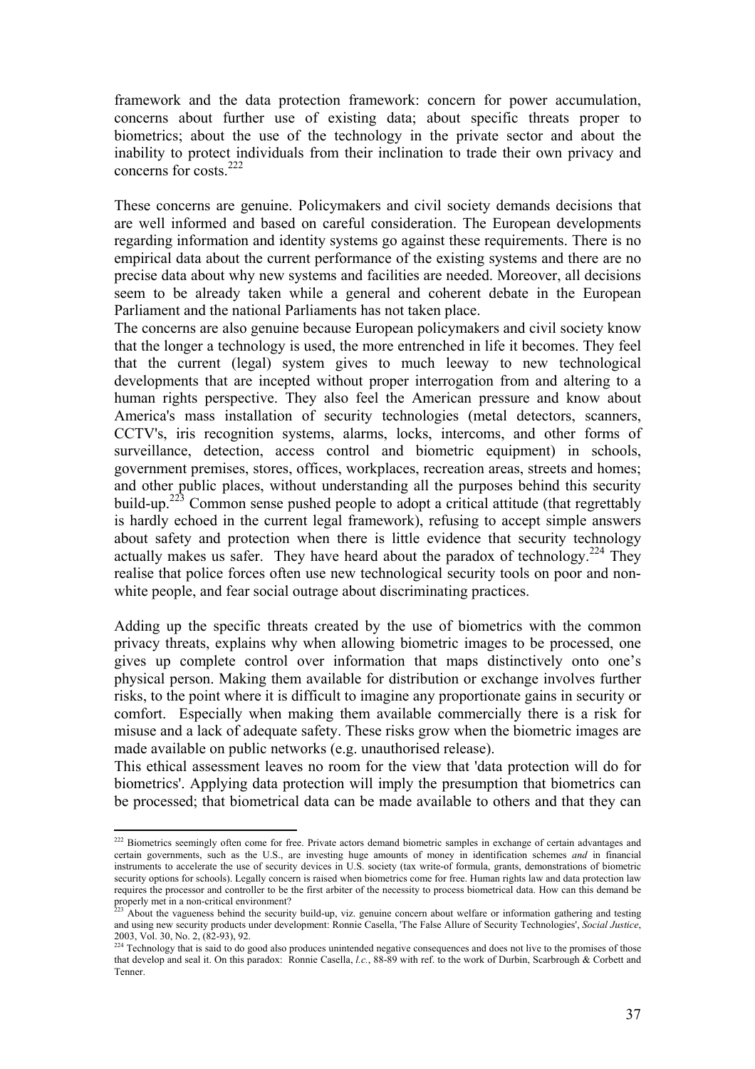framework and the data protection framework: concern for power accumulation, concerns about further use of existing data; about specific threats proper to biometrics; about the use of the technology in the private sector and about the inability to protect individuals from their inclination to trade their own privacy and concerns for costs.[222]

These concerns are genuine. Policymakers and civil society demands decisions that are well informed and based on careful consideration. The European developments regarding information and identity systems go against these requirements. There is no empirical data about the current performance of the existing systems and there are no precise data about why new systems and facilities are needed. Moreover, all decisions seem to be already taken while a general and coherent debate in the European Parliament and the national Parliaments has not taken place.

The concerns are also genuine because European policymakers and civil society know that the longer a technology is used, the more entrenched in life it becomes. They feel that the current (legal) system gives to much leeway to new technological developments that are incepted without proper interrogation from and altering to a human rights perspective. They also feel the American pressure and know about America's mass installation of security technologies (metal detectors, scanners, CCTV's, iris recognition systems, alarms, locks, intercoms, and other forms of surveillance, detection, access control and biometric equipment) in schools, government premises, stores, offices, workplaces, recreation areas, streets and homes; and other public places, without understanding all the purposes behind this security build-up.[223] Common sense pushed people to adopt a critical attitude (that regrettably is hardly echoed in the current legal framework), refusing to accept simple answers about safety and protection when there is little evidence that security technology actually makes us safer. They have heard about the paradox of technology.[224] They realise that police forces often use new technological security tools on poor and non-white people, and fear social outrage about discriminating practices.

Adding up the specific threats created by the use of biometrics with the common privacy threats, explains why when allowing biometric images to be processed, one gives up complete control over information that maps distinctively onto one's physical person. Making them available for distribution or exchange involves further risks, to the point where it is difficult to imagine any proportionate gains in security or comfort. Especially when making them available commercially there is a risk for misuse and a lack of adequate safety. These risks grow when the biometric images are made available on public networks (e.g. unauthorised release).

This ethical assessment leaves no room for the view that 'data protection will do for biometrics'. Applying data protection will imply the presumption that biometrics can be processed; that biometrical data can be made available to others and that they can

---

[222] Biometrics seemingly often come for free. Private actors demand biometric samples in exchange of certain advantages and certain governments, such as the U.S., are investing huge amounts of money in identification schemes *and* in financial instruments to accelerate the use of security devices in U.S. society (tax write-of formula, grants, demonstrations of biometric security options for schools). Legally concern is raised when biometrics come for free. Human rights law and data protection law requires the processor and controller to be the first arbiter of the necessity to process biometrical data. How can this demand be properly met in a non-critical environment?

[223] About the vagueness behind the security build-up, viz. genuine concern about welfare or information gathering and testing and using new security products under development: Ronnie Casella, 'The False Allure of Security Technologies', *Social Justice*, 2003, Vol. 30, No. 2, (82-93), 92.

[224] Technology that is said to do good also produces unintended negative consequences and does not live to the promises of those that develop and seal it. On this paradox: Ronnie Casella, *l.c.*, 88-89 with ref. to the work of Durbin, Scarbrough & Corbett and Tenner.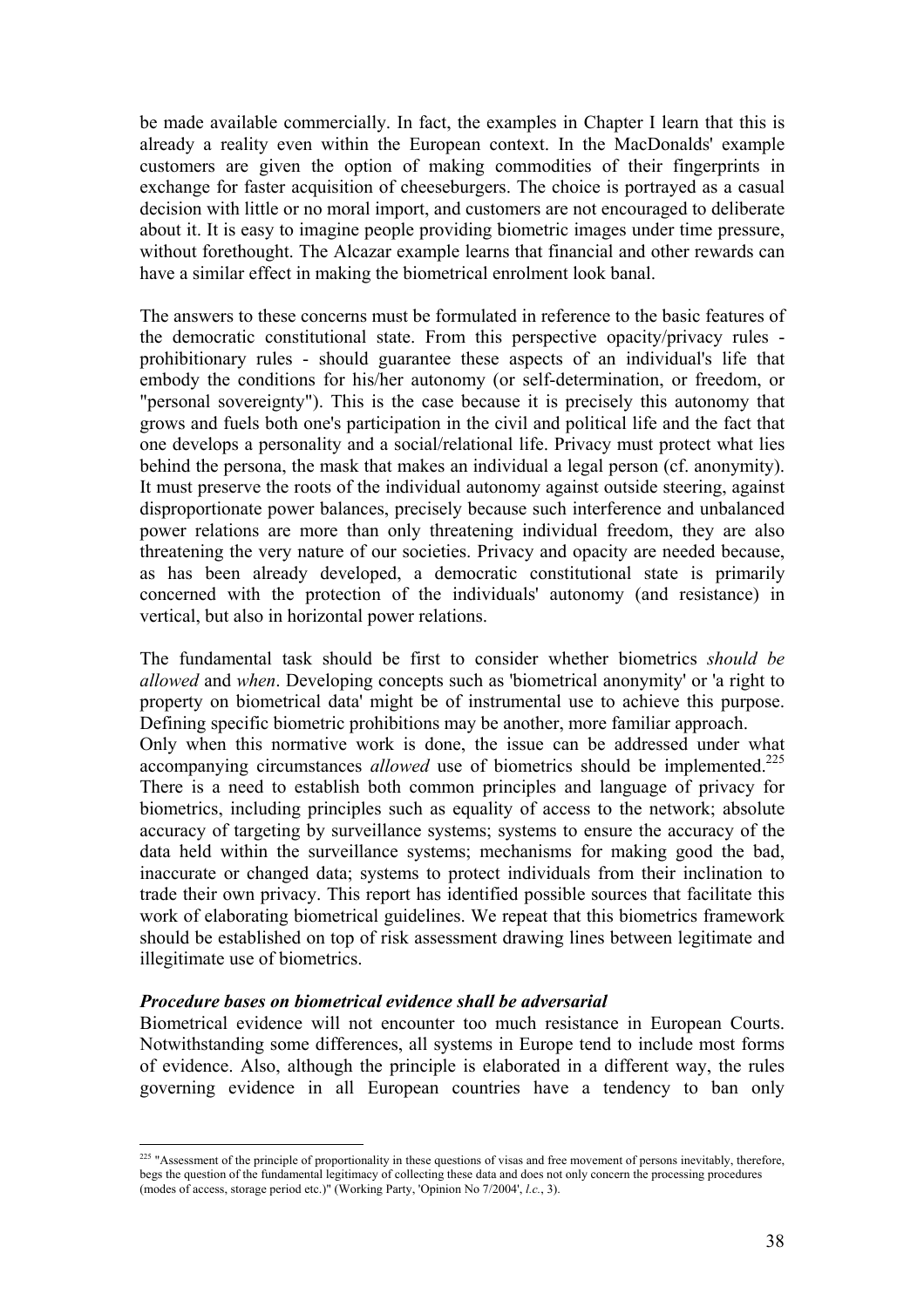be made available commercially. In fact, the examples in Chapter I learn that this is already a reality even within the European context. In the MacDonalds' example customers are given the option of making commodities of their fingerprints in exchange for faster acquisition of cheeseburgers. The choice is portrayed as a casual decision with little or no moral import, and customers are not encouraged to deliberate about it. It is easy to imagine people providing biometric images under time pressure, without forethought. The Alcazar example learns that financial and other rewards can have a similar effect in making the biometrical enrolment look banal.

The answers to these concerns must be formulated in reference to the basic features of the democratic constitutional state. From this perspective opacity/privacy rules - prohibitionary rules - should guarantee these aspects of an individual's life that embody the conditions for his/her autonomy (or self-determination, or freedom, or "personal sovereignty"). This is the case because it is precisely this autonomy that grows and fuels both one's participation in the civil and political life and the fact that one develops a personality and a social/relational life. Privacy must protect what lies behind the persona, the mask that makes an individual a legal person (cf. anonymity). It must preserve the roots of the individual autonomy against outside steering, against disproportionate power balances, precisely because such interference and unbalanced power relations are more than only threatening individual freedom, they are also threatening the very nature of our societies. Privacy and opacity are needed because, as has been already developed, a democratic constitutional state is primarily concerned with the protection of the individuals' autonomy (and resistance) in vertical, but also in horizontal power relations.

The fundamental task should be first to consider whether biometrics *should be allowed* and *when*. Developing concepts such as 'biometrical anonymity' or 'a right to property on biometrical data' might be of instrumental use to achieve this purpose. Defining specific biometric prohibitions may be another, more familiar approach.
Only when this normative work is done, the issue can be addressed under what accompanying circumstances *allowed* use of biometrics should be implemented.[225] There is a need to establish both common principles and language of privacy for biometrics, including principles such as equality of access to the network; absolute accuracy of targeting by surveillance systems; systems to ensure the accuracy of the data held within the surveillance systems; mechanisms for making good the bad, inaccurate or changed data; systems to protect individuals from their inclination to trade their own privacy. This report has identified possible sources that facilitate this work of elaborating biometrical guidelines. We repeat that this biometrics framework should be established on top of risk assessment drawing lines between legitimate and illegitimate use of biometrics.

***Procedure bases on biometrical evidence shall be adversarial***

Biometrical evidence will not encounter too much resistance in European Courts. Notwithstanding some differences, all systems in Europe tend to include most forms of evidence. Also, although the principle is elaborated in a different way, the rules governing evidence in all European countries have a tendency to ban only

---

[225] "Assessment of the principle of proportionality in these questions of visas and free movement of persons inevitably, therefore, begs the question of the fundamental legitimacy of collecting these data and does not only concern the processing procedures (modes of access, storage period etc.)" (Working Party, 'Opinion No 7/2004', *l.c.*, 3).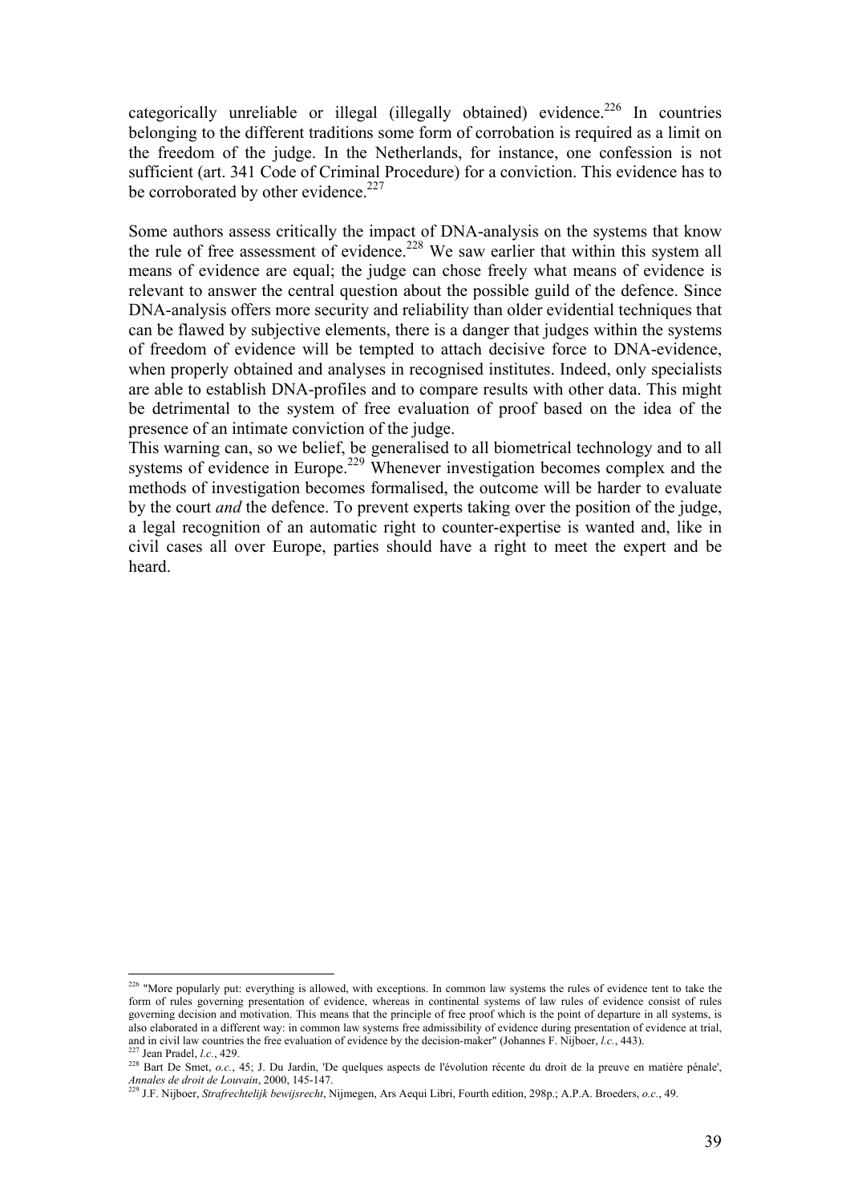categorically unreliable or illegal (illegally obtained) evidence.[226] In countries belonging to the different traditions some form of corrobation is required as a limit on the freedom of the judge. In the Netherlands, for instance, one confession is not sufficient (art. 341 Code of Criminal Procedure) for a conviction. This evidence has to be corroborated by other evidence.[227]

Some authors assess critically the impact of DNA-analysis on the systems that know the rule of free assessment of evidence.[228] We saw earlier that within this system all means of evidence are equal; the judge can chose freely what means of evidence is relevant to answer the central question about the possible guild of the defence. Since DNA-analysis offers more security and reliability than older evidential techniques that can be flawed by subjective elements, there is a danger that judges within the systems of freedom of evidence will be tempted to attach decisive force to DNA-evidence, when properly obtained and analyses in recognised institutes. Indeed, only specialists are able to establish DNA-profiles and to compare results with other data. This might be detrimental to the system of free evaluation of proof based on the idea of the presence of an intimate conviction of the judge.

This warning can, so we belief, be generalised to all biometrical technology and to all systems of evidence in Europe.[229] Whenever investigation becomes complex and the methods of investigation becomes formalised, the outcome will be harder to evaluate by the court *and* the defence. To prevent experts taking over the position of the judge, a legal recognition of an automatic right to counter-expertise is wanted and, like in civil cases all over Europe, parties should have a right to meet the expert and be heard.

---

[226] "More popularly put: everything is allowed, with exceptions. In common law systems the rules of evidence tent to take the form of rules governing presentation of evidence, whereas in continental systems of law rules of evidence consist of rules governing decision and motivation. This means that the principle of free proof which is the point of departure in all systems, is also elaborated in a different way: in common law systems free admissibility of evidence during presentation of evidence at trial, and in civil law countries the free evaluation of evidence by the decision-maker" (Johannes F. Nijboer, *l.c.*, 443).

[227] Jean Pradel, *l.c.*, 429.

[228] Bart De Smet, *o.c.*, 45; J. Du Jardin, 'De quelques aspects de l'évolution récente du droit de la preuve en matière pénale', *Annales de droit de Louvain*, 2000, 145-147.

[229] J.F. Nijboer, *Strafrechtelijk bewijsrecht*, Nijmegen, Ars Aequi Libri, Fourth edition, 298p.; A.P.A. Broeders, *o.c.*, 49.